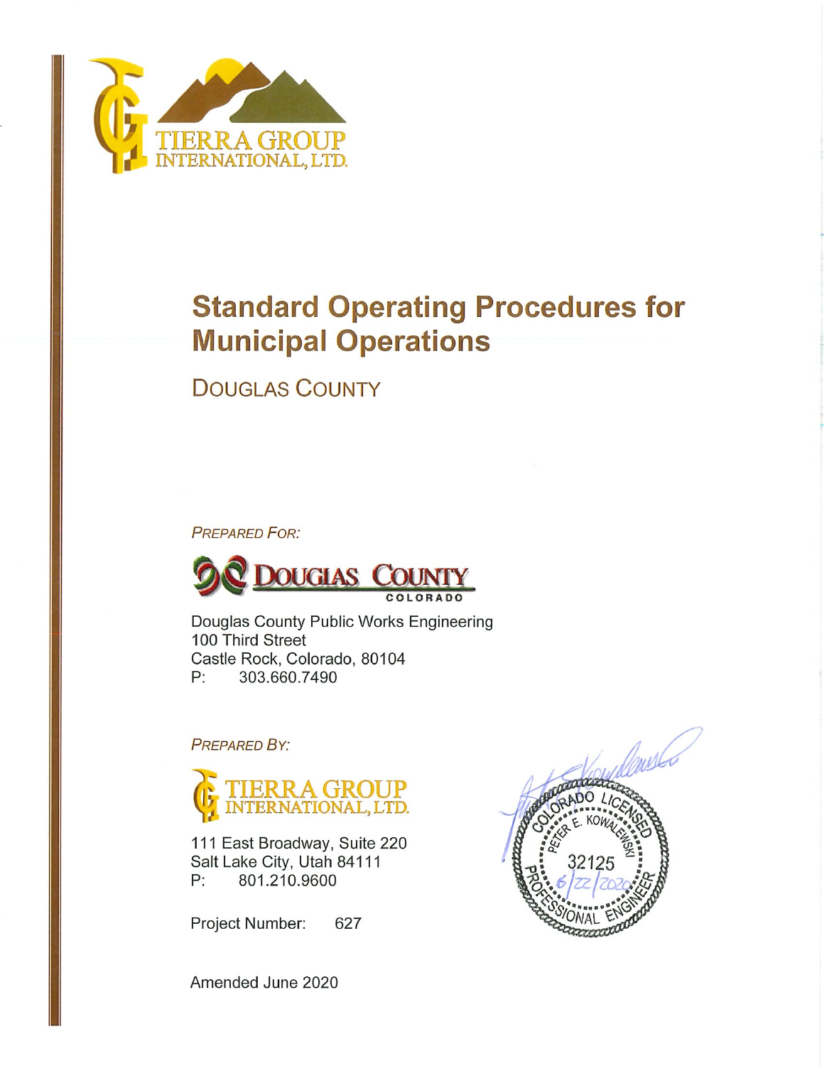TIERRA GROUP
INTERNATIONAL, LTD.

# Standard Operating Procedures for Municipal Operations

## DOUGLAS COUNTY

*PREPARED FOR:*

DOUGLAS COUNTY
COLORADO

Douglas County Public Works Engineering
100 Third Street
Castle Rock, Colorado, 80104
P: 303.660.7490

*PREPARED BY:*

TIERRA GROUP
INTERNATIONAL, LTD.

111 East Broadway, Suite 220
Salt Lake City, Utah 84111
P: 801.210.9600

Project Number: 627

COLORADO LICENSED PROFESSIONAL ENGINEER
PETER E. KOWALEWSKI
32125
6/22/2020

Amended June 2020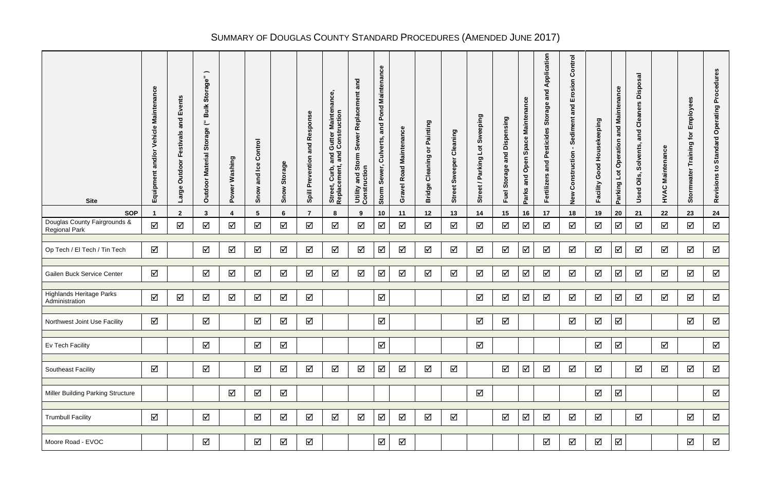# Summary of Douglas County Standard Procedures (Amended June 2017)

| Site | Equipment and/or Vehicle Maintenance | Large Outdoor Festivals and Events | Outdoor Material Storage ("Bulk Storage") | Power Washing | Snow and Ice Control | Snow Storage | Spill Prevention and Response | Street, Curb, and Gutter Maintenance, Replacement, and Construction | Utility and Storm Sewer Replacement and Construction | Storm Sewer, Culverts, and Pond Maintenance | Gravel Road Maintenance | Bridge Cleaning or Painting | Street Sweeper Cleaning | Street / Parking Lot Sweeping | Fuel Storage and Dispensing | Parks and Open Space Maintenance | Fertilizers and Pesticides Storage and Application | New Construction - Sediment and Erosion Control | Facility Good Housekeeping | Parking Lot Operation and Maintenance | Used Oils, Solvents, and Cleaners Disposal | HVAC Maintenance | Stormwater Training for Employees | Revisions to Standard Operating Procedures |
|---|---|---|---|---|---|---|---|---|---|---|---|---|---|---|---|---|---|---|---|---|---|---|---|---|
| **SOP** | **1** | **2** | **3** | **4** | **5** | **6** | **7** | **8** | **9** | **10** | **11** | **12** | **13** | **14** | **15** | **16** | **17** | **18** | **19** | **20** | **21** | **22** | **23** | **24** |
| Douglas County Fairgrounds & Regional Park | ☑ | ☑ | ☑ | ☑ | ☑ | ☑ | ☑ | ☑ | ☑ | ☑ | ☑ | ☑ | ☑ | ☑ | ☑ | ☑ | ☑ | ☑ | ☑ | ☑ | ☑ | ☑ | ☑ | ☑ |
| Op Tech / El Tech / Tin Tech | ☑ | | ☑ | ☑ | ☑ | ☑ | ☑ | ☑ | ☑ | ☑ | ☑ | ☑ | ☑ | ☑ | ☑ | ☑ | ☑ | ☑ | ☑ | ☑ | ☑ | ☑ | ☑ | ☑ |
| Gailen Buck Service Center | ☑ | | ☑ | ☑ | ☑ | ☑ | ☑ | ☑ | ☑ | ☑ | ☑ | ☑ | ☑ | ☑ | ☑ | ☑ | ☑ | ☑ | ☑ | ☑ | ☑ | ☑ | ☑ | ☑ |
| Highlands Heritage Parks Administration | ☑ | ☑ | ☑ | ☑ | ☑ | ☑ | ☑ | | | ☑ | | | | ☑ | ☑ | ☑ | ☑ | ☑ | ☑ | ☑ | ☑ | ☑ | ☑ | ☑ |
| Northwest Joint Use Facility | ☑ | | ☑ | | ☑ | ☑ | ☑ | | | ☑ | | | | ☑ | ☑ | | | ☑ | ☑ | ☑ | | | ☑ | ☑ |
| Ev Tech Facility | | | ☑ | | ☑ | ☑ | | | | ☑ | | | | ☑ | | | | | ☑ | ☑ | | ☑ | | ☑ |
| Southeast Facility | ☑ | | ☑ | | ☑ | ☑ | ☑ | ☑ | ☑ | ☑ | ☑ | ☑ | ☑ | | ☑ | ☑ | ☑ | ☑ | ☑ | | ☑ | ☑ | ☑ | ☑ |
| Miller Building Parking Structure | | | | ☑ | ☑ | ☑ | | | | | | | | ☑ | | | | | ☑ | ☑ | | | | ☑ |
| Trumbull Facility | ☑ | | ☑ | | ☑ | ☑ | ☑ | ☑ | ☑ | ☑ | ☑ | ☑ | ☑ | | ☑ | ☑ | ☑ | ☑ | ☑ | | ☑ | | ☑ | ☑ |
| Moore Road - EVOC | | | ☑ | | ☑ | ☑ | ☑ | | | ☑ | ☑ | | | | | | ☑ | ☑ | ☑ | ☑ | | | ☑ | ☑ |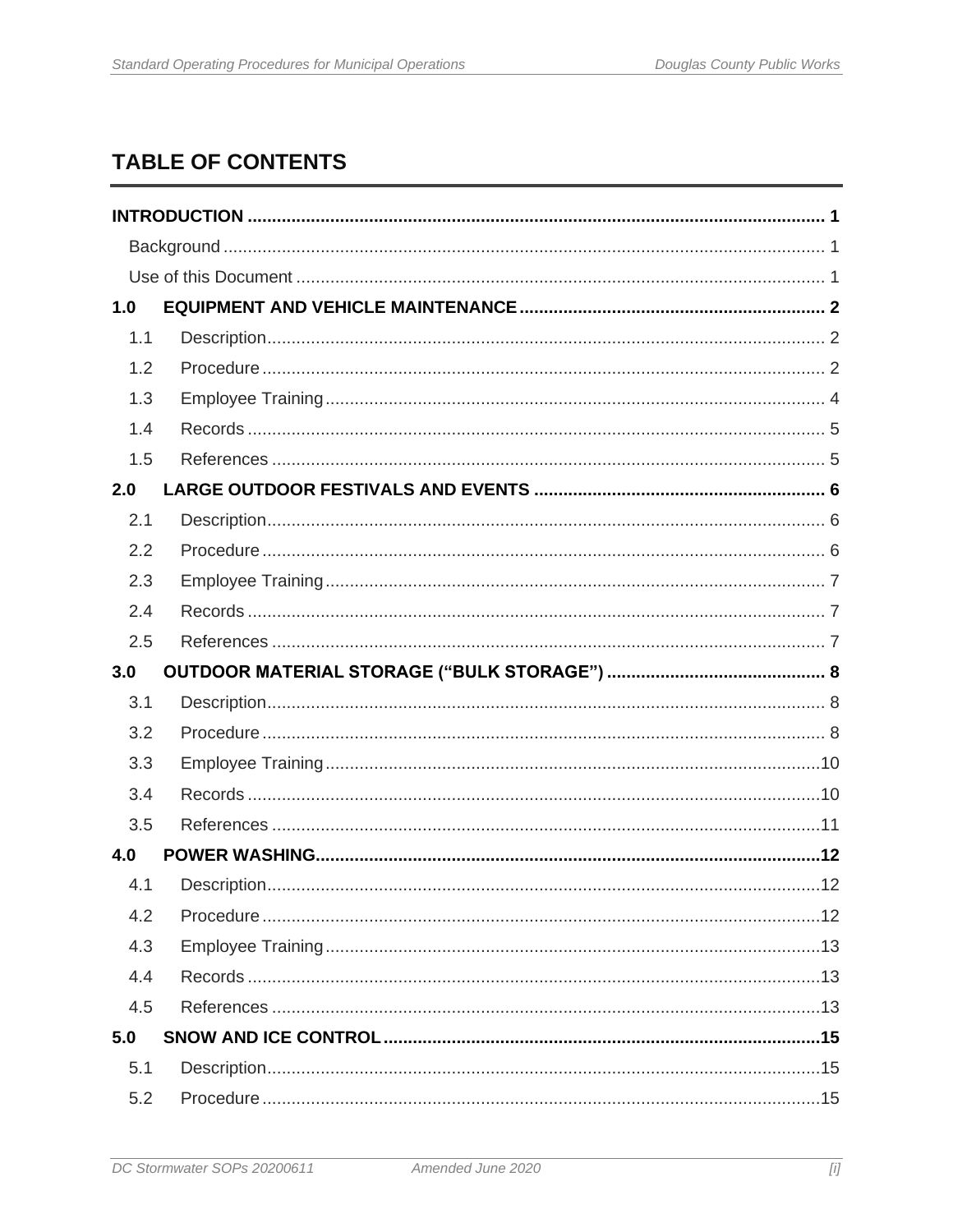# TABLE OF CONTENTS

**INTRODUCTION** .......... **1**

Background .......... 1

Use of this Document .......... 1

**1.0 EQUIPMENT AND VEHICLE MAINTENANCE** .......... **2**

1.1 Description .......... 2

1.2 Procedure .......... 2

1.3 Employee Training .......... 4

1.4 Records .......... 5

1.5 References .......... 5

**2.0 LARGE OUTDOOR FESTIVALS AND EVENTS** .......... **6**

2.1 Description .......... 6

2.2 Procedure .......... 6

2.3 Employee Training .......... 7

2.4 Records .......... 7

2.5 References .......... 7

**3.0 OUTDOOR MATERIAL STORAGE ("BULK STORAGE")** .......... **8**

3.1 Description .......... 8

3.2 Procedure .......... 8

3.3 Employee Training .......... 10

3.4 Records .......... 10

3.5 References .......... 11

**4.0 POWER WASHING** .......... **12**

4.1 Description .......... 12

4.2 Procedure .......... 12

4.3 Employee Training .......... 13

4.4 Records .......... 13

4.5 References .......... 13

**5.0 SNOW AND ICE CONTROL** .......... **15**

5.1 Description .......... 15

5.2 Procedure .......... 15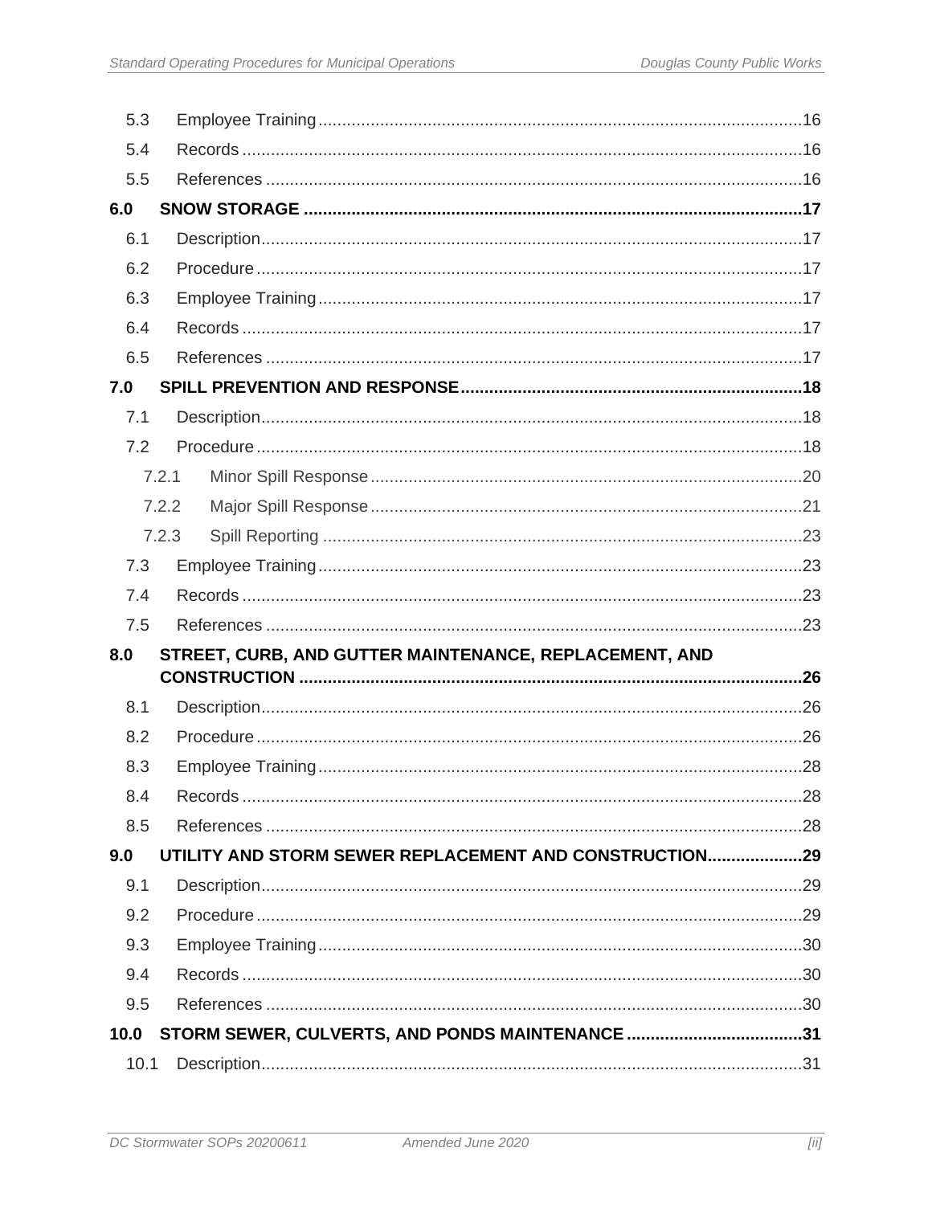| | | |
|---|---|---|
| 5.3 | Employee Training | 16 |
| 5.4 | Records | 16 |
| 5.5 | References | 16 |
| **6.0** | **SNOW STORAGE** | **17** |
| 6.1 | Description | 17 |
| 6.2 | Procedure | 17 |
| 6.3 | Employee Training | 17 |
| 6.4 | Records | 17 |
| 6.5 | References | 17 |
| **7.0** | **SPILL PREVENTION AND RESPONSE** | **18** |
| 7.1 | Description | 18 |
| 7.2 | Procedure | 18 |
| 7.2.1 | Minor Spill Response | 20 |
| 7.2.2 | Major Spill Response | 21 |
| 7.2.3 | Spill Reporting | 23 |
| 7.3 | Employee Training | 23 |
| 7.4 | Records | 23 |
| 7.5 | References | 23 |
| **8.0** | **STREET, CURB, AND GUTTER MAINTENANCE, REPLACEMENT, AND CONSTRUCTION** | **26** |
| 8.1 | Description | 26 |
| 8.2 | Procedure | 26 |
| 8.3 | Employee Training | 28 |
| 8.4 | Records | 28 |
| 8.5 | References | 28 |
| **9.0** | **UTILITY AND STORM SEWER REPLACEMENT AND CONSTRUCTION** | **29** |
| 9.1 | Description | 29 |
| 9.2 | Procedure | 29 |
| 9.3 | Employee Training | 30 |
| 9.4 | Records | 30 |
| 9.5 | References | 30 |
| **10.0** | **STORM SEWER, CULVERTS, AND PONDS MAINTENANCE** | **31** |
| 10.1 | Description | 31 |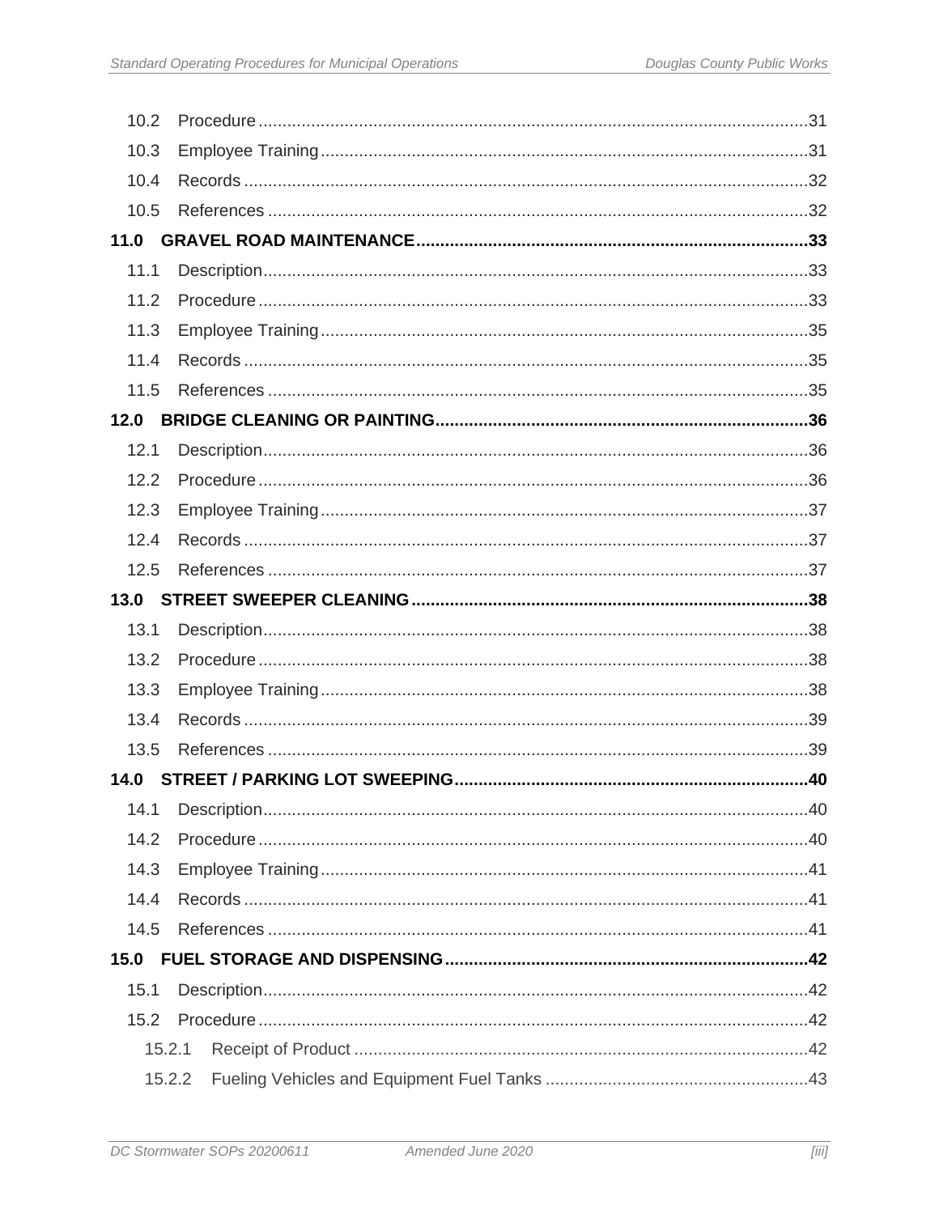10.2 Procedure ..... 31
10.3 Employee Training ..... 31
10.4 Records ..... 32
10.5 References ..... 32

**11.0 GRAVEL ROAD MAINTENANCE ..... 33**

11.1 Description ..... 33
11.2 Procedure ..... 33
11.3 Employee Training ..... 35
11.4 Records ..... 35
11.5 References ..... 35

**12.0 BRIDGE CLEANING OR PAINTING ..... 36**

12.1 Description ..... 36
12.2 Procedure ..... 36
12.3 Employee Training ..... 37
12.4 Records ..... 37
12.5 References ..... 37

**13.0 STREET SWEEPER CLEANING ..... 38**

13.1 Description ..... 38
13.2 Procedure ..... 38
13.3 Employee Training ..... 38
13.4 Records ..... 39
13.5 References ..... 39

**14.0 STREET / PARKING LOT SWEEPING ..... 40**

14.1 Description ..... 40
14.2 Procedure ..... 40
14.3 Employee Training ..... 41
14.4 Records ..... 41
14.5 References ..... 41

**15.0 FUEL STORAGE AND DISPENSING ..... 42**

15.1 Description ..... 42
15.2 Procedure ..... 42
15.2.1 Receipt of Product ..... 42
15.2.2 Fueling Vehicles and Equipment Fuel Tanks ..... 43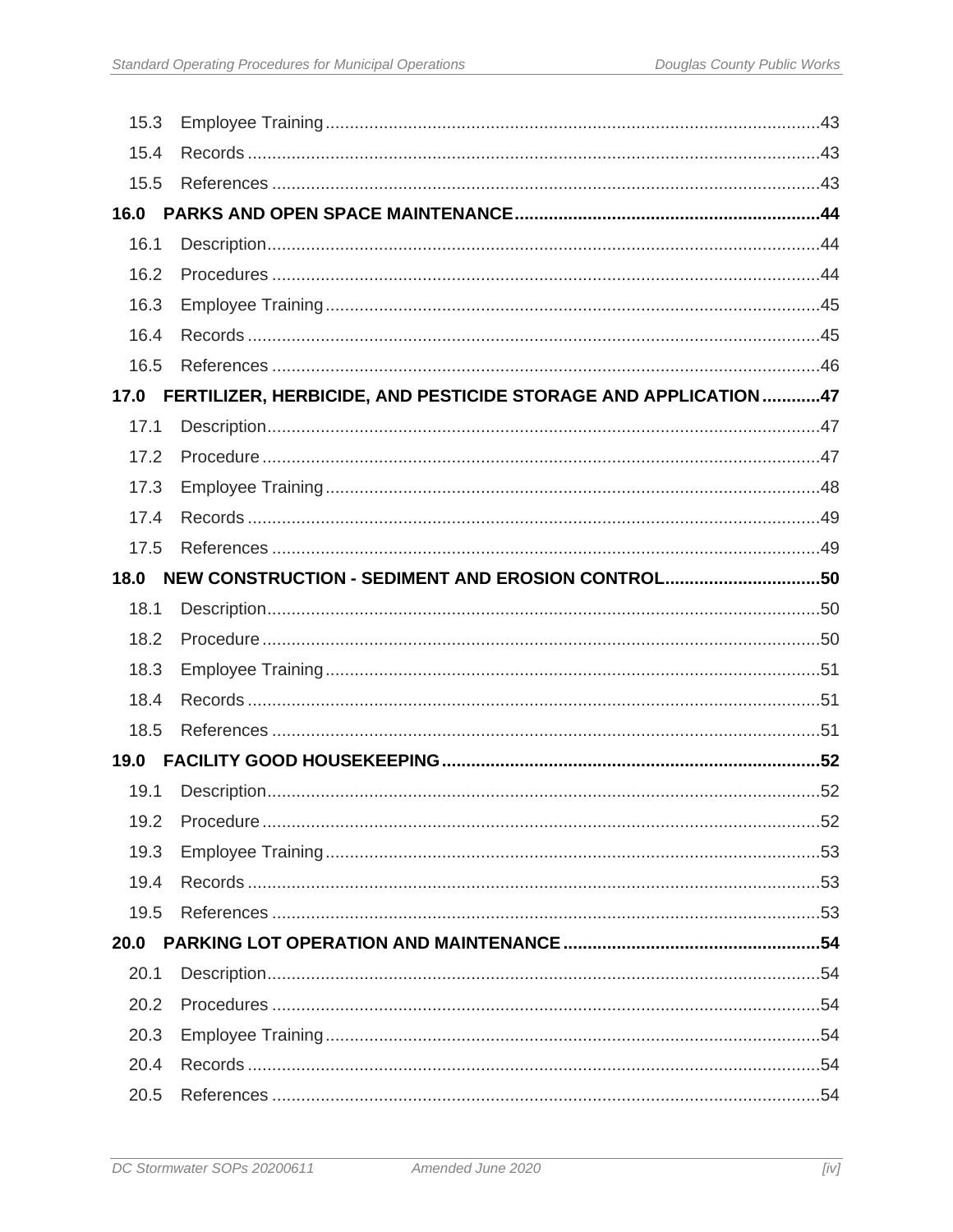| | | |
|---|---|---|
| 15.3 | Employee Training | 43 |
| 15.4 | Records | 43 |
| 15.5 | References | 43 |
| **16.0** | **PARKS AND OPEN SPACE MAINTENANCE** | **44** |
| 16.1 | Description | 44 |
| 16.2 | Procedures | 44 |
| 16.3 | Employee Training | 45 |
| 16.4 | Records | 45 |
| 16.5 | References | 46 |
| **17.0** | **FERTILIZER, HERBICIDE, AND PESTICIDE STORAGE AND APPLICATION** | **47** |
| 17.1 | Description | 47 |
| 17.2 | Procedure | 47 |
| 17.3 | Employee Training | 48 |
| 17.4 | Records | 49 |
| 17.5 | References | 49 |
| **18.0** | **NEW CONSTRUCTION - SEDIMENT AND EROSION CONTROL** | **50** |
| 18.1 | Description | 50 |
| 18.2 | Procedure | 50 |
| 18.3 | Employee Training | 51 |
| 18.4 | Records | 51 |
| 18.5 | References | 51 |
| **19.0** | **FACILITY GOOD HOUSEKEEPING** | **52** |
| 19.1 | Description | 52 |
| 19.2 | Procedure | 52 |
| 19.3 | Employee Training | 53 |
| 19.4 | Records | 53 |
| 19.5 | References | 53 |
| **20.0** | **PARKING LOT OPERATION AND MAINTENANCE** | **54** |
| 20.1 | Description | 54 |
| 20.2 | Procedures | 54 |
| 20.3 | Employee Training | 54 |
| 20.4 | Records | 54 |
| 20.5 | References | 54 |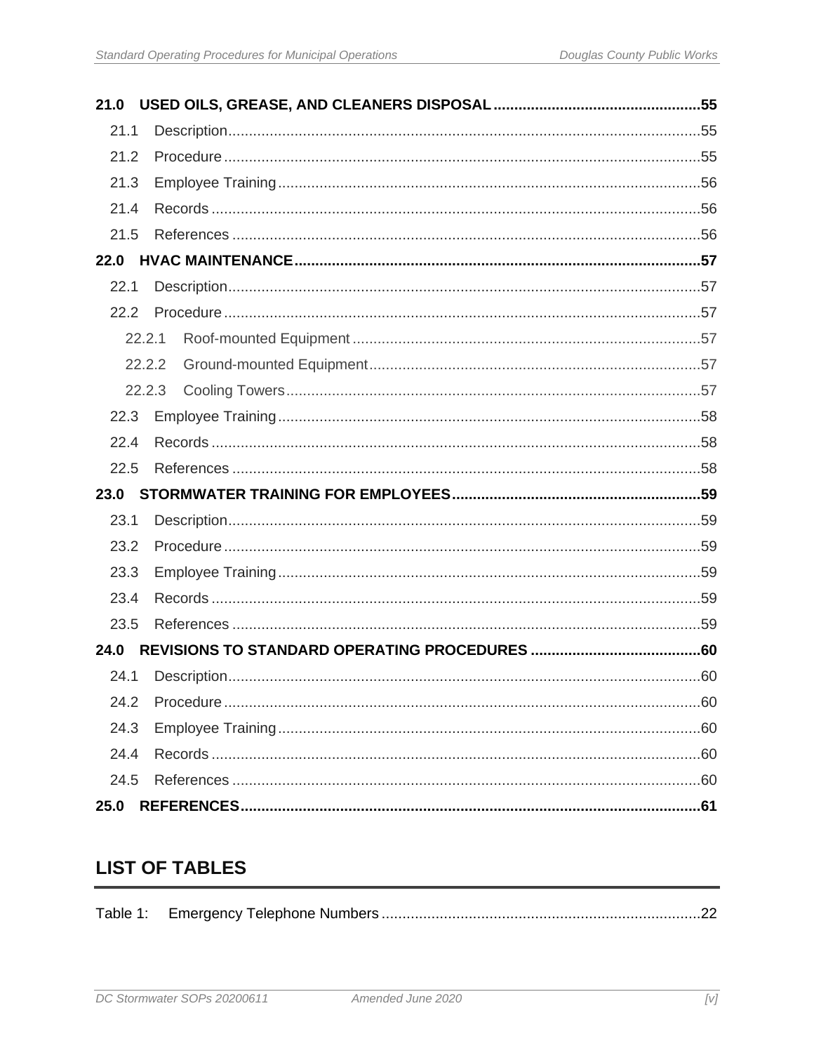**21.0 USED OILS, GREASE, AND CLEANERS DISPOSAL** .................................................. 55

21.1 Description ................................................................................................................. 55

21.2 Procedure .................................................................................................................. 55

21.3 Employee Training ..................................................................................................... 56

21.4 Records ..................................................................................................................... 56

21.5 References ................................................................................................................ 56

**22.0 HVAC MAINTENANCE** ................................................................................................ 57

22.1 Description ................................................................................................................. 57

22.2 Procedure .................................................................................................................. 57

22.2.1 Roof-mounted Equipment ................................................................................... 57

22.2.2 Ground-mounted Equipment ............................................................................... 57

22.2.3 Cooling Towers ................................................................................................... 57

22.3 Employee Training ..................................................................................................... 58

22.4 Records ..................................................................................................................... 58

22.5 References ................................................................................................................ 58

**23.0 STORMWATER TRAINING FOR EMPLOYEES** ........................................................... 59

23.1 Description ................................................................................................................. 59

23.2 Procedure .................................................................................................................. 59

23.3 Employee Training ..................................................................................................... 59

23.4 Records ..................................................................................................................... 59

23.5 References ................................................................................................................ 59

**24.0 REVISIONS TO STANDARD OPERATING PROCEDURES** ......................................... 60

24.1 Description ................................................................................................................. 60

24.2 Procedure .................................................................................................................. 60

24.3 Employee Training ..................................................................................................... 60

24.4 Records ..................................................................................................................... 60

24.5 References ................................................................................................................ 60

**25.0 REFERENCES** ............................................................................................................. 61

## LIST OF TABLES

Table 1: Emergency Telephone Numbers ............................................................................ 22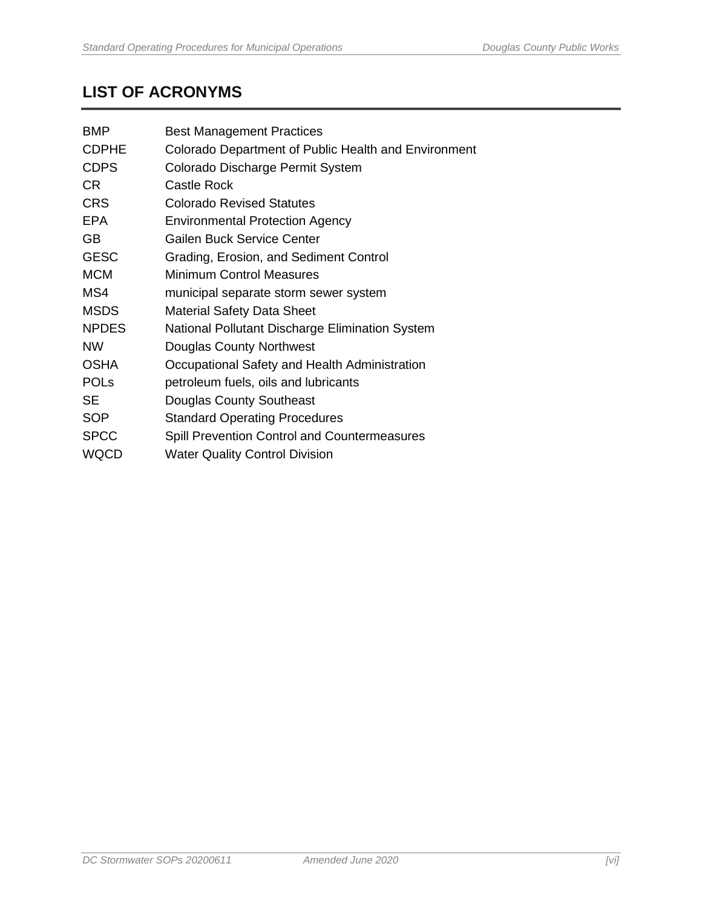## LIST OF ACRONYMS

| | |
|---|---|
| BMP | Best Management Practices |
| CDPHE | Colorado Department of Public Health and Environment |
| CDPS | Colorado Discharge Permit System |
| CR | Castle Rock |
| CRS | Colorado Revised Statutes |
| EPA | Environmental Protection Agency |
| GB | Gailen Buck Service Center |
| GESC | Grading, Erosion, and Sediment Control |
| MCM | Minimum Control Measures |
| MS4 | municipal separate storm sewer system |
| MSDS | Material Safety Data Sheet |
| NPDES | National Pollutant Discharge Elimination System |
| NW | Douglas County Northwest |
| OSHA | Occupational Safety and Health Administration |
| POLs | petroleum fuels, oils and lubricants |
| SE | Douglas County Southeast |
| SOP | Standard Operating Procedures |
| SPCC | Spill Prevention Control and Countermeasures |
| WQCD | Water Quality Control Division |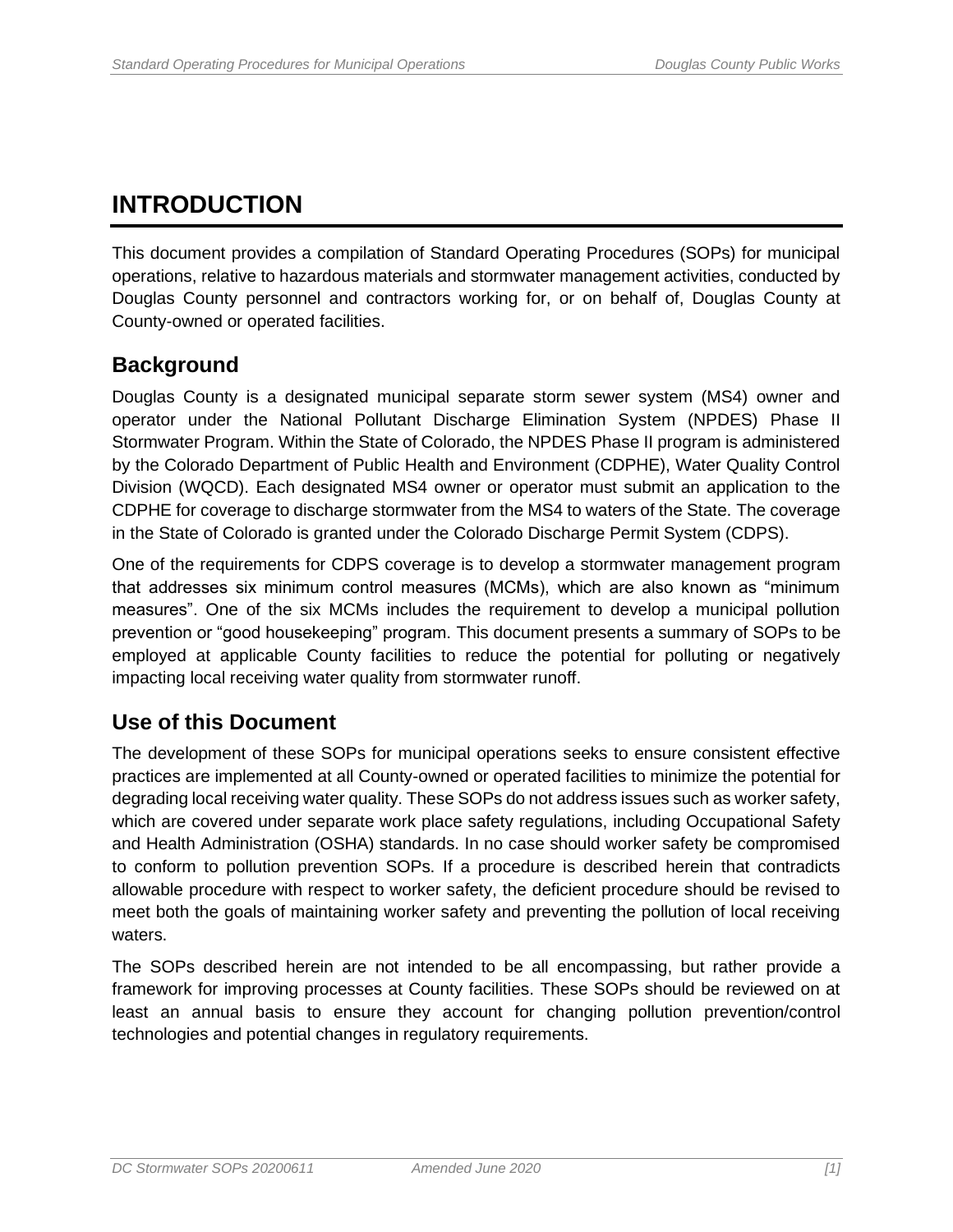# INTRODUCTION

This document provides a compilation of Standard Operating Procedures (SOPs) for municipal operations, relative to hazardous materials and stormwater management activities, conducted by Douglas County personnel and contractors working for, or on behalf of, Douglas County at County-owned or operated facilities.

## Background

Douglas County is a designated municipal separate storm sewer system (MS4) owner and operator under the National Pollutant Discharge Elimination System (NPDES) Phase II Stormwater Program. Within the State of Colorado, the NPDES Phase II program is administered by the Colorado Department of Public Health and Environment (CDPHE), Water Quality Control Division (WQCD). Each designated MS4 owner or operator must submit an application to the CDPHE for coverage to discharge stormwater from the MS4 to waters of the State. The coverage in the State of Colorado is granted under the Colorado Discharge Permit System (CDPS).

One of the requirements for CDPS coverage is to develop a stormwater management program that addresses six minimum control measures (MCMs), which are also known as "minimum measures". One of the six MCMs includes the requirement to develop a municipal pollution prevention or "good housekeeping" program. This document presents a summary of SOPs to be employed at applicable County facilities to reduce the potential for polluting or negatively impacting local receiving water quality from stormwater runoff.

## Use of this Document

The development of these SOPs for municipal operations seeks to ensure consistent effective practices are implemented at all County-owned or operated facilities to minimize the potential for degrading local receiving water quality. These SOPs do not address issues such as worker safety, which are covered under separate work place safety regulations, including Occupational Safety and Health Administration (OSHA) standards. In no case should worker safety be compromised to conform to pollution prevention SOPs. If a procedure is described herein that contradicts allowable procedure with respect to worker safety, the deficient procedure should be revised to meet both the goals of maintaining worker safety and preventing the pollution of local receiving waters.

The SOPs described herein are not intended to be all encompassing, but rather provide a framework for improving processes at County facilities. These SOPs should be reviewed on at least an annual basis to ensure they account for changing pollution prevention/control technologies and potential changes in regulatory requirements.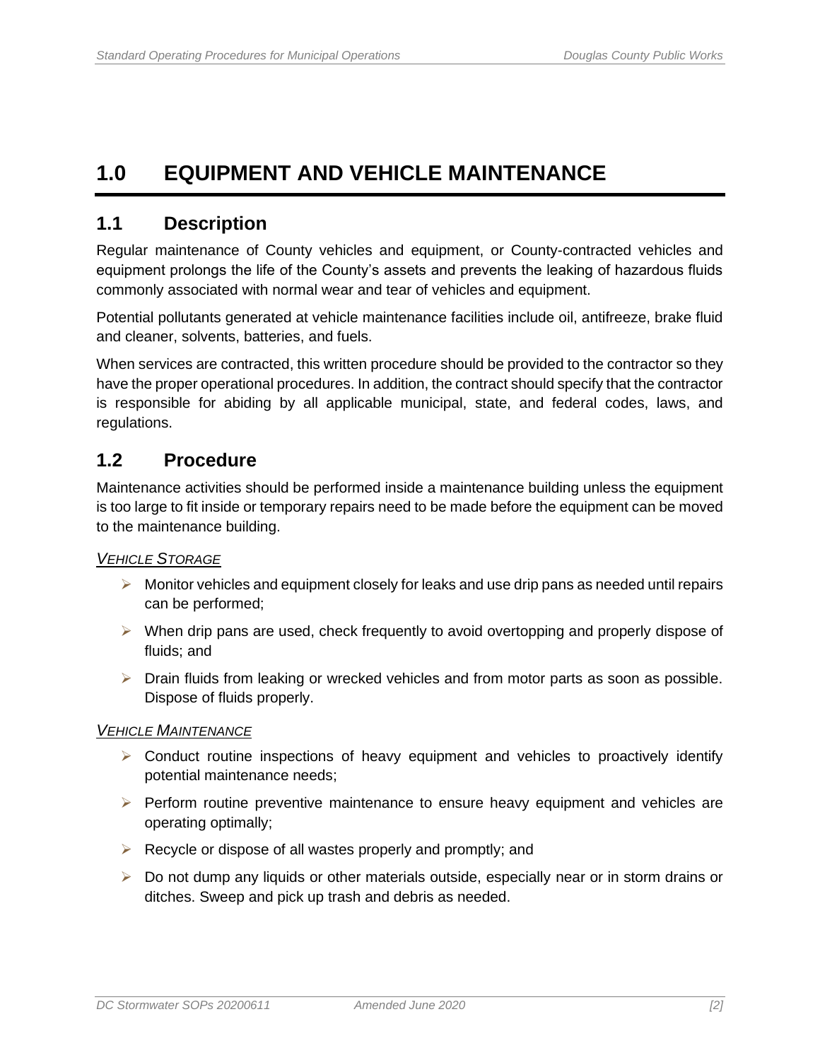# 1.0 EQUIPMENT AND VEHICLE MAINTENANCE

## 1.1 Description

Regular maintenance of County vehicles and equipment, or County-contracted vehicles and equipment prolongs the life of the County's assets and prevents the leaking of hazardous fluids commonly associated with normal wear and tear of vehicles and equipment.

Potential pollutants generated at vehicle maintenance facilities include oil, antifreeze, brake fluid and cleaner, solvents, batteries, and fuels.

When services are contracted, this written procedure should be provided to the contractor so they have the proper operational procedures. In addition, the contract should specify that the contractor is responsible for abiding by all applicable municipal, state, and federal codes, laws, and regulations.

## 1.2 Procedure

Maintenance activities should be performed inside a maintenance building unless the equipment is too large to fit inside or temporary repairs need to be made before the equipment can be moved to the maintenance building.

*VEHICLE STORAGE*

- Monitor vehicles and equipment closely for leaks and use drip pans as needed until repairs can be performed;
- When drip pans are used, check frequently to avoid overtopping and properly dispose of fluids; and
- Drain fluids from leaking or wrecked vehicles and from motor parts as soon as possible. Dispose of fluids properly.

*VEHICLE MAINTENANCE*

- Conduct routine inspections of heavy equipment and vehicles to proactively identify potential maintenance needs;
- Perform routine preventive maintenance to ensure heavy equipment and vehicles are operating optimally;
- Recycle or dispose of all wastes properly and promptly; and
- Do not dump any liquids or other materials outside, especially near or in storm drains or ditches. Sweep and pick up trash and debris as needed.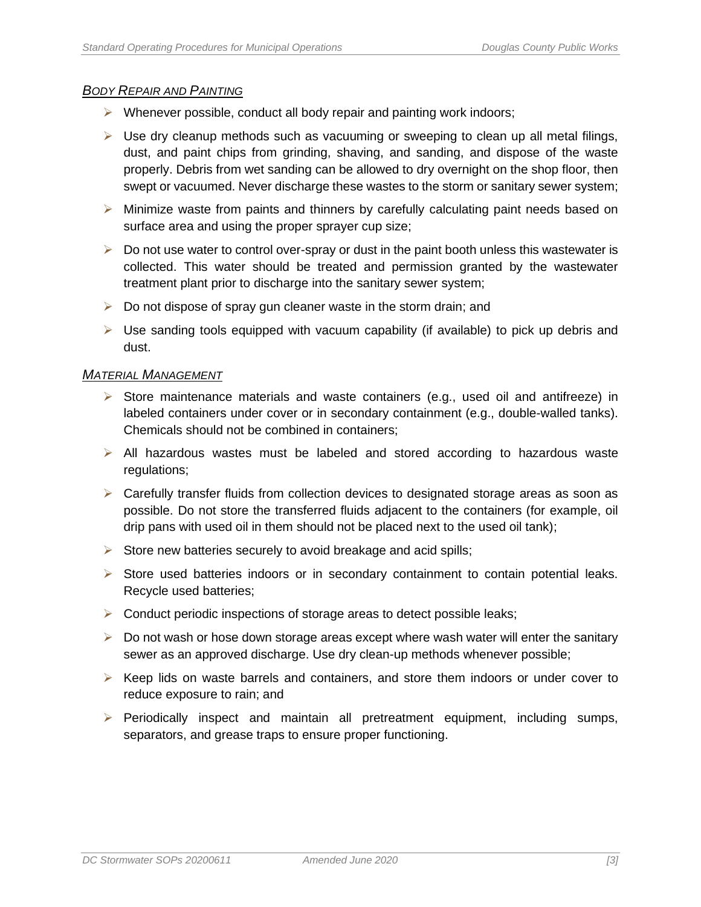### *Body Repair and Painting*

- Whenever possible, conduct all body repair and painting work indoors;
- Use dry cleanup methods such as vacuuming or sweeping to clean up all metal filings, dust, and paint chips from grinding, shaving, and sanding, and dispose of the waste properly. Debris from wet sanding can be allowed to dry overnight on the shop floor, then swept or vacuumed. Never discharge these wastes to the storm or sanitary sewer system;
- Minimize waste from paints and thinners by carefully calculating paint needs based on surface area and using the proper sprayer cup size;
- Do not use water to control over-spray or dust in the paint booth unless this wastewater is collected. This water should be treated and permission granted by the wastewater treatment plant prior to discharge into the sanitary sewer system;
- Do not dispose of spray gun cleaner waste in the storm drain; and
- Use sanding tools equipped with vacuum capability (if available) to pick up debris and dust.

### *Material Management*

- Store maintenance materials and waste containers (e.g., used oil and antifreeze) in labeled containers under cover or in secondary containment (e.g., double-walled tanks). Chemicals should not be combined in containers;
- All hazardous wastes must be labeled and stored according to hazardous waste regulations;
- Carefully transfer fluids from collection devices to designated storage areas as soon as possible. Do not store the transferred fluids adjacent to the containers (for example, oil drip pans with used oil in them should not be placed next to the used oil tank);
- Store new batteries securely to avoid breakage and acid spills;
- Store used batteries indoors or in secondary containment to contain potential leaks. Recycle used batteries;
- Conduct periodic inspections of storage areas to detect possible leaks;
- Do not wash or hose down storage areas except where wash water will enter the sanitary sewer as an approved discharge. Use dry clean-up methods whenever possible;
- Keep lids on waste barrels and containers, and store them indoors or under cover to reduce exposure to rain; and
- Periodically inspect and maintain all pretreatment equipment, including sumps, separators, and grease traps to ensure proper functioning.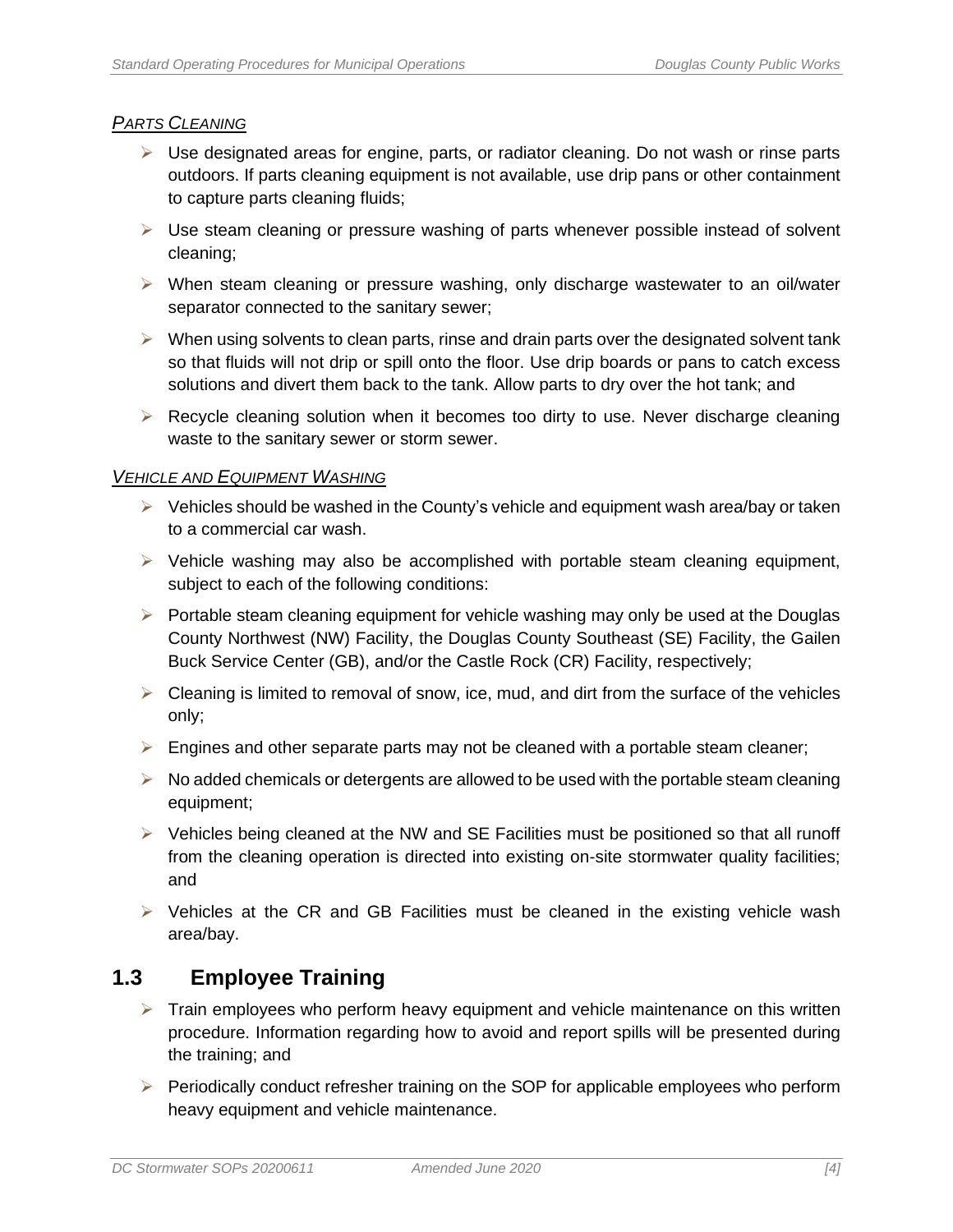*PARTS CLEANING*

- Use designated areas for engine, parts, or radiator cleaning. Do not wash or rinse parts outdoors. If parts cleaning equipment is not available, use drip pans or other containment to capture parts cleaning fluids;
- Use steam cleaning or pressure washing of parts whenever possible instead of solvent cleaning;
- When steam cleaning or pressure washing, only discharge wastewater to an oil/water separator connected to the sanitary sewer;
- When using solvents to clean parts, rinse and drain parts over the designated solvent tank so that fluids will not drip or spill onto the floor. Use drip boards or pans to catch excess solutions and divert them back to the tank. Allow parts to dry over the hot tank; and
- Recycle cleaning solution when it becomes too dirty to use. Never discharge cleaning waste to the sanitary sewer or storm sewer.

*VEHICLE AND EQUIPMENT WASHING*

- Vehicles should be washed in the County's vehicle and equipment wash area/bay or taken to a commercial car wash.
- Vehicle washing may also be accomplished with portable steam cleaning equipment, subject to each of the following conditions:
- Portable steam cleaning equipment for vehicle washing may only be used at the Douglas County Northwest (NW) Facility, the Douglas County Southeast (SE) Facility, the Gailen Buck Service Center (GB), and/or the Castle Rock (CR) Facility, respectively;
- Cleaning is limited to removal of snow, ice, mud, and dirt from the surface of the vehicles only;
- Engines and other separate parts may not be cleaned with a portable steam cleaner;
- No added chemicals or detergents are allowed to be used with the portable steam cleaning equipment;
- Vehicles being cleaned at the NW and SE Facilities must be positioned so that all runoff from the cleaning operation is directed into existing on-site stormwater quality facilities; and
- Vehicles at the CR and GB Facilities must be cleaned in the existing vehicle wash area/bay.

## 1.3 Employee Training

- Train employees who perform heavy equipment and vehicle maintenance on this written procedure. Information regarding how to avoid and report spills will be presented during the training; and
- Periodically conduct refresher training on the SOP for applicable employees who perform heavy equipment and vehicle maintenance.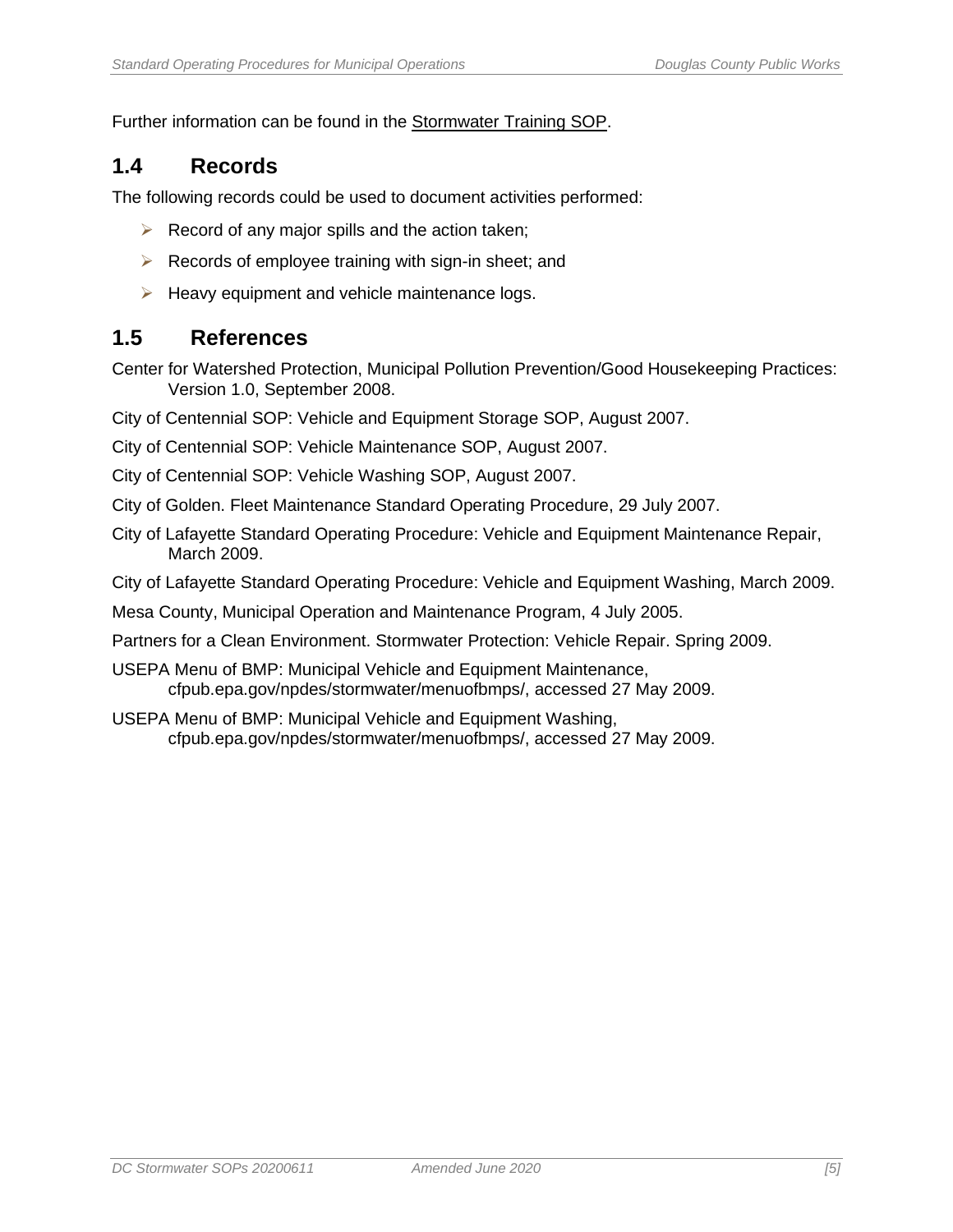Further information can be found in the Stormwater Training SOP.

## 1.4 Records

The following records could be used to document activities performed:

- Record of any major spills and the action taken;
- Records of employee training with sign-in sheet; and
- Heavy equipment and vehicle maintenance logs.

## 1.5 References

Center for Watershed Protection, Municipal Pollution Prevention/Good Housekeeping Practices: Version 1.0, September 2008.

City of Centennial SOP: Vehicle and Equipment Storage SOP, August 2007.

City of Centennial SOP: Vehicle Maintenance SOP, August 2007.

City of Centennial SOP: Vehicle Washing SOP, August 2007.

City of Golden. Fleet Maintenance Standard Operating Procedure, 29 July 2007.

City of Lafayette Standard Operating Procedure: Vehicle and Equipment Maintenance Repair, March 2009.

City of Lafayette Standard Operating Procedure: Vehicle and Equipment Washing, March 2009.

Mesa County, Municipal Operation and Maintenance Program, 4 July 2005.

Partners for a Clean Environment. Stormwater Protection: Vehicle Repair. Spring 2009.

USEPA Menu of BMP: Municipal Vehicle and Equipment Maintenance, cfpub.epa.gov/npdes/stormwater/menuofbmps/, accessed 27 May 2009.

USEPA Menu of BMP: Municipal Vehicle and Equipment Washing, cfpub.epa.gov/npdes/stormwater/menuofbmps/, accessed 27 May 2009.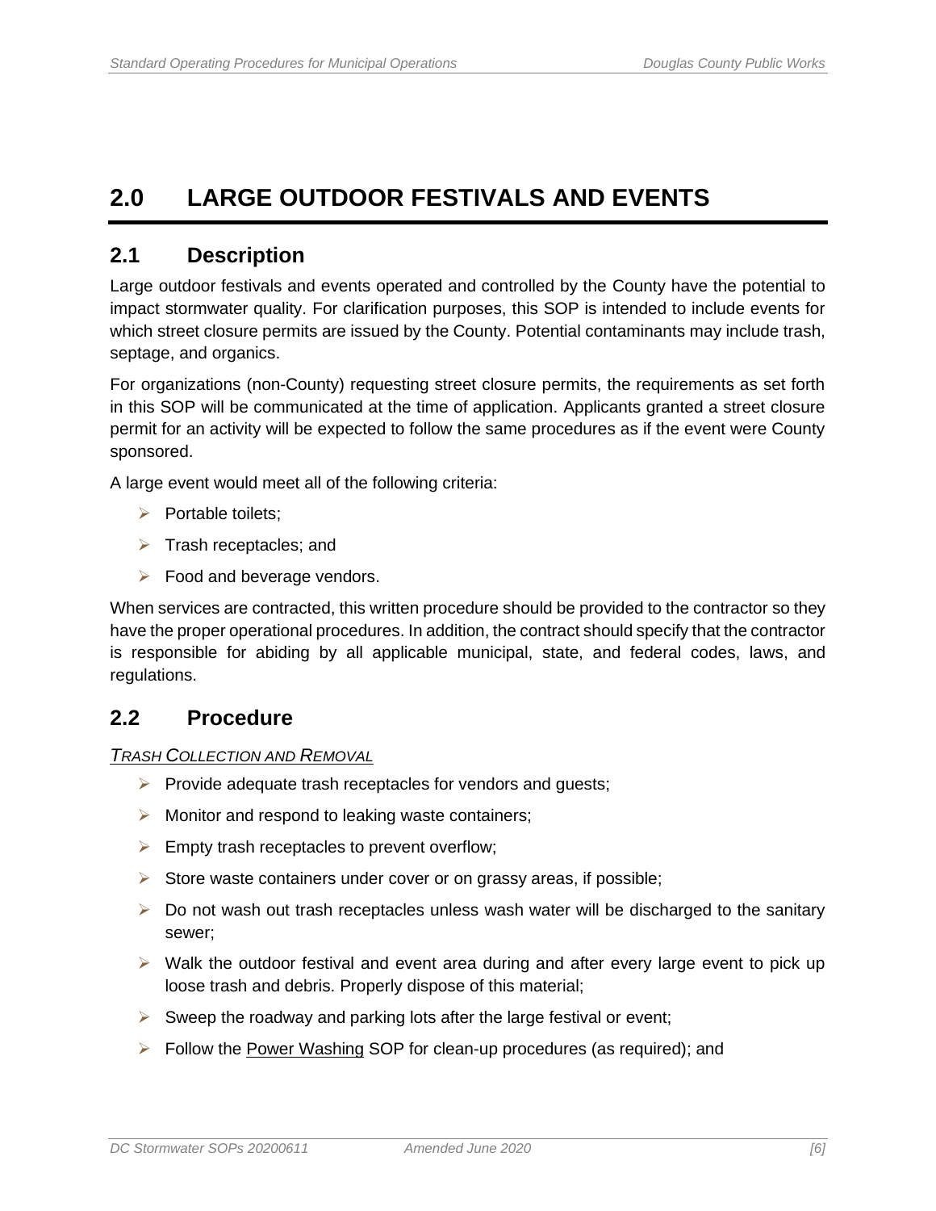# 2.0 LARGE OUTDOOR FESTIVALS AND EVENTS

## 2.1 Description

Large outdoor festivals and events operated and controlled by the County have the potential to impact stormwater quality. For clarification purposes, this SOP is intended to include events for which street closure permits are issued by the County. Potential contaminants may include trash, septage, and organics.

For organizations (non-County) requesting street closure permits, the requirements as set forth in this SOP will be communicated at the time of application. Applicants granted a street closure permit for an activity will be expected to follow the same procedures as if the event were County sponsored.

A large event would meet all of the following criteria:

- Portable toilets;
- Trash receptacles; and
- Food and beverage vendors.

When services are contracted, this written procedure should be provided to the contractor so they have the proper operational procedures. In addition, the contract should specify that the contractor is responsible for abiding by all applicable municipal, state, and federal codes, laws, and regulations.

## 2.2 Procedure

*TRASH COLLECTION AND REMOVAL*

- Provide adequate trash receptacles for vendors and guests;
- Monitor and respond to leaking waste containers;
- Empty trash receptacles to prevent overflow;
- Store waste containers under cover or on grassy areas, if possible;
- Do not wash out trash receptacles unless wash water will be discharged to the sanitary sewer;
- Walk the outdoor festival and event area during and after every large event to pick up loose trash and debris. Properly dispose of this material;
- Sweep the roadway and parking lots after the large festival or event;
- Follow the Power Washing SOP for clean-up procedures (as required); and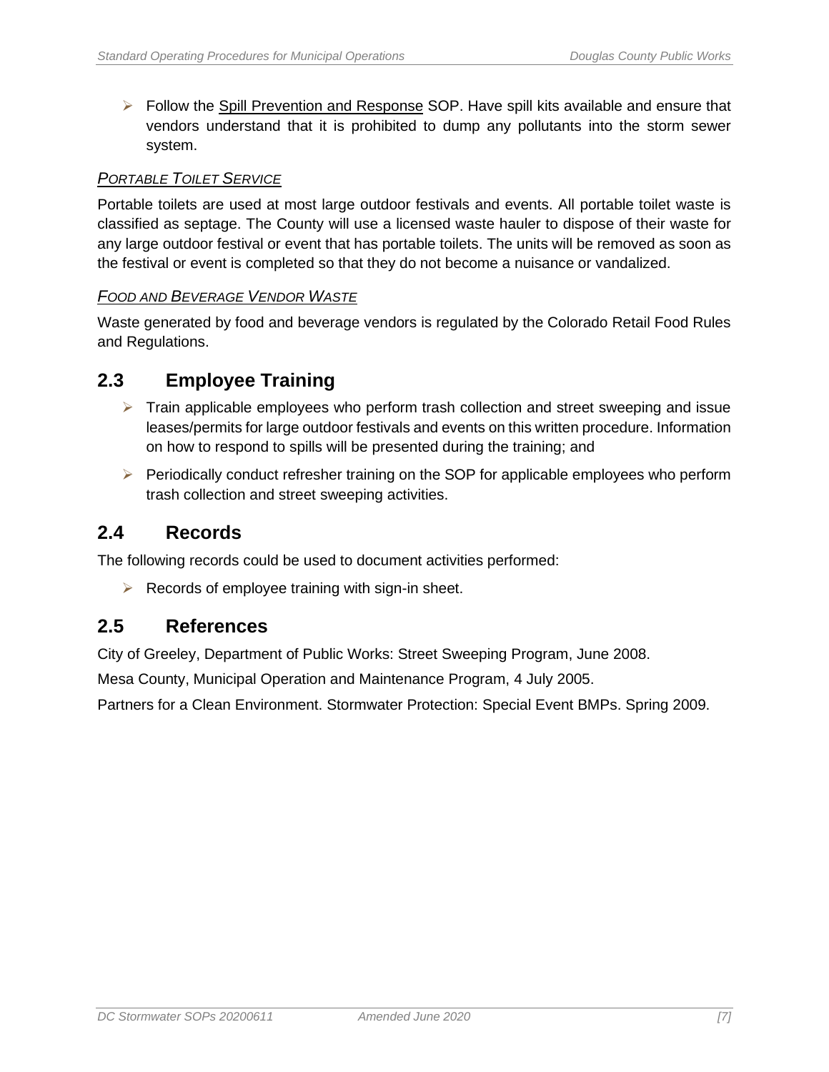- Follow the Spill Prevention and Response SOP. Have spill kits available and ensure that vendors understand that it is prohibited to dump any pollutants into the storm sewer system.

#### *PORTABLE TOILET SERVICE*

Portable toilets are used at most large outdoor festivals and events. All portable toilet waste is classified as septage. The County will use a licensed waste hauler to dispose of their waste for any large outdoor festival or event that has portable toilets. The units will be removed as soon as the festival or event is completed so that they do not become a nuisance or vandalized.

#### *FOOD AND BEVERAGE VENDOR WASTE*

Waste generated by food and beverage vendors is regulated by the Colorado Retail Food Rules and Regulations.

## 2.3 Employee Training

- Train applicable employees who perform trash collection and street sweeping and issue leases/permits for large outdoor festivals and events on this written procedure. Information on how to respond to spills will be presented during the training; and
- Periodically conduct refresher training on the SOP for applicable employees who perform trash collection and street sweeping activities.

## 2.4 Records

The following records could be used to document activities performed:

- Records of employee training with sign-in sheet.

## 2.5 References

City of Greeley, Department of Public Works: Street Sweeping Program, June 2008.

Mesa County, Municipal Operation and Maintenance Program, 4 July 2005.

Partners for a Clean Environment. Stormwater Protection: Special Event BMPs. Spring 2009.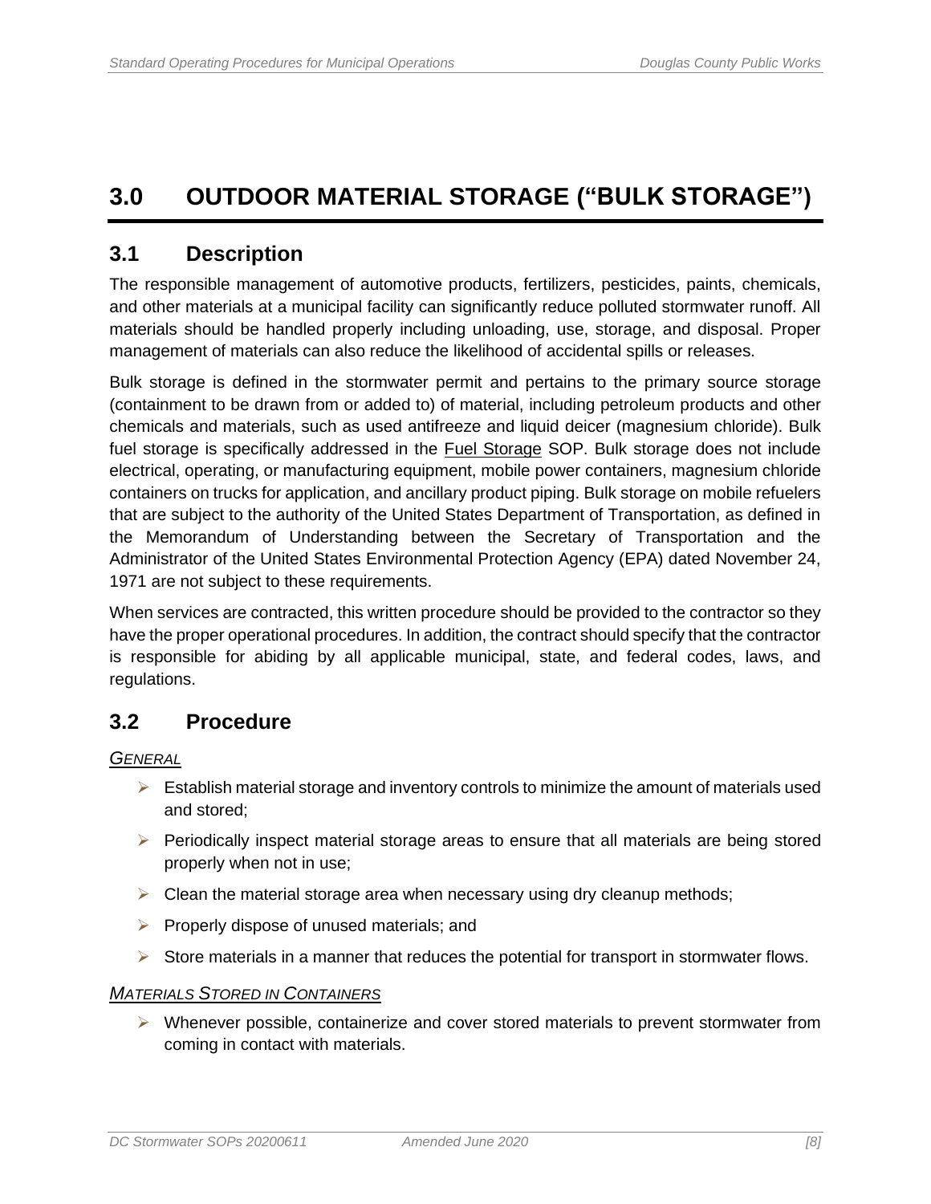# 3.0 OUTDOOR MATERIAL STORAGE ("BULK STORAGE")

## 3.1 Description

The responsible management of automotive products, fertilizers, pesticides, paints, chemicals, and other materials at a municipal facility can significantly reduce polluted stormwater runoff. All materials should be handled properly including unloading, use, storage, and disposal. Proper management of materials can also reduce the likelihood of accidental spills or releases.

Bulk storage is defined in the stormwater permit and pertains to the primary source storage (containment to be drawn from or added to) of material, including petroleum products and other chemicals and materials, such as used antifreeze and liquid deicer (magnesium chloride). Bulk fuel storage is specifically addressed in the Fuel Storage SOP. Bulk storage does not include electrical, operating, or manufacturing equipment, mobile power containers, magnesium chloride containers on trucks for application, and ancillary product piping. Bulk storage on mobile refuelers that are subject to the authority of the United States Department of Transportation, as defined in the Memorandum of Understanding between the Secretary of Transportation and the Administrator of the United States Environmental Protection Agency (EPA) dated November 24, 1971 are not subject to these requirements.

When services are contracted, this written procedure should be provided to the contractor so they have the proper operational procedures. In addition, the contract should specify that the contractor is responsible for abiding by all applicable municipal, state, and federal codes, laws, and regulations.

## 3.2 Procedure

*GENERAL*

- Establish material storage and inventory controls to minimize the amount of materials used and stored;
- Periodically inspect material storage areas to ensure that all materials are being stored properly when not in use;
- Clean the material storage area when necessary using dry cleanup methods;
- Properly dispose of unused materials; and
- Store materials in a manner that reduces the potential for transport in stormwater flows.

*MATERIALS STORED IN CONTAINERS*

- Whenever possible, containerize and cover stored materials to prevent stormwater from coming in contact with materials.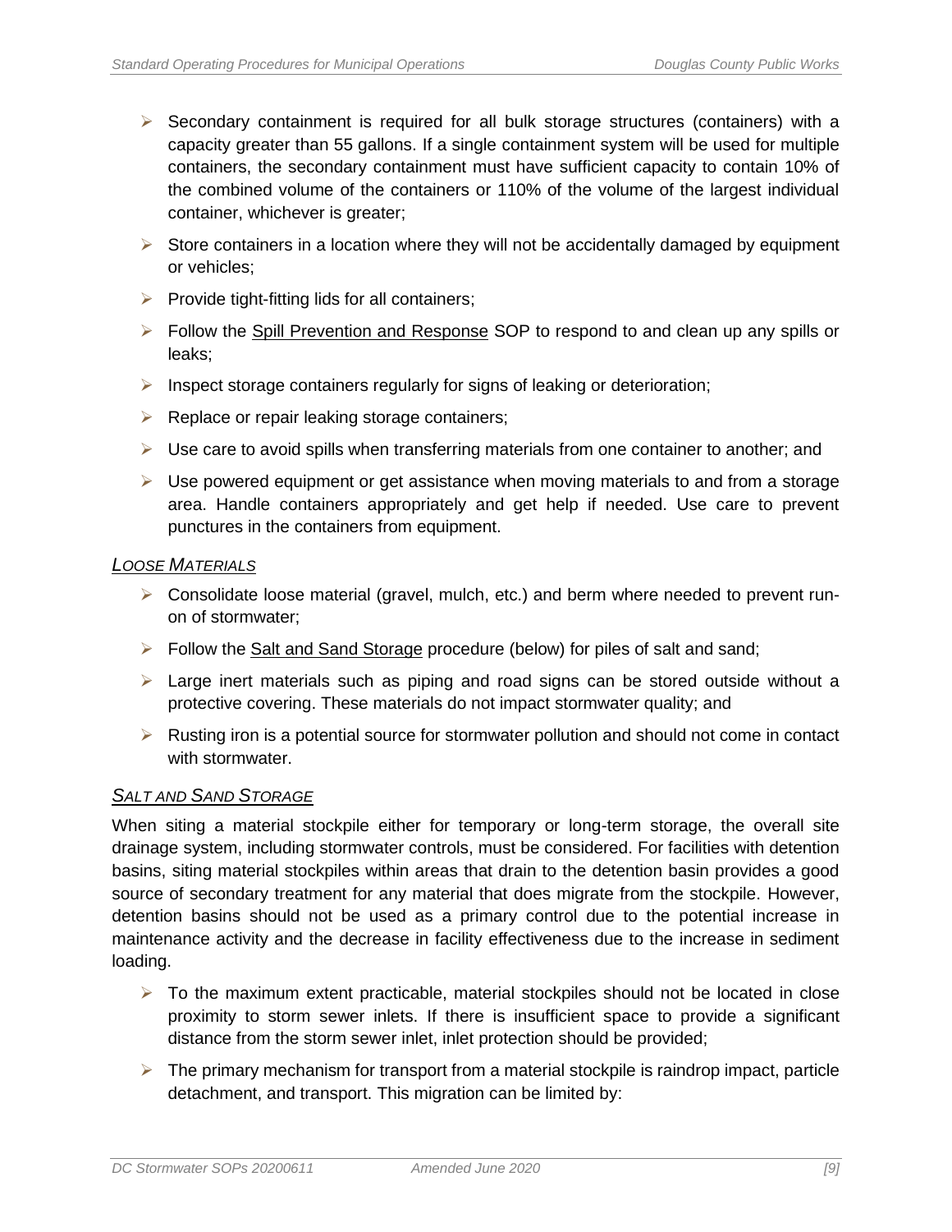- Secondary containment is required for all bulk storage structures (containers) with a capacity greater than 55 gallons. If a single containment system will be used for multiple containers, the secondary containment must have sufficient capacity to contain 10% of the combined volume of the containers or 110% of the volume of the largest individual container, whichever is greater;
- Store containers in a location where they will not be accidentally damaged by equipment or vehicles;
- Provide tight-fitting lids for all containers;
- Follow the Spill Prevention and Response SOP to respond to and clean up any spills or leaks;
- Inspect storage containers regularly for signs of leaking or deterioration;
- Replace or repair leaking storage containers;
- Use care to avoid spills when transferring materials from one container to another; and
- Use powered equipment or get assistance when moving materials to and from a storage area. Handle containers appropriately and get help if needed. Use care to prevent punctures in the containers from equipment.

### *Loose Materials*

- Consolidate loose material (gravel, mulch, etc.) and berm where needed to prevent run-on of stormwater;
- Follow the Salt and Sand Storage procedure (below) for piles of salt and sand;
- Large inert materials such as piping and road signs can be stored outside without a protective covering. These materials do not impact stormwater quality; and
- Rusting iron is a potential source for stormwater pollution and should not come in contact with stormwater.

### *Salt and Sand Storage*

When siting a material stockpile either for temporary or long-term storage, the overall site drainage system, including stormwater controls, must be considered. For facilities with detention basins, siting material stockpiles within areas that drain to the detention basin provides a good source of secondary treatment for any material that does migrate from the stockpile. However, detention basins should not be used as a primary control due to the potential increase in maintenance activity and the decrease in facility effectiveness due to the increase in sediment loading.

- To the maximum extent practicable, material stockpiles should not be located in close proximity to storm sewer inlets. If there is insufficient space to provide a significant distance from the storm sewer inlet, inlet protection should be provided;
- The primary mechanism for transport from a material stockpile is raindrop impact, particle detachment, and transport. This migration can be limited by: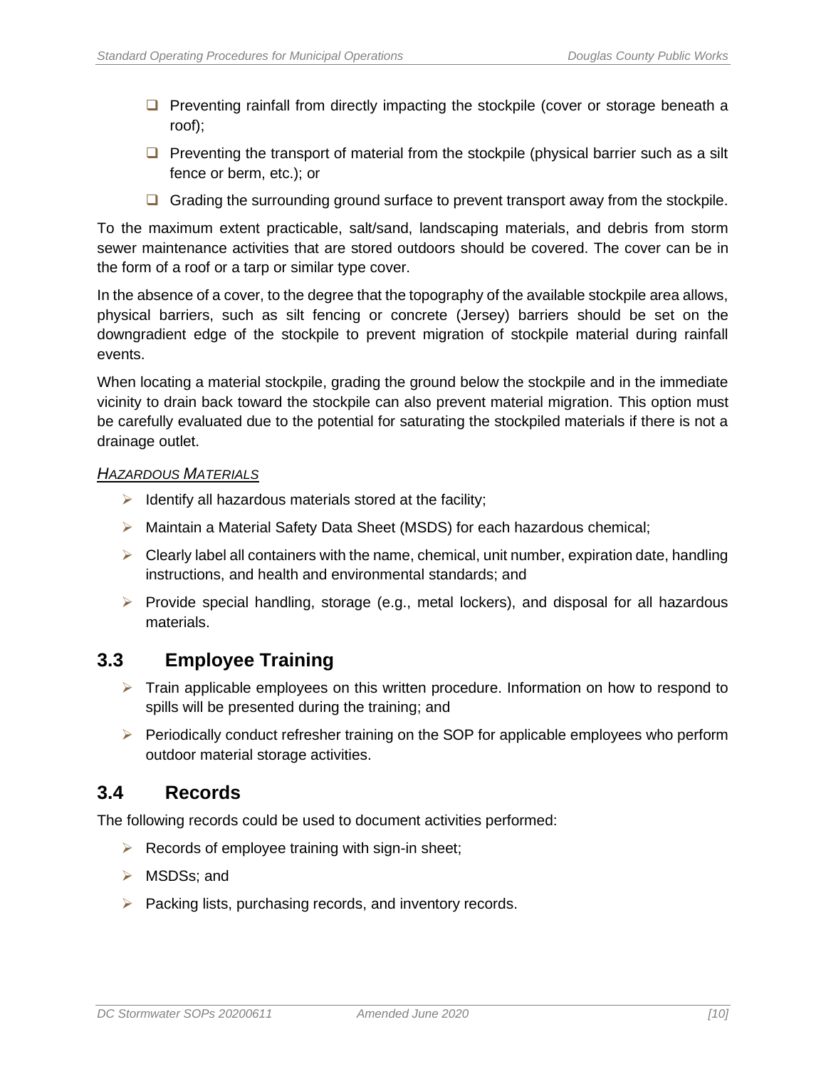- Preventing rainfall from directly impacting the stockpile (cover or storage beneath a roof);
- Preventing the transport of material from the stockpile (physical barrier such as a silt fence or berm, etc.); or
- Grading the surrounding ground surface to prevent transport away from the stockpile.

To the maximum extent practicable, salt/sand, landscaping materials, and debris from storm sewer maintenance activities that are stored outdoors should be covered. The cover can be in the form of a roof or a tarp or similar type cover.

In the absence of a cover, to the degree that the topography of the available stockpile area allows, physical barriers, such as silt fencing or concrete (Jersey) barriers should be set on the downgradient edge of the stockpile to prevent migration of stockpile material during rainfall events.

When locating a material stockpile, grading the ground below the stockpile and in the immediate vicinity to drain back toward the stockpile can also prevent material migration. This option must be carefully evaluated due to the potential for saturating the stockpiled materials if there is not a drainage outlet.

*Hazardous Materials*

- Identify all hazardous materials stored at the facility;
- Maintain a Material Safety Data Sheet (MSDS) for each hazardous chemical;
- Clearly label all containers with the name, chemical, unit number, expiration date, handling instructions, and health and environmental standards; and
- Provide special handling, storage (e.g., metal lockers), and disposal for all hazardous materials.

## 3.3 Employee Training

- Train applicable employees on this written procedure. Information on how to respond to spills will be presented during the training; and
- Periodically conduct refresher training on the SOP for applicable employees who perform outdoor material storage activities.

## 3.4 Records

The following records could be used to document activities performed:

- Records of employee training with sign-in sheet;
- MSDSs; and
- Packing lists, purchasing records, and inventory records.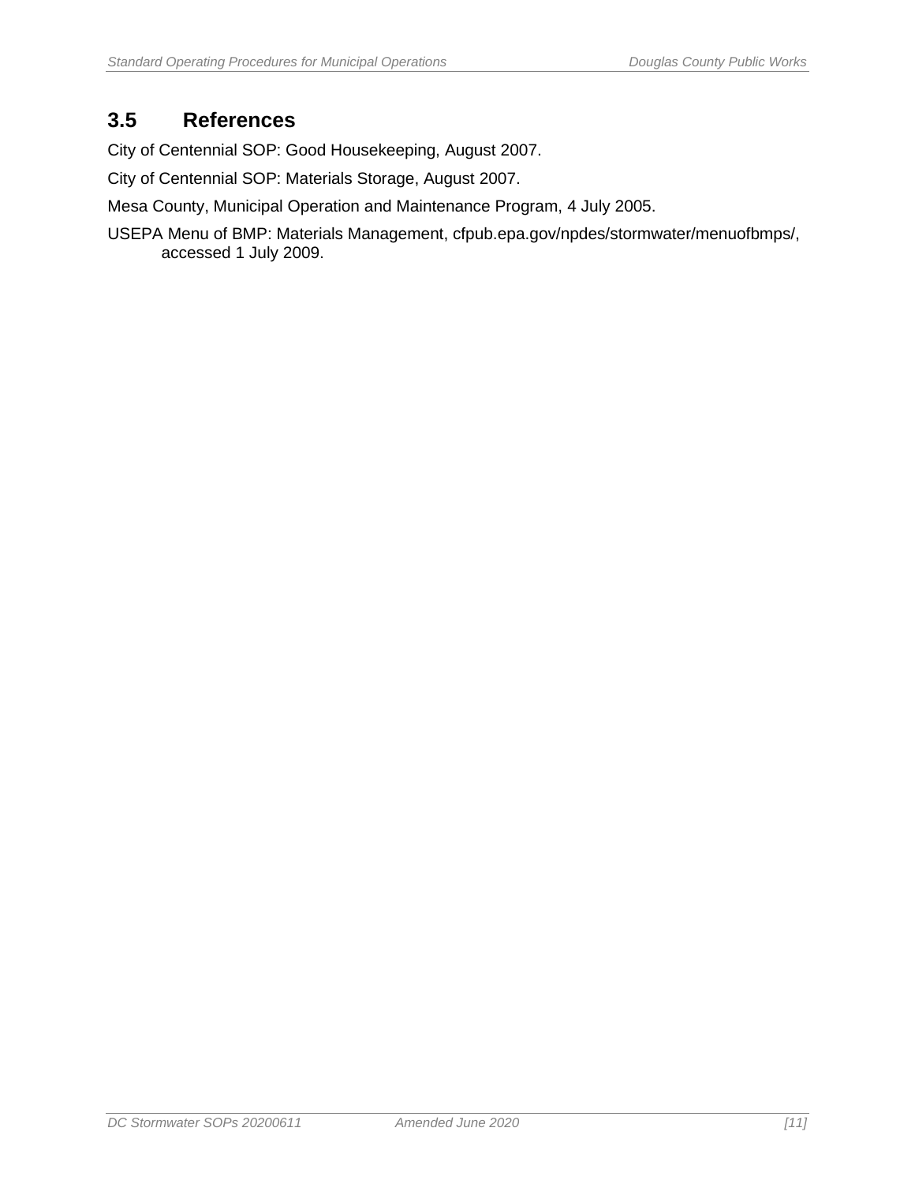## 3.5 References

City of Centennial SOP: Good Housekeeping, August 2007.

City of Centennial SOP: Materials Storage, August 2007.

Mesa County, Municipal Operation and Maintenance Program, 4 July 2005.

USEPA Menu of BMP: Materials Management, cfpub.epa.gov/npdes/stormwater/menuofbmps/, accessed 1 July 2009.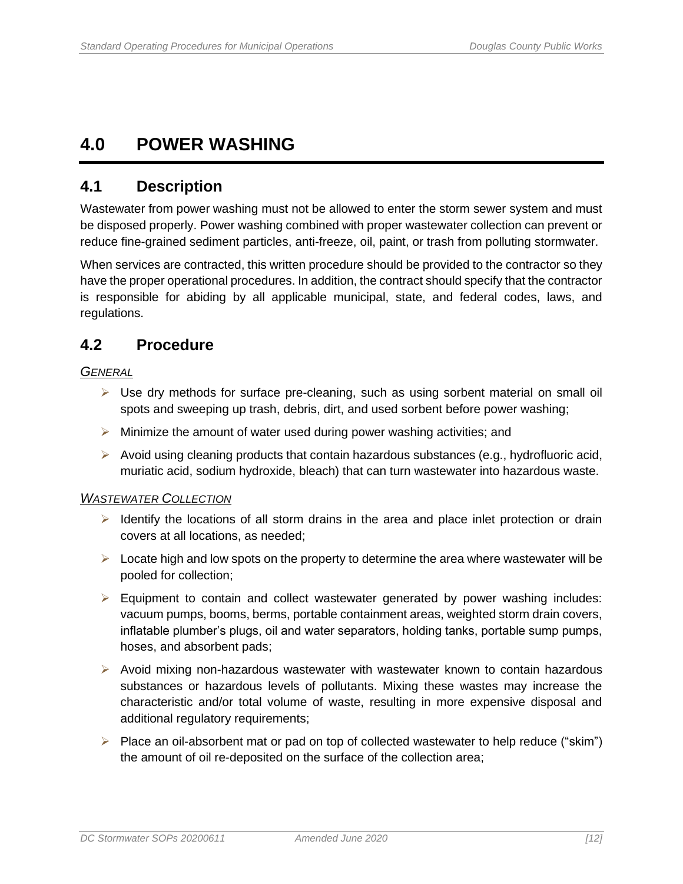# 4.0 POWER WASHING

## 4.1 Description

Wastewater from power washing must not be allowed to enter the storm sewer system and must be disposed properly. Power washing combined with proper wastewater collection can prevent or reduce fine-grained sediment particles, anti-freeze, oil, paint, or trash from polluting stormwater.

When services are contracted, this written procedure should be provided to the contractor so they have the proper operational procedures. In addition, the contract should specify that the contractor is responsible for abiding by all applicable municipal, state, and federal codes, laws, and regulations.

## 4.2 Procedure

*GENERAL*

- Use dry methods for surface pre-cleaning, such as using sorbent material on small oil spots and sweeping up trash, debris, dirt, and used sorbent before power washing;
- Minimize the amount of water used during power washing activities; and
- Avoid using cleaning products that contain hazardous substances (e.g., hydrofluoric acid, muriatic acid, sodium hydroxide, bleach) that can turn wastewater into hazardous waste.

*WASTEWATER COLLECTION*

- Identify the locations of all storm drains in the area and place inlet protection or drain covers at all locations, as needed;
- Locate high and low spots on the property to determine the area where wastewater will be pooled for collection;
- Equipment to contain and collect wastewater generated by power washing includes: vacuum pumps, booms, berms, portable containment areas, weighted storm drain covers, inflatable plumber's plugs, oil and water separators, holding tanks, portable sump pumps, hoses, and absorbent pads;
- Avoid mixing non-hazardous wastewater with wastewater known to contain hazardous substances or hazardous levels of pollutants. Mixing these wastes may increase the characteristic and/or total volume of waste, resulting in more expensive disposal and additional regulatory requirements;
- Place an oil-absorbent mat or pad on top of collected wastewater to help reduce ("skim") the amount of oil re-deposited on the surface of the collection area;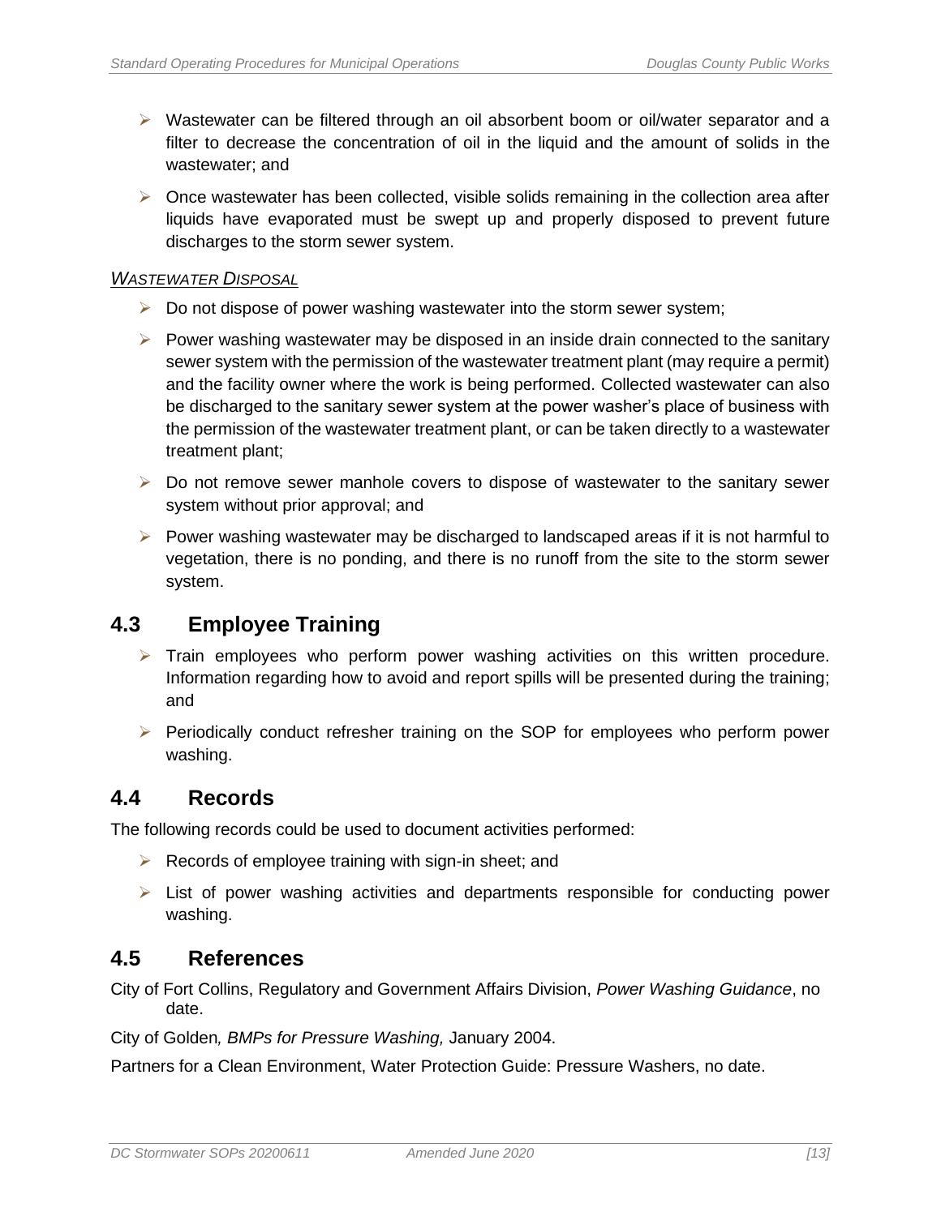- Wastewater can be filtered through an oil absorbent boom or oil/water separator and a filter to decrease the concentration of oil in the liquid and the amount of solids in the wastewater; and
- Once wastewater has been collected, visible solids remaining in the collection area after liquids have evaporated must be swept up and properly disposed to prevent future discharges to the storm sewer system.

*WASTEWATER DISPOSAL*

- Do not dispose of power washing wastewater into the storm sewer system;
- Power washing wastewater may be disposed in an inside drain connected to the sanitary sewer system with the permission of the wastewater treatment plant (may require a permit) and the facility owner where the work is being performed. Collected wastewater can also be discharged to the sanitary sewer system at the power washer's place of business with the permission of the wastewater treatment plant, or can be taken directly to a wastewater treatment plant;
- Do not remove sewer manhole covers to dispose of wastewater to the sanitary sewer system without prior approval; and
- Power washing wastewater may be discharged to landscaped areas if it is not harmful to vegetation, there is no ponding, and there is no runoff from the site to the storm sewer system.

## 4.3 Employee Training

- Train employees who perform power washing activities on this written procedure. Information regarding how to avoid and report spills will be presented during the training; and
- Periodically conduct refresher training on the SOP for employees who perform power washing.

## 4.4 Records

The following records could be used to document activities performed:

- Records of employee training with sign-in sheet; and
- List of power washing activities and departments responsible for conducting power washing.

## 4.5 References

City of Fort Collins, Regulatory and Government Affairs Division, *Power Washing Guidance*, no date.

City of Golden*, BMPs for Pressure Washing,* January 2004.

Partners for a Clean Environment, Water Protection Guide: Pressure Washers, no date.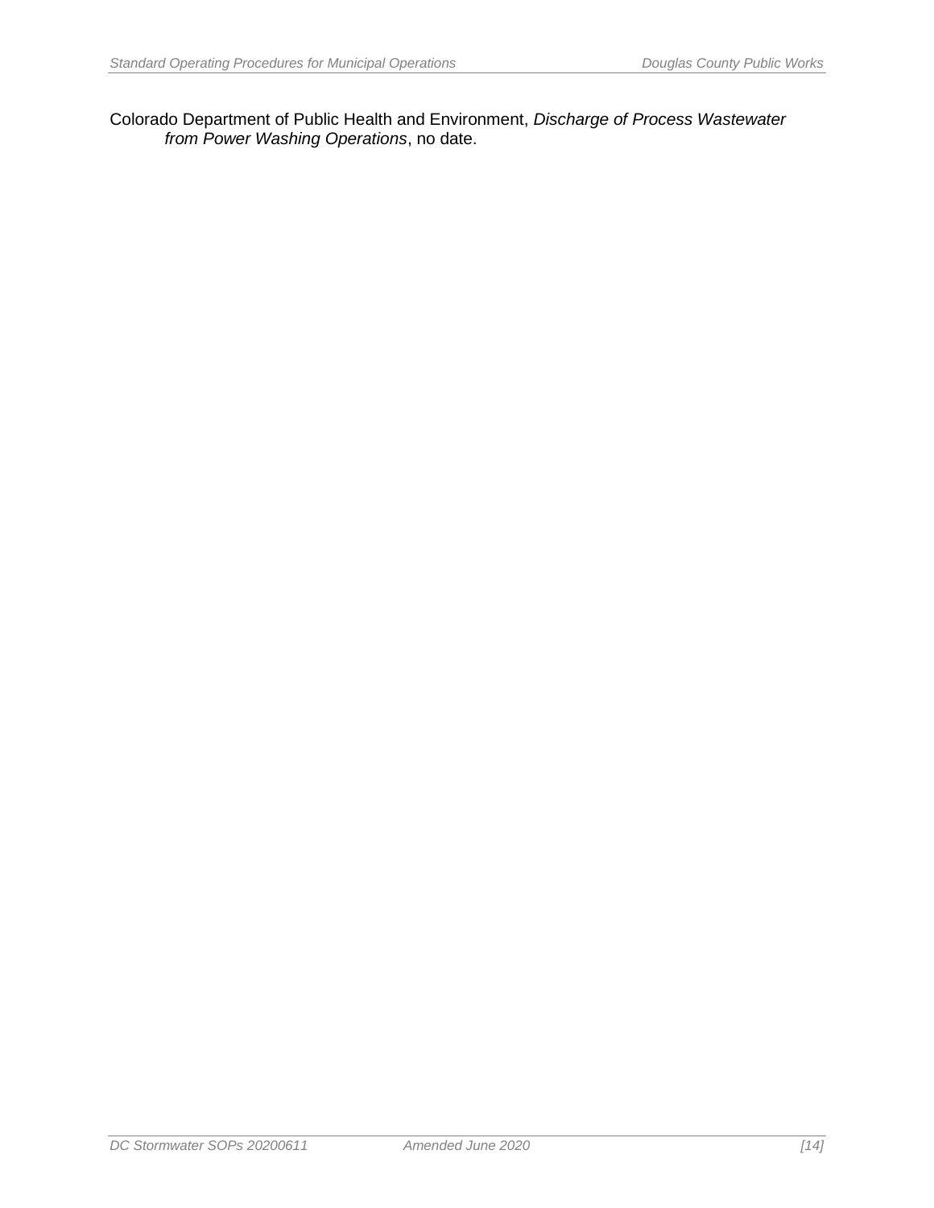Colorado Department of Public Health and Environment, *Discharge of Process Wastewater from Power Washing Operations*, no date.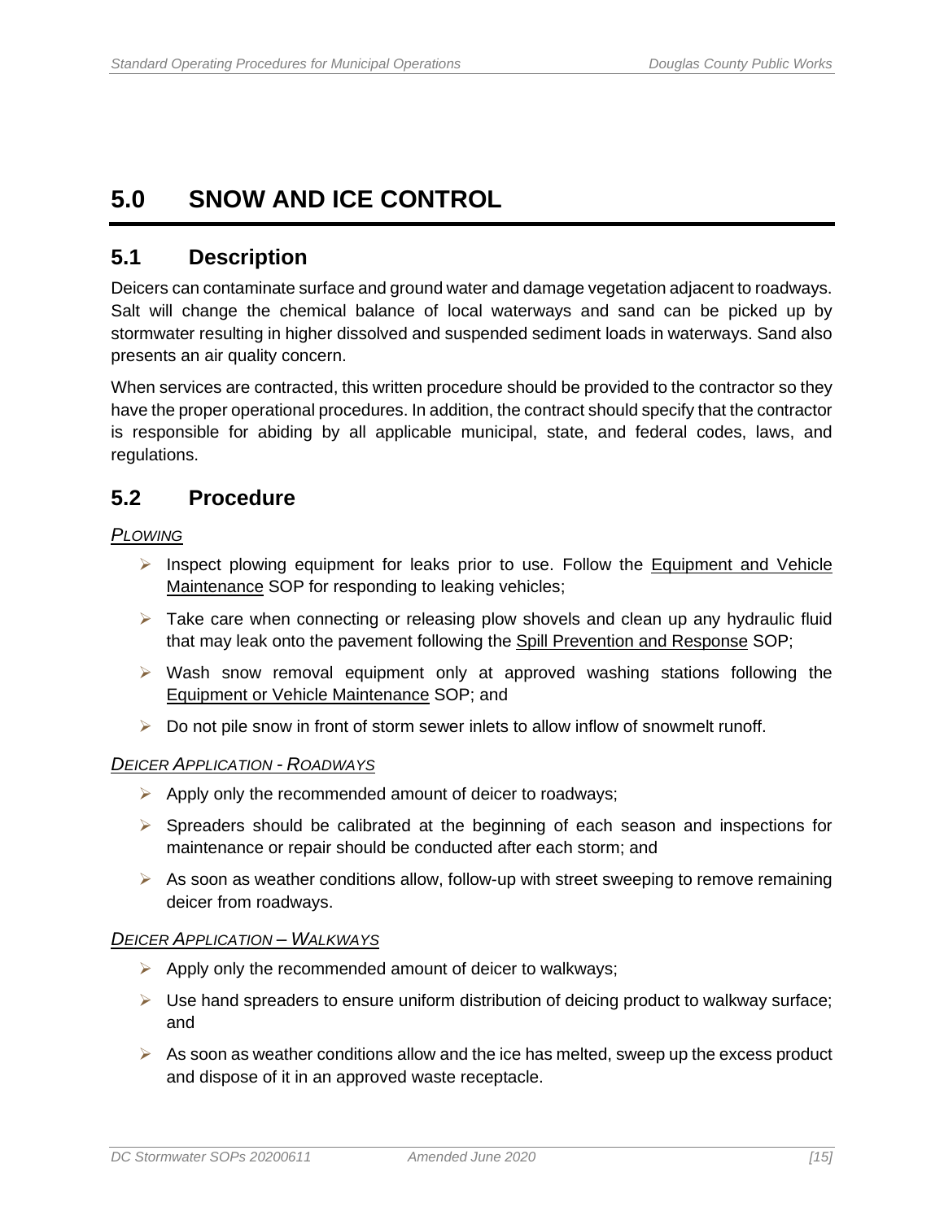# 5.0 SNOW AND ICE CONTROL

## 5.1 Description

Deicers can contaminate surface and ground water and damage vegetation adjacent to roadways. Salt will change the chemical balance of local waterways and sand can be picked up by stormwater resulting in higher dissolved and suspended sediment loads in waterways. Sand also presents an air quality concern.

When services are contracted, this written procedure should be provided to the contractor so they have the proper operational procedures. In addition, the contract should specify that the contractor is responsible for abiding by all applicable municipal, state, and federal codes, laws, and regulations.

## 5.2 Procedure

*PLOWING*

- Inspect plowing equipment for leaks prior to use. Follow the Equipment and Vehicle Maintenance SOP for responding to leaking vehicles;
- Take care when connecting or releasing plow shovels and clean up any hydraulic fluid that may leak onto the pavement following the Spill Prevention and Response SOP;
- Wash snow removal equipment only at approved washing stations following the Equipment or Vehicle Maintenance SOP; and
- Do not pile snow in front of storm sewer inlets to allow inflow of snowmelt runoff.

*DEICER APPLICATION - ROADWAYS*

- Apply only the recommended amount of deicer to roadways;
- Spreaders should be calibrated at the beginning of each season and inspections for maintenance or repair should be conducted after each storm; and
- As soon as weather conditions allow, follow-up with street sweeping to remove remaining deicer from roadways.

*DEICER APPLICATION – WALKWAYS*

- Apply only the recommended amount of deicer to walkways;
- Use hand spreaders to ensure uniform distribution of deicing product to walkway surface; and
- As soon as weather conditions allow and the ice has melted, sweep up the excess product and dispose of it in an approved waste receptacle.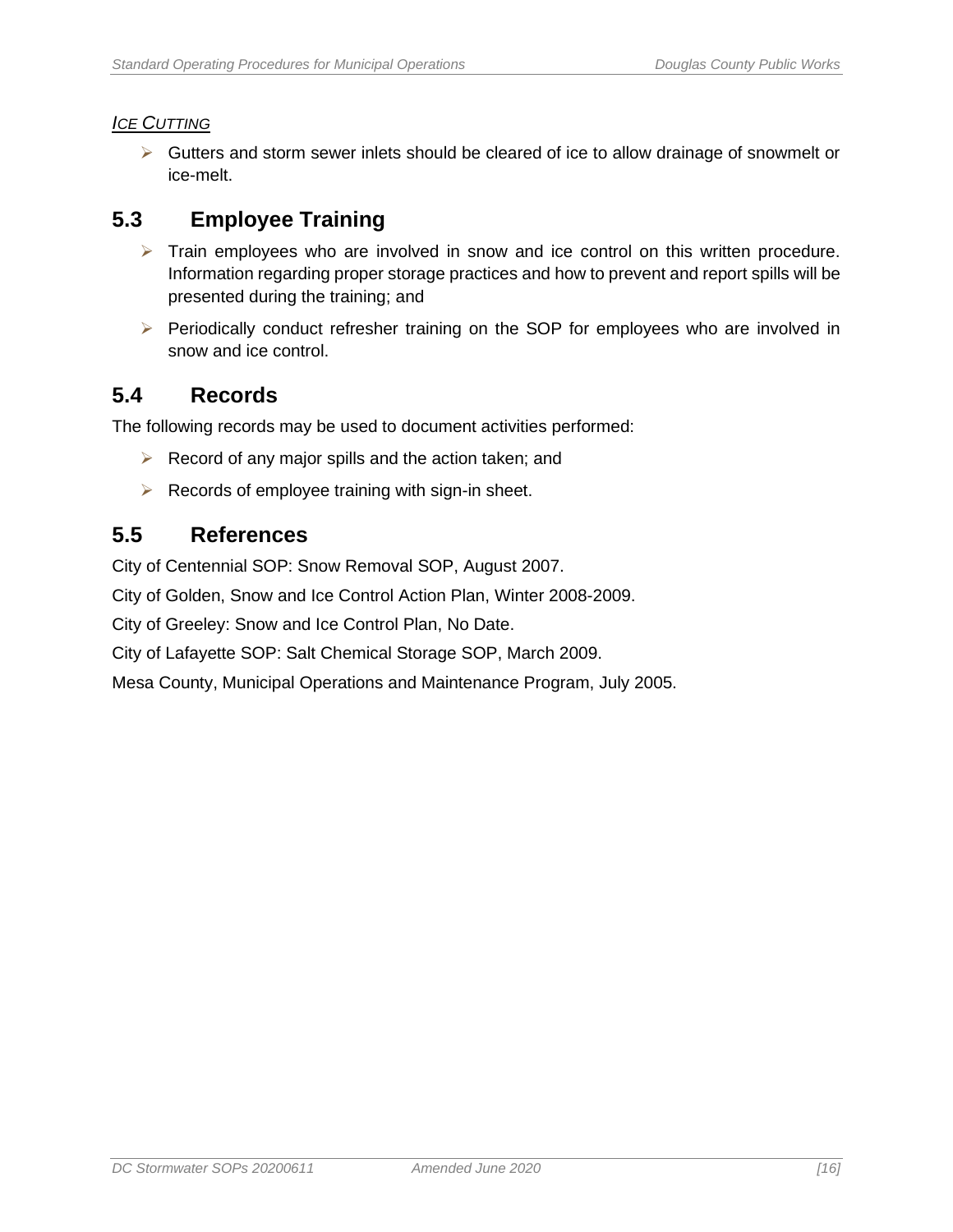*<u>ICE CUTTING</u>*

- Gutters and storm sewer inlets should be cleared of ice to allow drainage of snowmelt or ice-melt.

## 5.3 Employee Training

- Train employees who are involved in snow and ice control on this written procedure. Information regarding proper storage practices and how to prevent and report spills will be presented during the training; and
- Periodically conduct refresher training on the SOP for employees who are involved in snow and ice control.

## 5.4 Records

The following records may be used to document activities performed:

- Record of any major spills and the action taken; and
- Records of employee training with sign-in sheet.

## 5.5 References

City of Centennial SOP: Snow Removal SOP, August 2007.

City of Golden, Snow and Ice Control Action Plan, Winter 2008-2009.

City of Greeley: Snow and Ice Control Plan, No Date.

City of Lafayette SOP: Salt Chemical Storage SOP, March 2009.

Mesa County, Municipal Operations and Maintenance Program, July 2005.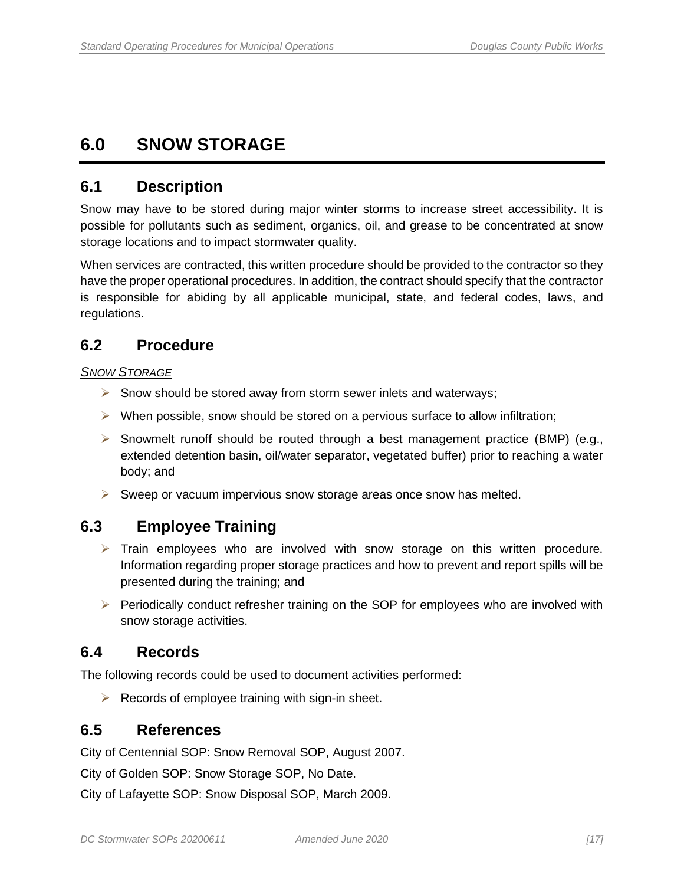# 6.0 SNOW STORAGE

## 6.1 Description

Snow may have to be stored during major winter storms to increase street accessibility. It is possible for pollutants such as sediment, organics, oil, and grease to be concentrated at snow storage locations and to impact stormwater quality.

When services are contracted, this written procedure should be provided to the contractor so they have the proper operational procedures. In addition, the contract should specify that the contractor is responsible for abiding by all applicable municipal, state, and federal codes, laws, and regulations.

## 6.2 Procedure

*SNOW STORAGE*

- Snow should be stored away from storm sewer inlets and waterways;
- When possible, snow should be stored on a pervious surface to allow infiltration;
- Snowmelt runoff should be routed through a best management practice (BMP) (e.g., extended detention basin, oil/water separator, vegetated buffer) prior to reaching a water body; and
- Sweep or vacuum impervious snow storage areas once snow has melted.

## 6.3 Employee Training

- Train employees who are involved with snow storage on this written procedure. Information regarding proper storage practices and how to prevent and report spills will be presented during the training; and
- Periodically conduct refresher training on the SOP for employees who are involved with snow storage activities.

## 6.4 Records

The following records could be used to document activities performed:

- Records of employee training with sign-in sheet.

## 6.5 References

City of Centennial SOP: Snow Removal SOP, August 2007.

City of Golden SOP: Snow Storage SOP, No Date.

City of Lafayette SOP: Snow Disposal SOP, March 2009.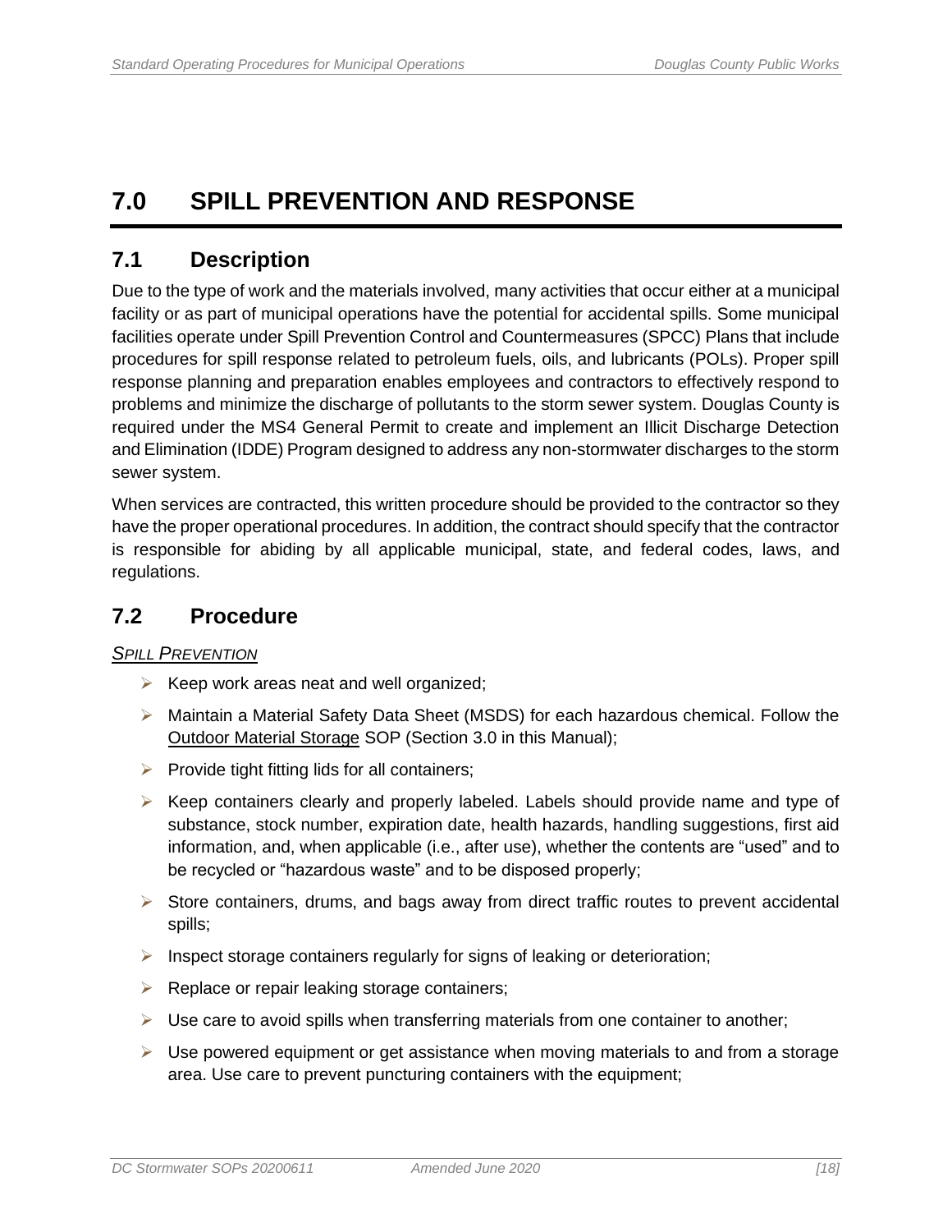# 7.0 SPILL PREVENTION AND RESPONSE

## 7.1 Description

Due to the type of work and the materials involved, many activities that occur either at a municipal facility or as part of municipal operations have the potential for accidental spills. Some municipal facilities operate under Spill Prevention Control and Countermeasures (SPCC) Plans that include procedures for spill response related to petroleum fuels, oils, and lubricants (POLs). Proper spill response planning and preparation enables employees and contractors to effectively respond to problems and minimize the discharge of pollutants to the storm sewer system. Douglas County is required under the MS4 General Permit to create and implement an Illicit Discharge Detection and Elimination (IDDE) Program designed to address any non-stormwater discharges to the storm sewer system.

When services are contracted, this written procedure should be provided to the contractor so they have the proper operational procedures. In addition, the contract should specify that the contractor is responsible for abiding by all applicable municipal, state, and federal codes, laws, and regulations.

## 7.2 Procedure

*SPILL PREVENTION*

- Keep work areas neat and well organized;
- Maintain a Material Safety Data Sheet (MSDS) for each hazardous chemical. Follow the Outdoor Material Storage SOP (Section 3.0 in this Manual);
- Provide tight fitting lids for all containers;
- Keep containers clearly and properly labeled. Labels should provide name and type of substance, stock number, expiration date, health hazards, handling suggestions, first aid information, and, when applicable (i.e., after use), whether the contents are "used" and to be recycled or "hazardous waste" and to be disposed properly;
- Store containers, drums, and bags away from direct traffic routes to prevent accidental spills;
- Inspect storage containers regularly for signs of leaking or deterioration;
- Replace or repair leaking storage containers;
- Use care to avoid spills when transferring materials from one container to another;
- Use powered equipment or get assistance when moving materials to and from a storage area. Use care to prevent puncturing containers with the equipment;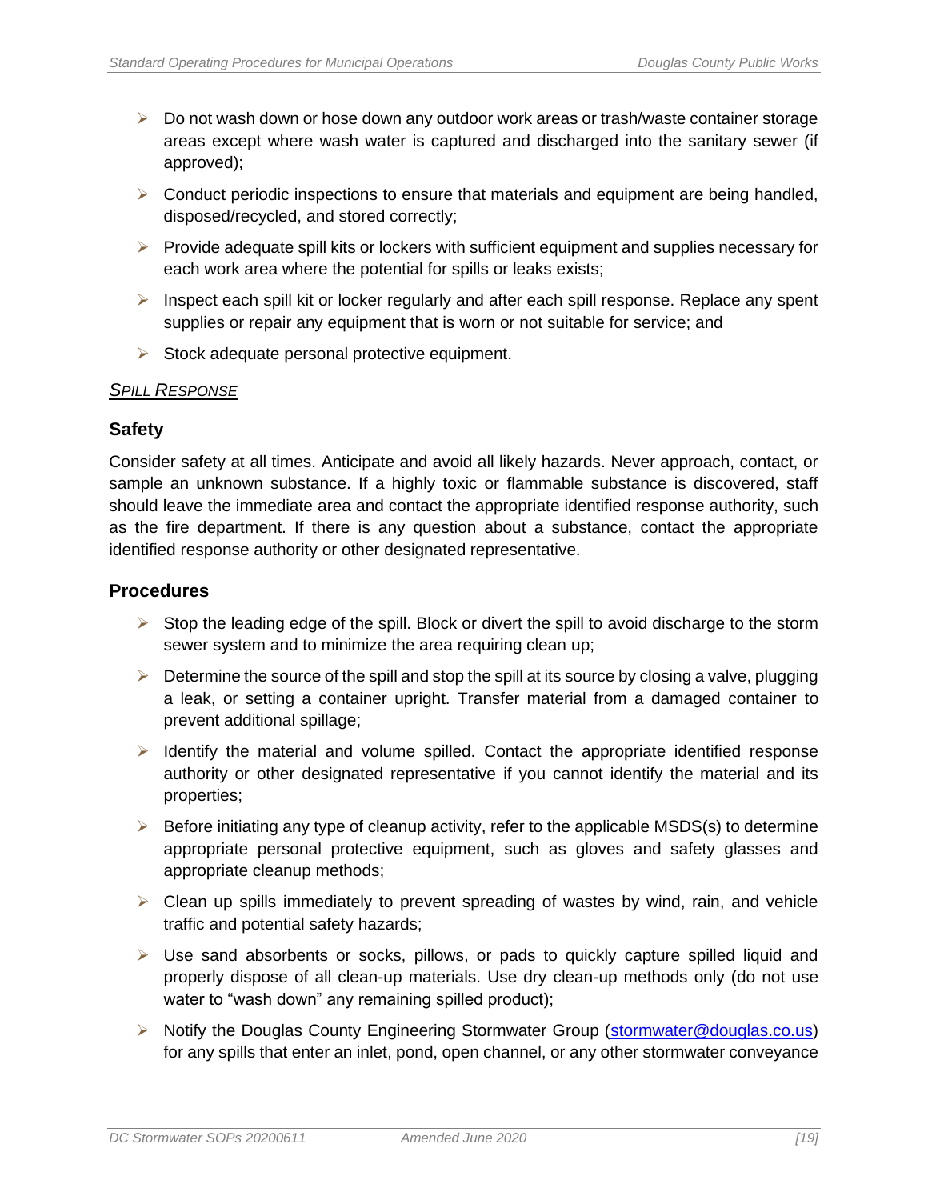- Do not wash down or hose down any outdoor work areas or trash/waste container storage areas except where wash water is captured and discharged into the sanitary sewer (if approved);
- Conduct periodic inspections to ensure that materials and equipment are being handled, disposed/recycled, and stored correctly;
- Provide adequate spill kits or lockers with sufficient equipment and supplies necessary for each work area where the potential for spills or leaks exists;
- Inspect each spill kit or locker regularly and after each spill response. Replace any spent supplies or repair any equipment that is worn or not suitable for service; and
- Stock adequate personal protective equipment.

*SPILL RESPONSE*

### Safety

Consider safety at all times. Anticipate and avoid all likely hazards. Never approach, contact, or sample an unknown substance. If a highly toxic or flammable substance is discovered, staff should leave the immediate area and contact the appropriate identified response authority, such as the fire department. If there is any question about a substance, contact the appropriate identified response authority or other designated representative.

### Procedures

- Stop the leading edge of the spill. Block or divert the spill to avoid discharge to the storm sewer system and to minimize the area requiring clean up;
- Determine the source of the spill and stop the spill at its source by closing a valve, plugging a leak, or setting a container upright. Transfer material from a damaged container to prevent additional spillage;
- Identify the material and volume spilled. Contact the appropriate identified response authority or other designated representative if you cannot identify the material and its properties;
- Before initiating any type of cleanup activity, refer to the applicable MSDS(s) to determine appropriate personal protective equipment, such as gloves and safety glasses and appropriate cleanup methods;
- Clean up spills immediately to prevent spreading of wastes by wind, rain, and vehicle traffic and potential safety hazards;
- Use sand absorbents or socks, pillows, or pads to quickly capture spilled liquid and properly dispose of all clean-up materials. Use dry clean-up methods only (do not use water to "wash down" any remaining spilled product);
- Notify the Douglas County Engineering Stormwater Group (stormwater@douglas.co.us) for any spills that enter an inlet, pond, open channel, or any other stormwater conveyance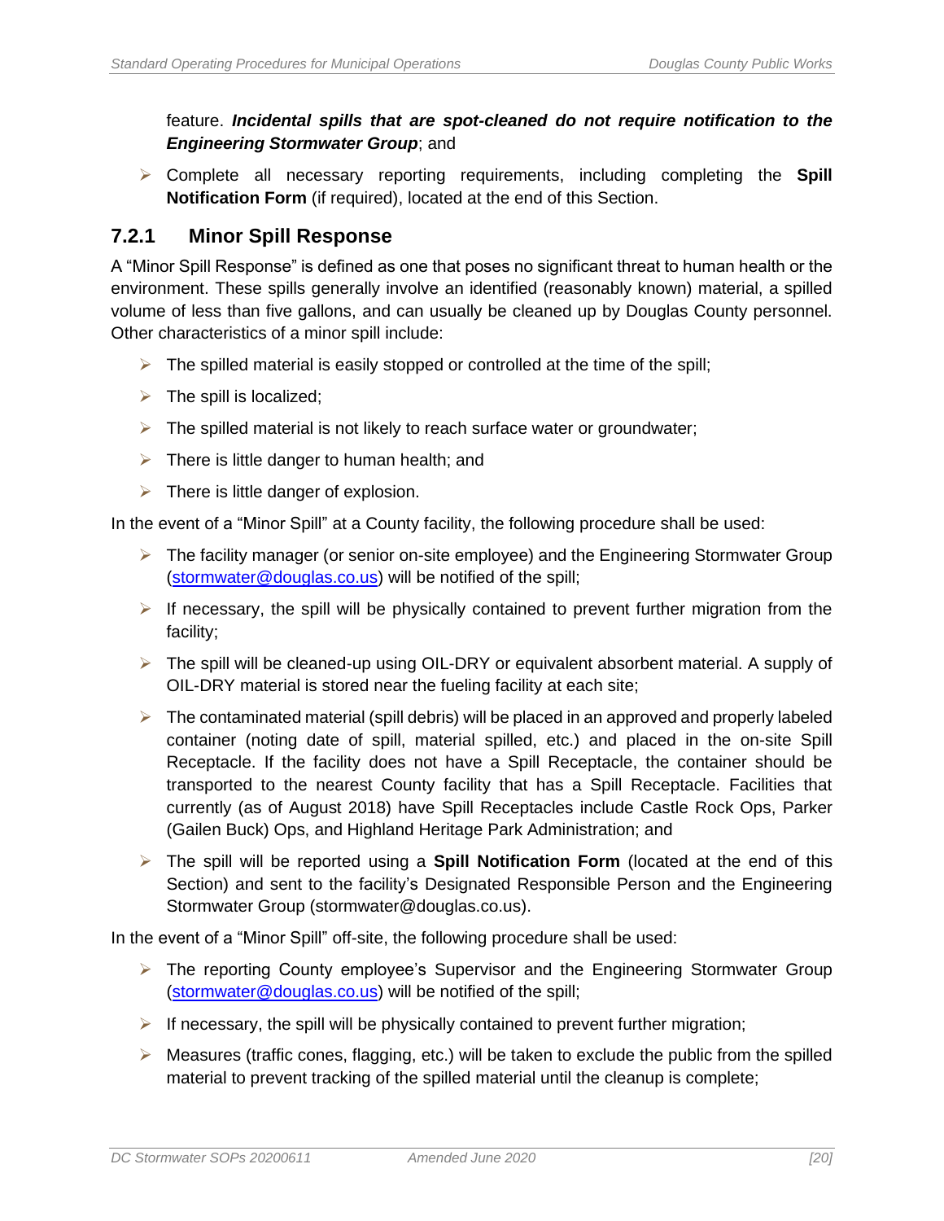feature. ***Incidental spills that are spot-cleaned do not require notification to the Engineering Stormwater Group***; and

- Complete all necessary reporting requirements, including completing the **Spill Notification Form** (if required), located at the end of this Section.

### 7.2.1 Minor Spill Response

A "Minor Spill Response" is defined as one that poses no significant threat to human health or the environment. These spills generally involve an identified (reasonably known) material, a spilled volume of less than five gallons, and can usually be cleaned up by Douglas County personnel. Other characteristics of a minor spill include:

- The spilled material is easily stopped or controlled at the time of the spill;
- The spill is localized;
- The spilled material is not likely to reach surface water or groundwater;
- There is little danger to human health; and
- There is little danger of explosion.

In the event of a "Minor Spill" at a County facility, the following procedure shall be used:

- The facility manager (or senior on-site employee) and the Engineering Stormwater Group (stormwater@douglas.co.us) will be notified of the spill;
- If necessary, the spill will be physically contained to prevent further migration from the facility;
- The spill will be cleaned-up using OIL-DRY or equivalent absorbent material. A supply of OIL-DRY material is stored near the fueling facility at each site;
- The contaminated material (spill debris) will be placed in an approved and properly labeled container (noting date of spill, material spilled, etc.) and placed in the on-site Spill Receptacle. If the facility does not have a Spill Receptacle, the container should be transported to the nearest County facility that has a Spill Receptacle. Facilities that currently (as of August 2018) have Spill Receptacles include Castle Rock Ops, Parker (Gailen Buck) Ops, and Highland Heritage Park Administration; and
- The spill will be reported using a **Spill Notification Form** (located at the end of this Section) and sent to the facility's Designated Responsible Person and the Engineering Stormwater Group (stormwater@douglas.co.us).

In the event of a "Minor Spill" off-site, the following procedure shall be used:

- The reporting County employee's Supervisor and the Engineering Stormwater Group (stormwater@douglas.co.us) will be notified of the spill;
- If necessary, the spill will be physically contained to prevent further migration;
- Measures (traffic cones, flagging, etc.) will be taken to exclude the public from the spilled material to prevent tracking of the spilled material until the cleanup is complete;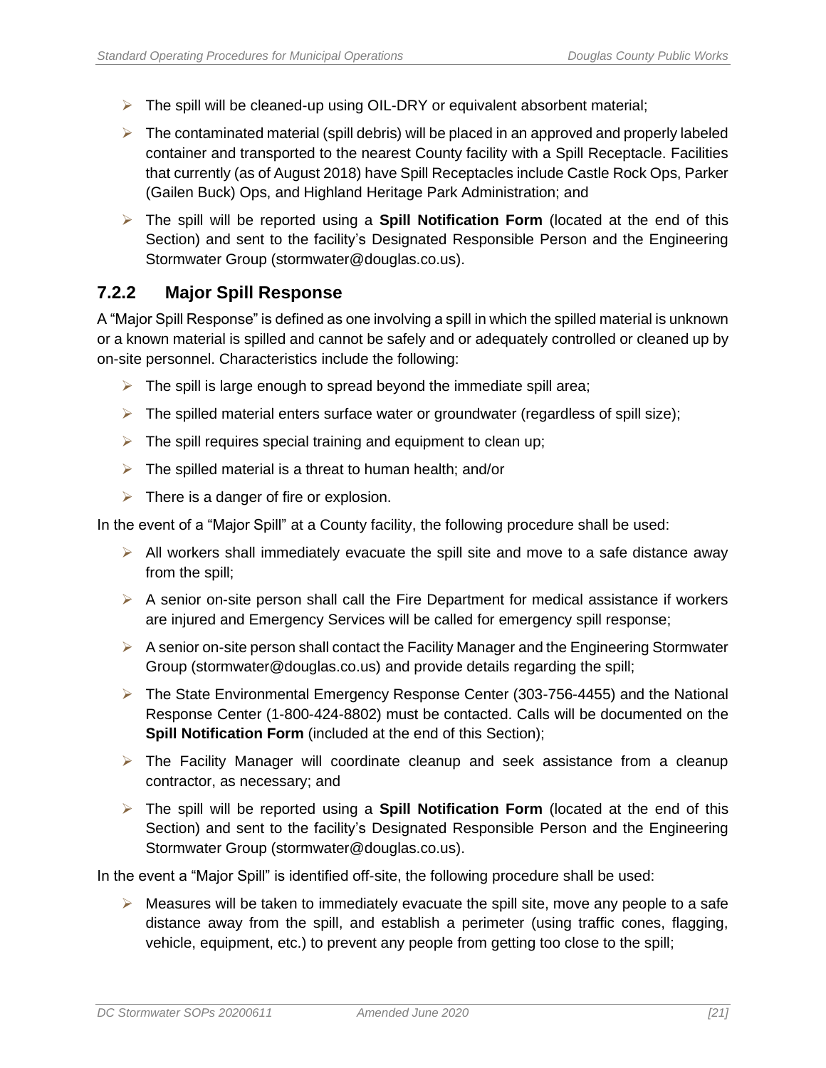- The spill will be cleaned-up using OIL-DRY or equivalent absorbent material;
- The contaminated material (spill debris) will be placed in an approved and properly labeled container and transported to the nearest County facility with a Spill Receptacle. Facilities that currently (as of August 2018) have Spill Receptacles include Castle Rock Ops, Parker (Gailen Buck) Ops, and Highland Heritage Park Administration; and
- The spill will be reported using a **Spill Notification Form** (located at the end of this Section) and sent to the facility's Designated Responsible Person and the Engineering Stormwater Group (stormwater@douglas.co.us).

### 7.2.2 Major Spill Response

A "Major Spill Response" is defined as one involving a spill in which the spilled material is unknown or a known material is spilled and cannot be safely and or adequately controlled or cleaned up by on-site personnel. Characteristics include the following:

- The spill is large enough to spread beyond the immediate spill area;
- The spilled material enters surface water or groundwater (regardless of spill size);
- The spill requires special training and equipment to clean up;
- The spilled material is a threat to human health; and/or
- There is a danger of fire or explosion.

In the event of a "Major Spill" at a County facility, the following procedure shall be used:

- All workers shall immediately evacuate the spill site and move to a safe distance away from the spill;
- A senior on-site person shall call the Fire Department for medical assistance if workers are injured and Emergency Services will be called for emergency spill response;
- A senior on-site person shall contact the Facility Manager and the Engineering Stormwater Group (stormwater@douglas.co.us) and provide details regarding the spill;
- The State Environmental Emergency Response Center (303-756-4455) and the National Response Center (1-800-424-8802) must be contacted. Calls will be documented on the **Spill Notification Form** (included at the end of this Section);
- The Facility Manager will coordinate cleanup and seek assistance from a cleanup contractor, as necessary; and
- The spill will be reported using a **Spill Notification Form** (located at the end of this Section) and sent to the facility's Designated Responsible Person and the Engineering Stormwater Group (stormwater@douglas.co.us).

In the event a "Major Spill" is identified off-site, the following procedure shall be used:

- Measures will be taken to immediately evacuate the spill site, move any people to a safe distance away from the spill, and establish a perimeter (using traffic cones, flagging, vehicle, equipment, etc.) to prevent any people from getting too close to the spill;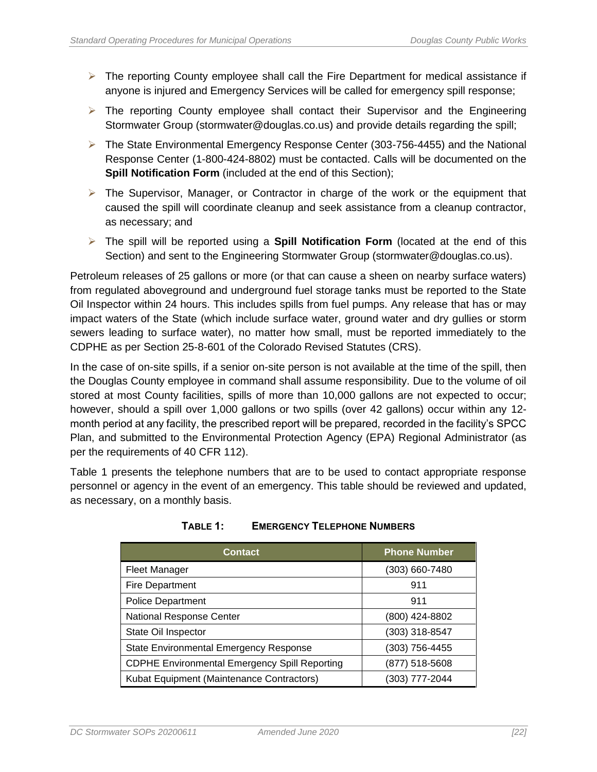- The reporting County employee shall call the Fire Department for medical assistance if anyone is injured and Emergency Services will be called for emergency spill response;
- The reporting County employee shall contact their Supervisor and the Engineering Stormwater Group (stormwater@douglas.co.us) and provide details regarding the spill;
- The State Environmental Emergency Response Center (303-756-4455) and the National Response Center (1-800-424-8802) must be contacted. Calls will be documented on the **Spill Notification Form** (included at the end of this Section);
- The Supervisor, Manager, or Contractor in charge of the work or the equipment that caused the spill will coordinate cleanup and seek assistance from a cleanup contractor, as necessary; and
- The spill will be reported using a **Spill Notification Form** (located at the end of this Section) and sent to the Engineering Stormwater Group (stormwater@douglas.co.us).

Petroleum releases of 25 gallons or more (or that can cause a sheen on nearby surface waters) from regulated aboveground and underground fuel storage tanks must be reported to the State Oil Inspector within 24 hours. This includes spills from fuel pumps. Any release that has or may impact waters of the State (which include surface water, ground water and dry gullies or storm sewers leading to surface water), no matter how small, must be reported immediately to the CDPHE as per Section 25-8-601 of the Colorado Revised Statutes (CRS).

In the case of on-site spills, if a senior on-site person is not available at the time of the spill, then the Douglas County employee in command shall assume responsibility. Due to the volume of oil stored at most County facilities, spills of more than 10,000 gallons are not expected to occur; however, should a spill over 1,000 gallons or two spills (over 42 gallons) occur within any 12-month period at any facility, the prescribed report will be prepared, recorded in the facility's SPCC Plan, and submitted to the Environmental Protection Agency (EPA) Regional Administrator (as per the requirements of 40 CFR 112).

Table 1 presents the telephone numbers that are to be used to contact appropriate response personnel or agency in the event of an emergency. This table should be reviewed and updated, as necessary, on a monthly basis.

**TABLE 1: EMERGENCY TELEPHONE NUMBERS**

| Contact | Phone Number |
|---|---|
| Fleet Manager | (303) 660-7480 |
| Fire Department | 911 |
| Police Department | 911 |
| National Response Center | (800) 424-8802 |
| State Oil Inspector | (303) 318-8547 |
| State Environmental Emergency Response | (303) 756-4455 |
| CDPHE Environmental Emergency Spill Reporting | (877) 518-5608 |
| Kubat Equipment (Maintenance Contractors) | (303) 777-2044 |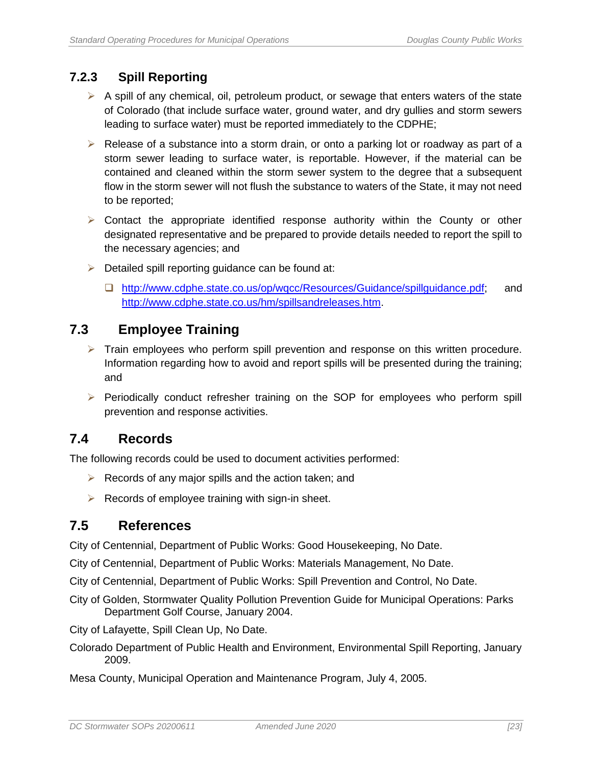### 7.2.3 Spill Reporting

- A spill of any chemical, oil, petroleum product, or sewage that enters waters of the state of Colorado (that include surface water, ground water, and dry gullies and storm sewers leading to surface water) must be reported immediately to the CDPHE;
- Release of a substance into a storm drain, or onto a parking lot or roadway as part of a storm sewer leading to surface water, is reportable. However, if the material can be contained and cleaned within the storm sewer system to the degree that a subsequent flow in the storm sewer will not flush the substance to waters of the State, it may not need to be reported;
- Contact the appropriate identified response authority within the County or other designated representative and be prepared to provide details needed to report the spill to the necessary agencies; and
- Detailed spill reporting guidance can be found at:
  - http://www.cdphe.state.co.us/op/wqcc/Resources/Guidance/spillguidance.pdf; and http://www.cdphe.state.co.us/hm/spillsandreleases.htm.

## 7.3 Employee Training

- Train employees who perform spill prevention and response on this written procedure. Information regarding how to avoid and report spills will be presented during the training; and
- Periodically conduct refresher training on the SOP for employees who perform spill prevention and response activities.

## 7.4 Records

The following records could be used to document activities performed:

- Records of any major spills and the action taken; and
- Records of employee training with sign-in sheet.

## 7.5 References

City of Centennial, Department of Public Works: Good Housekeeping, No Date.

City of Centennial, Department of Public Works: Materials Management, No Date.

City of Centennial, Department of Public Works: Spill Prevention and Control, No Date.

City of Golden, Stormwater Quality Pollution Prevention Guide for Municipal Operations: Parks Department Golf Course, January 2004.

City of Lafayette, Spill Clean Up, No Date.

Colorado Department of Public Health and Environment, Environmental Spill Reporting, January 2009.

Mesa County, Municipal Operation and Maintenance Program, July 4, 2005.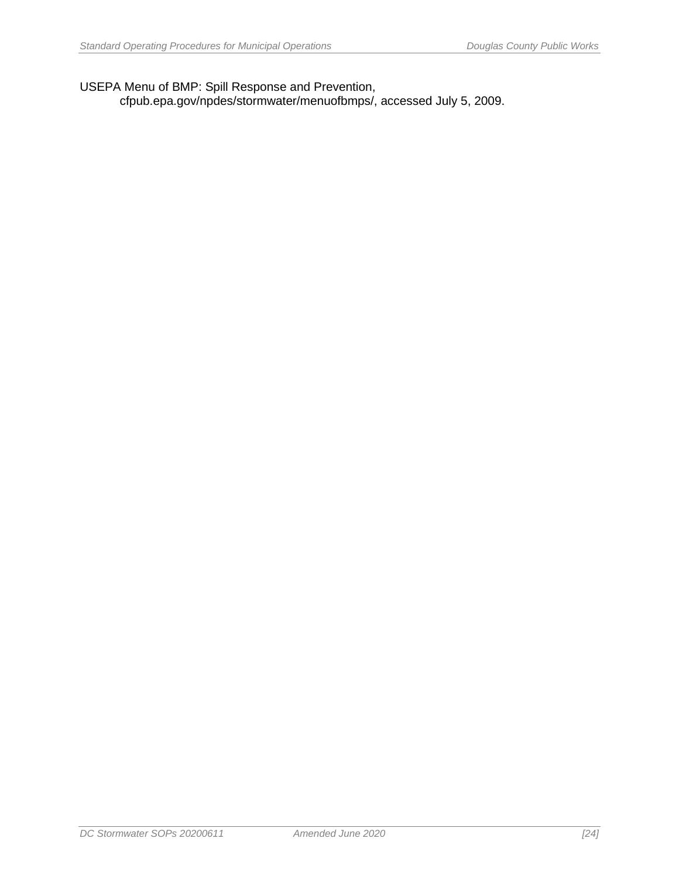USEPA Menu of BMP: Spill Response and Prevention,
cfpub.epa.gov/npdes/stormwater/menuofbmps/, accessed July 5, 2009.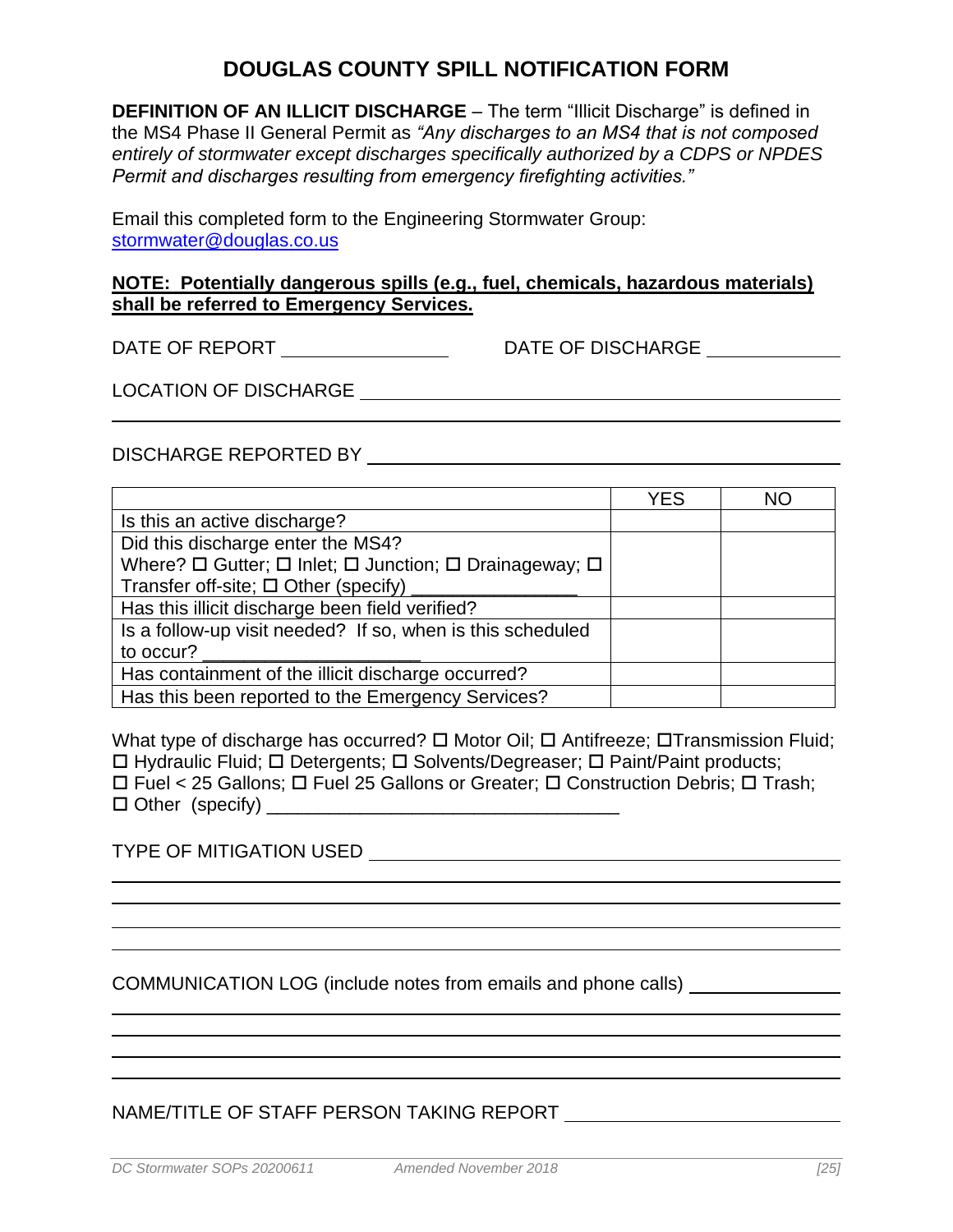# DOUGLAS COUNTY SPILL NOTIFICATION FORM

**DEFINITION OF AN ILLICIT DISCHARGE** – The term "Illicit Discharge" is defined in the MS4 Phase II General Permit as *"Any discharges to an MS4 that is not composed entirely of stormwater except discharges specifically authorized by a CDPS or NPDES Permit and discharges resulting from emergency firefighting activities."*

Email this completed form to the Engineering Stormwater Group:
stormwater@douglas.co.us

**NOTE: Potentially dangerous spills (e.g., fuel, chemicals, hazardous materials) shall be referred to Emergency Services.**

DATE OF REPORT ________________ DATE OF DISCHARGE ____________

LOCATION OF DISCHARGE ____________________________________________

_________________________________________________________________

DISCHARGE REPORTED BY ___________________________________________

| | YES | NO |
|---|---|---|
| Is this an active discharge? | | |
| Did this discharge enter the MS4?<br>Where? ☐ Gutter; ☐ Inlet; ☐ Junction; ☐ Drainageway; ☐ Transfer off-site; ☐ Other (specify) _______________ | | |
| Has this illicit discharge been field verified? | | |
| Is a follow-up visit needed? If so, when is this scheduled to occur? ____________________ | | |
| Has containment of the illicit discharge occurred? | | |
| Has this been reported to the Emergency Services? | | |

What type of discharge has occurred? ☐ Motor Oil; ☐ Antifreeze; ☐Transmission Fluid; ☐ Hydraulic Fluid; ☐ Detergents; ☐ Solvents/Degreaser; ☐ Paint/Paint products; ☐ Fuel < 25 Gallons; ☐ Fuel 25 Gallons or Greater; ☐ Construction Debris; ☐ Trash; ☐ Other (specify) _________________________________

TYPE OF MITIGATION USED ________________________________________

_________________________________________________________________

_________________________________________________________________

_________________________________________________________________

_________________________________________________________________

COMMUNICATION LOG (include notes from emails and phone calls) ______________

_________________________________________________________________

_________________________________________________________________

_________________________________________________________________

_________________________________________________________________

NAME/TITLE OF STAFF PERSON TAKING REPORT _________________________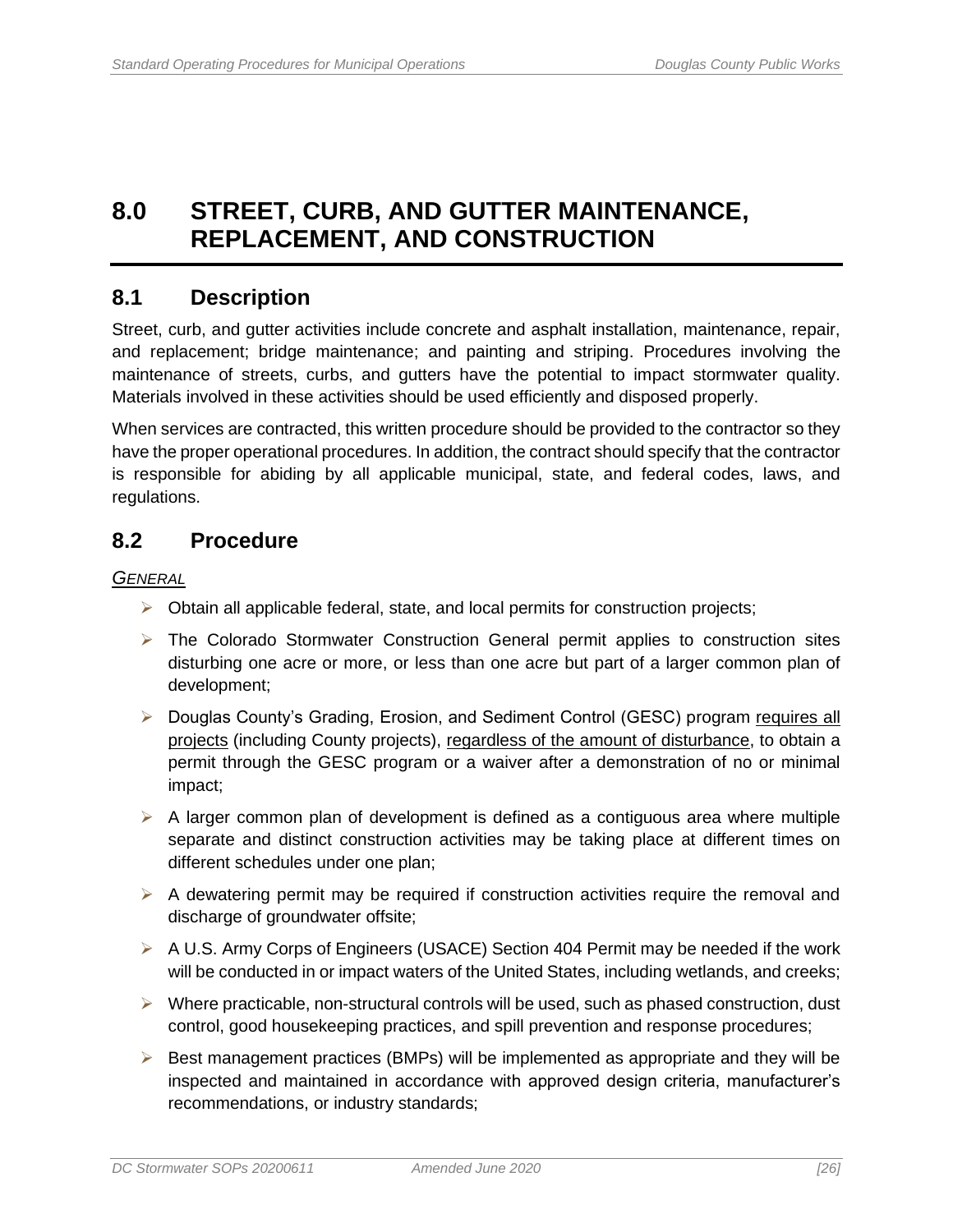# 8.0 STREET, CURB, AND GUTTER MAINTENANCE, REPLACEMENT, AND CONSTRUCTION

## 8.1 Description

Street, curb, and gutter activities include concrete and asphalt installation, maintenance, repair, and replacement; bridge maintenance; and painting and striping. Procedures involving the maintenance of streets, curbs, and gutters have the potential to impact stormwater quality. Materials involved in these activities should be used efficiently and disposed properly.

When services are contracted, this written procedure should be provided to the contractor so they have the proper operational procedures. In addition, the contract should specify that the contractor is responsible for abiding by all applicable municipal, state, and federal codes, laws, and regulations.

## 8.2 Procedure

*GENERAL*

- Obtain all applicable federal, state, and local permits for construction projects;
- The Colorado Stormwater Construction General permit applies to construction sites disturbing one acre or more, or less than one acre but part of a larger common plan of development;
- Douglas County's Grading, Erosion, and Sediment Control (GESC) program requires all projects (including County projects), regardless of the amount of disturbance, to obtain a permit through the GESC program or a waiver after a demonstration of no or minimal impact;
- A larger common plan of development is defined as a contiguous area where multiple separate and distinct construction activities may be taking place at different times on different schedules under one plan;
- A dewatering permit may be required if construction activities require the removal and discharge of groundwater offsite;
- A U.S. Army Corps of Engineers (USACE) Section 404 Permit may be needed if the work will be conducted in or impact waters of the United States, including wetlands, and creeks;
- Where practicable, non-structural controls will be used, such as phased construction, dust control, good housekeeping practices, and spill prevention and response procedures;
- Best management practices (BMPs) will be implemented as appropriate and they will be inspected and maintained in accordance with approved design criteria, manufacturer's recommendations, or industry standards;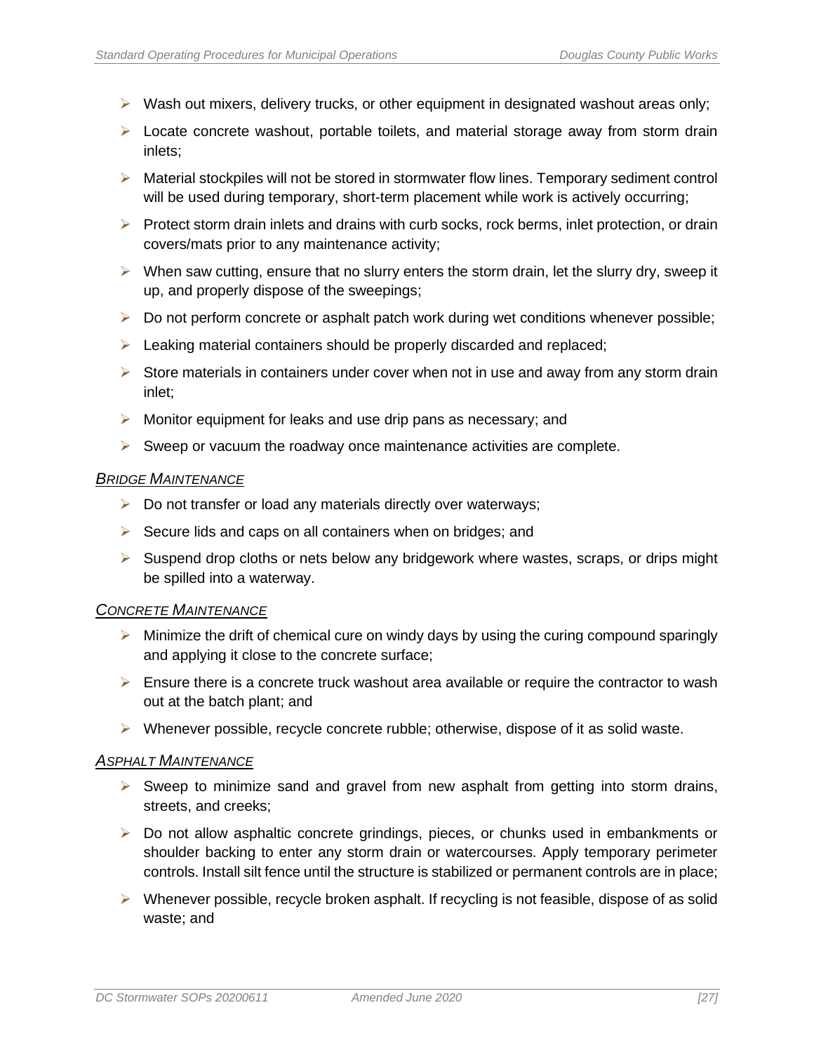- Wash out mixers, delivery trucks, or other equipment in designated washout areas only;
- Locate concrete washout, portable toilets, and material storage away from storm drain inlets;
- Material stockpiles will not be stored in stormwater flow lines. Temporary sediment control will be used during temporary, short-term placement while work is actively occurring;
- Protect storm drain inlets and drains with curb socks, rock berms, inlet protection, or drain covers/mats prior to any maintenance activity;
- When saw cutting, ensure that no slurry enters the storm drain, let the slurry dry, sweep it up, and properly dispose of the sweepings;
- Do not perform concrete or asphalt patch work during wet conditions whenever possible;
- Leaking material containers should be properly discarded and replaced;
- Store materials in containers under cover when not in use and away from any storm drain inlet;
- Monitor equipment for leaks and use drip pans as necessary; and
- Sweep or vacuum the roadway once maintenance activities are complete.

#### *BRIDGE MAINTENANCE*

- Do not transfer or load any materials directly over waterways;
- Secure lids and caps on all containers when on bridges; and
- Suspend drop cloths or nets below any bridgework where wastes, scraps, or drips might be spilled into a waterway.

#### *CONCRETE MAINTENANCE*

- Minimize the drift of chemical cure on windy days by using the curing compound sparingly and applying it close to the concrete surface;
- Ensure there is a concrete truck washout area available or require the contractor to wash out at the batch plant; and
- Whenever possible, recycle concrete rubble; otherwise, dispose of it as solid waste.

#### *ASPHALT MAINTENANCE*

- Sweep to minimize sand and gravel from new asphalt from getting into storm drains, streets, and creeks;
- Do not allow asphaltic concrete grindings, pieces, or chunks used in embankments or shoulder backing to enter any storm drain or watercourses. Apply temporary perimeter controls. Install silt fence until the structure is stabilized or permanent controls are in place;
- Whenever possible, recycle broken asphalt. If recycling is not feasible, dispose of as solid waste; and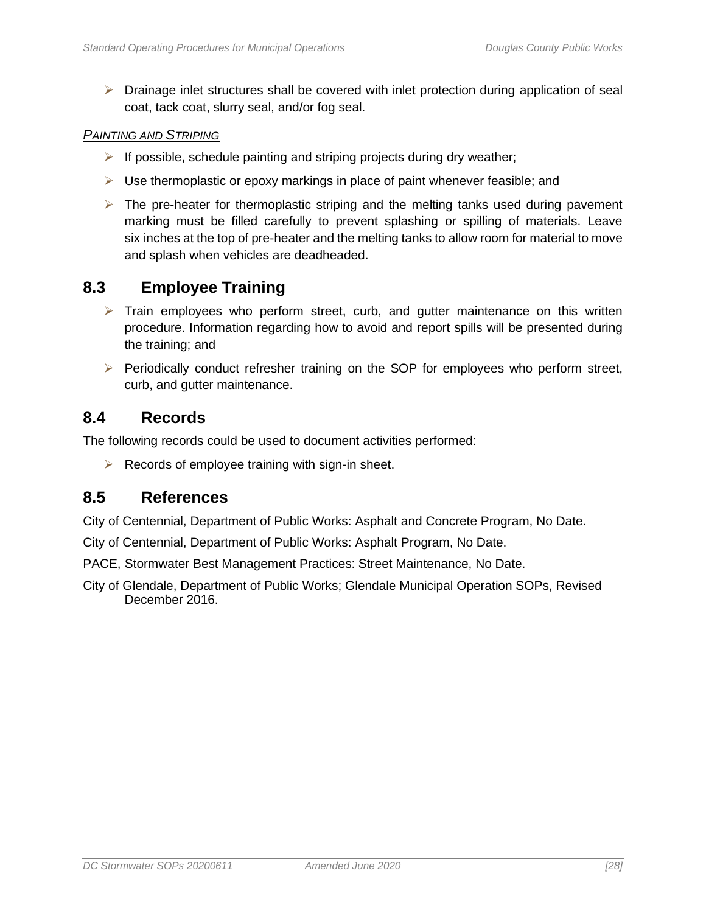- Drainage inlet structures shall be covered with inlet protection during application of seal coat, tack coat, slurry seal, and/or fog seal.

*PAINTING AND STRIPING*

- If possible, schedule painting and striping projects during dry weather;
- Use thermoplastic or epoxy markings in place of paint whenever feasible; and
- The pre-heater for thermoplastic striping and the melting tanks used during pavement marking must be filled carefully to prevent splashing or spilling of materials. Leave six inches at the top of pre-heater and the melting tanks to allow room for material to move and splash when vehicles are deadheaded.

## 8.3 Employee Training

- Train employees who perform street, curb, and gutter maintenance on this written procedure. Information regarding how to avoid and report spills will be presented during the training; and
- Periodically conduct refresher training on the SOP for employees who perform street, curb, and gutter maintenance.

## 8.4 Records

The following records could be used to document activities performed:

- Records of employee training with sign-in sheet.

## 8.5 References

City of Centennial, Department of Public Works: Asphalt and Concrete Program, No Date.

City of Centennial, Department of Public Works: Asphalt Program, No Date.

PACE, Stormwater Best Management Practices: Street Maintenance, No Date.

City of Glendale, Department of Public Works; Glendale Municipal Operation SOPs, Revised December 2016.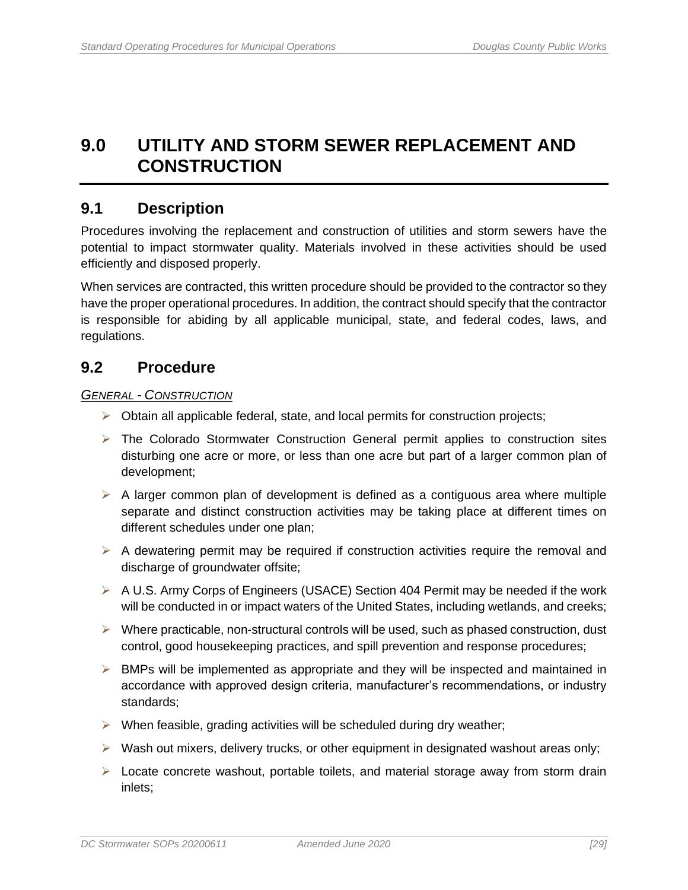# 9.0 UTILITY AND STORM SEWER REPLACEMENT AND CONSTRUCTION

## 9.1 Description

Procedures involving the replacement and construction of utilities and storm sewers have the potential to impact stormwater quality. Materials involved in these activities should be used efficiently and disposed properly.

When services are contracted, this written procedure should be provided to the contractor so they have the proper operational procedures. In addition, the contract should specify that the contractor is responsible for abiding by all applicable municipal, state, and federal codes, laws, and regulations.

## 9.2 Procedure

*GENERAL - CONSTRUCTION*

- Obtain all applicable federal, state, and local permits for construction projects;
- The Colorado Stormwater Construction General permit applies to construction sites disturbing one acre or more, or less than one acre but part of a larger common plan of development;
- A larger common plan of development is defined as a contiguous area where multiple separate and distinct construction activities may be taking place at different times on different schedules under one plan;
- A dewatering permit may be required if construction activities require the removal and discharge of groundwater offsite;
- A U.S. Army Corps of Engineers (USACE) Section 404 Permit may be needed if the work will be conducted in or impact waters of the United States, including wetlands, and creeks;
- Where practicable, non-structural controls will be used, such as phased construction, dust control, good housekeeping practices, and spill prevention and response procedures;
- BMPs will be implemented as appropriate and they will be inspected and maintained in accordance with approved design criteria, manufacturer's recommendations, or industry standards;
- When feasible, grading activities will be scheduled during dry weather;
- Wash out mixers, delivery trucks, or other equipment in designated washout areas only;
- Locate concrete washout, portable toilets, and material storage away from storm drain inlets;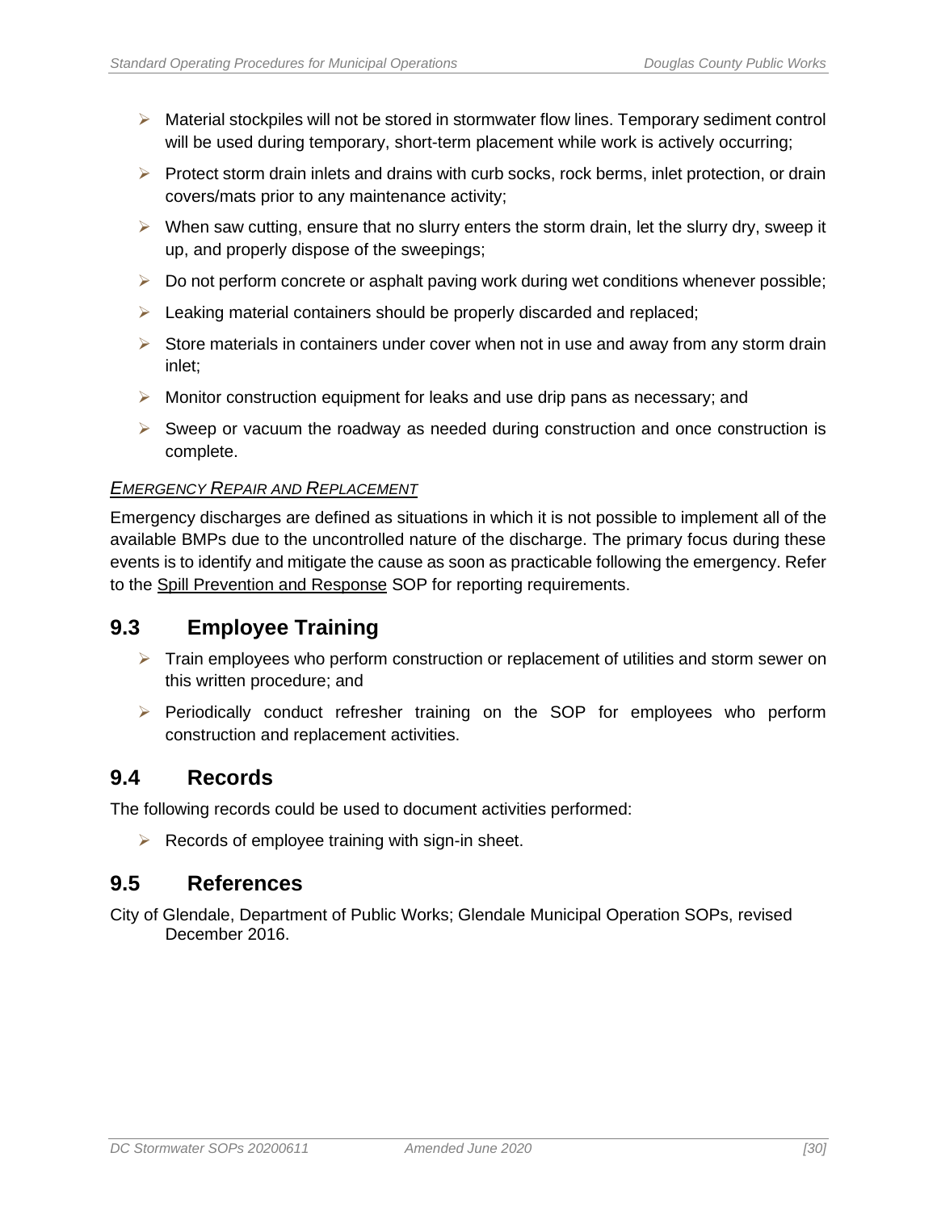- Material stockpiles will not be stored in stormwater flow lines. Temporary sediment control will be used during temporary, short-term placement while work is actively occurring;
- Protect storm drain inlets and drains with curb socks, rock berms, inlet protection, or drain covers/mats prior to any maintenance activity;
- When saw cutting, ensure that no slurry enters the storm drain, let the slurry dry, sweep it up, and properly dispose of the sweepings;
- Do not perform concrete or asphalt paving work during wet conditions whenever possible;
- Leaking material containers should be properly discarded and replaced;
- Store materials in containers under cover when not in use and away from any storm drain inlet;
- Monitor construction equipment for leaks and use drip pans as necessary; and
- Sweep or vacuum the roadway as needed during construction and once construction is complete.

*EMERGENCY REPAIR AND REPLACEMENT*

Emergency discharges are defined as situations in which it is not possible to implement all of the available BMPs due to the uncontrolled nature of the discharge. The primary focus during these events is to identify and mitigate the cause as soon as practicable following the emergency. Refer to the Spill Prevention and Response SOP for reporting requirements.

## 9.3 Employee Training

- Train employees who perform construction or replacement of utilities and storm sewer on this written procedure; and
- Periodically conduct refresher training on the SOP for employees who perform construction and replacement activities.

## 9.4 Records

The following records could be used to document activities performed:

- Records of employee training with sign-in sheet.

## 9.5 References

City of Glendale, Department of Public Works; Glendale Municipal Operation SOPs, revised December 2016.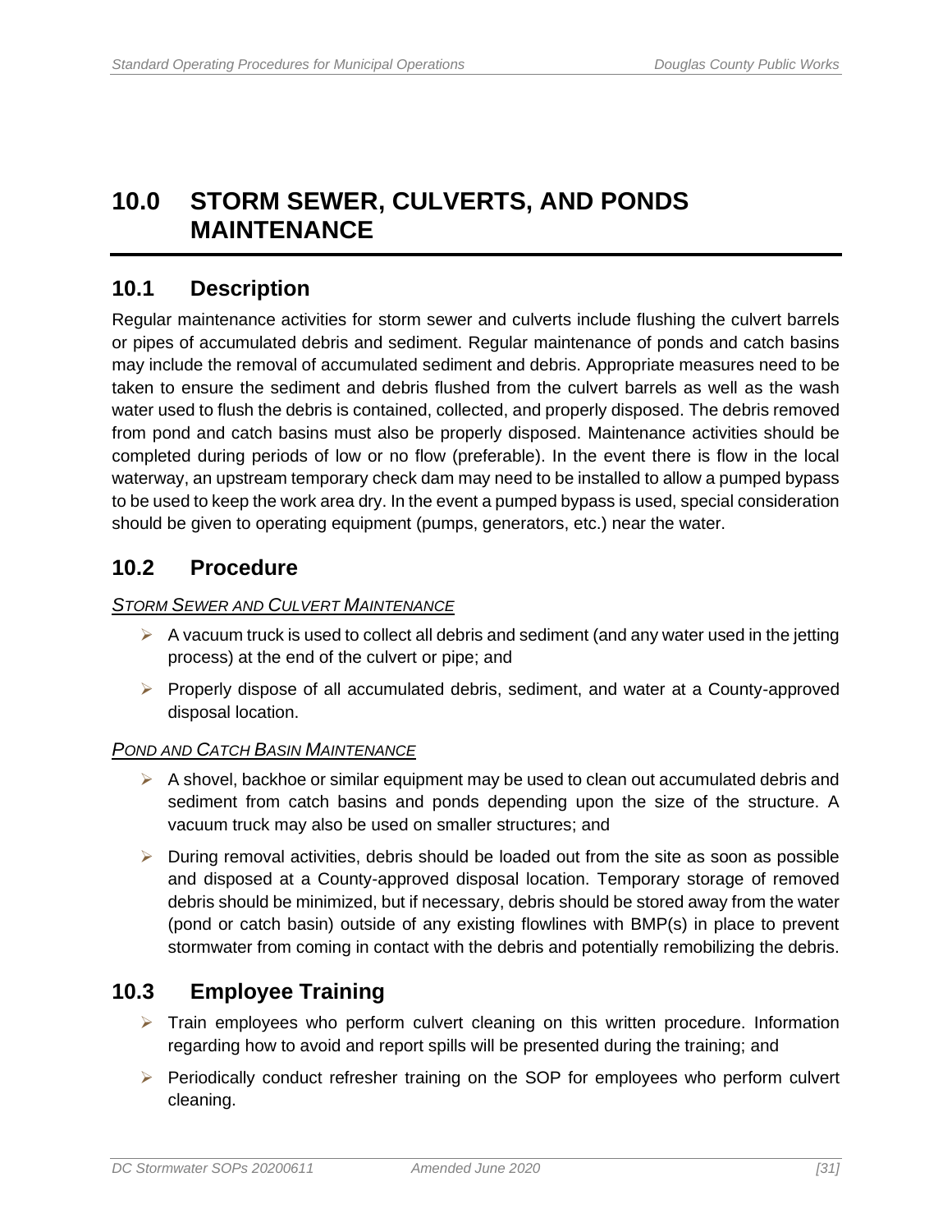# 10.0 STORM SEWER, CULVERTS, AND PONDS MAINTENANCE

## 10.1 Description

Regular maintenance activities for storm sewer and culverts include flushing the culvert barrels or pipes of accumulated debris and sediment. Regular maintenance of ponds and catch basins may include the removal of accumulated sediment and debris. Appropriate measures need to be taken to ensure the sediment and debris flushed from the culvert barrels as well as the wash water used to flush the debris is contained, collected, and properly disposed. The debris removed from pond and catch basins must also be properly disposed. Maintenance activities should be completed during periods of low or no flow (preferable). In the event there is flow in the local waterway, an upstream temporary check dam may need to be installed to allow a pumped bypass to be used to keep the work area dry. In the event a pumped bypass is used, special consideration should be given to operating equipment (pumps, generators, etc.) near the water.

## 10.2 Procedure

*STORM SEWER AND CULVERT MAINTENANCE*

- A vacuum truck is used to collect all debris and sediment (and any water used in the jetting process) at the end of the culvert or pipe; and
- Properly dispose of all accumulated debris, sediment, and water at a County-approved disposal location.

*POND AND CATCH BASIN MAINTENANCE*

- A shovel, backhoe or similar equipment may be used to clean out accumulated debris and sediment from catch basins and ponds depending upon the size of the structure. A vacuum truck may also be used on smaller structures; and
- During removal activities, debris should be loaded out from the site as soon as possible and disposed at a County-approved disposal location. Temporary storage of removed debris should be minimized, but if necessary, debris should be stored away from the water (pond or catch basin) outside of any existing flowlines with BMP(s) in place to prevent stormwater from coming in contact with the debris and potentially remobilizing the debris.

## 10.3 Employee Training

- Train employees who perform culvert cleaning on this written procedure. Information regarding how to avoid and report spills will be presented during the training; and
- Periodically conduct refresher training on the SOP for employees who perform culvert cleaning.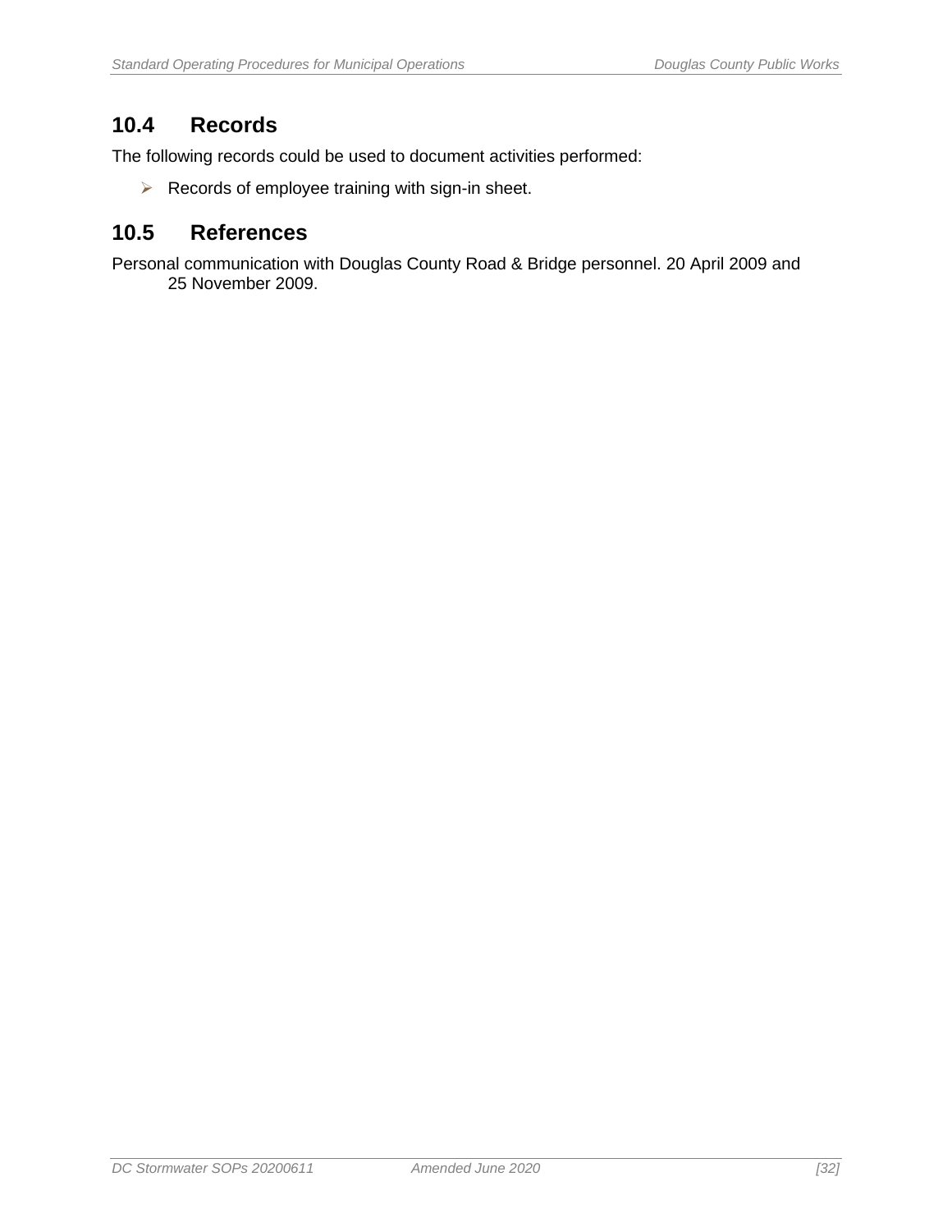## 10.4 Records

The following records could be used to document activities performed:

- Records of employee training with sign-in sheet.

## 10.5 References

Personal communication with Douglas County Road & Bridge personnel. 20 April 2009 and 25 November 2009.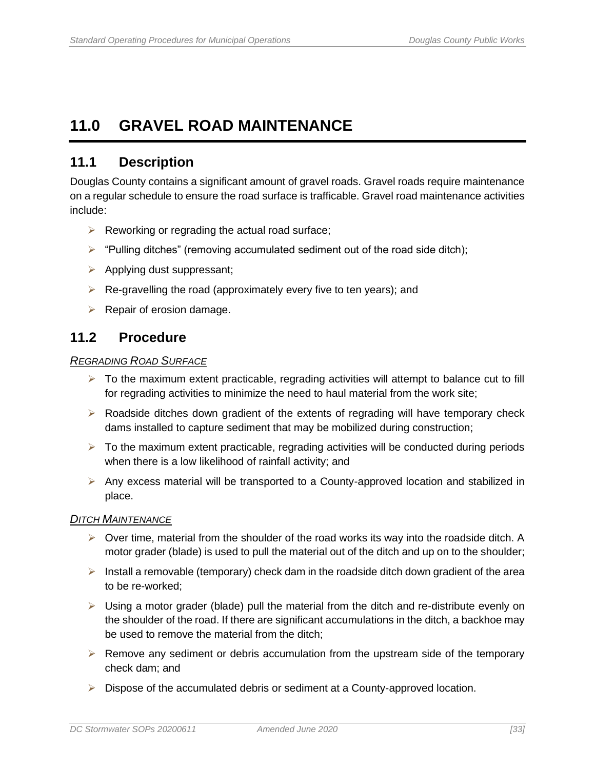# 11.0 GRAVEL ROAD MAINTENANCE

## 11.1 Description

Douglas County contains a significant amount of gravel roads. Gravel roads require maintenance on a regular schedule to ensure the road surface is trafficable. Gravel road maintenance activities include:

- Reworking or regrading the actual road surface;
- "Pulling ditches" (removing accumulated sediment out of the road side ditch);
- Applying dust suppressant;
- Re-gravelling the road (approximately every five to ten years); and
- Repair of erosion damage.

## 11.2 Procedure

*REGRADING ROAD SURFACE*

- To the maximum extent practicable, regrading activities will attempt to balance cut to fill for regrading activities to minimize the need to haul material from the work site;
- Roadside ditches down gradient of the extents of regrading will have temporary check dams installed to capture sediment that may be mobilized during construction;
- To the maximum extent practicable, regrading activities will be conducted during periods when there is a low likelihood of rainfall activity; and
- Any excess material will be transported to a County-approved location and stabilized in place.

*DITCH MAINTENANCE*

- Over time, material from the shoulder of the road works its way into the roadside ditch. A motor grader (blade) is used to pull the material out of the ditch and up on to the shoulder;
- Install a removable (temporary) check dam in the roadside ditch down gradient of the area to be re-worked;
- Using a motor grader (blade) pull the material from the ditch and re-distribute evenly on the shoulder of the road. If there are significant accumulations in the ditch, a backhoe may be used to remove the material from the ditch;
- Remove any sediment or debris accumulation from the upstream side of the temporary check dam; and
- Dispose of the accumulated debris or sediment at a County-approved location.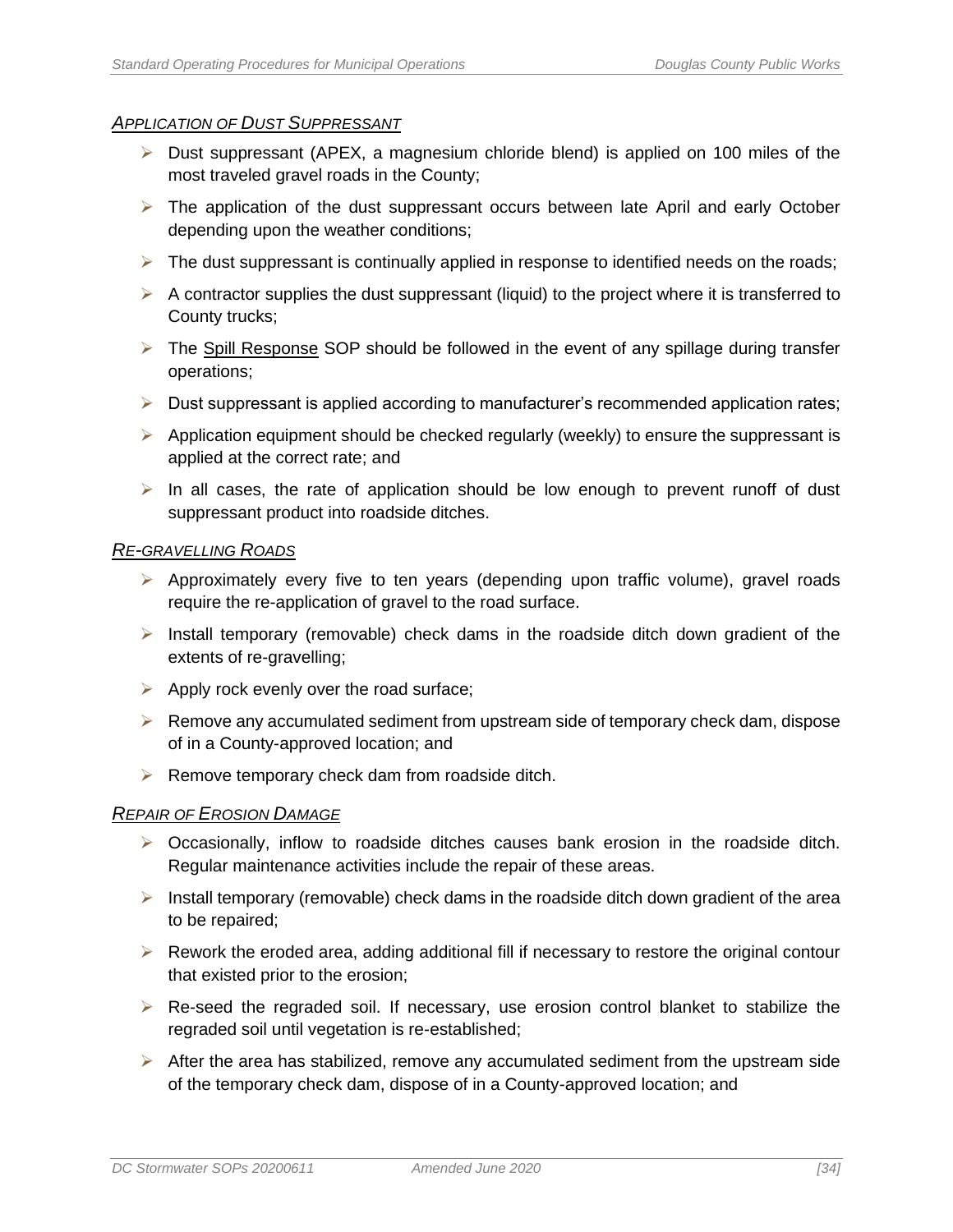### *Application of Dust Suppressant*

- Dust suppressant (APEX, a magnesium chloride blend) is applied on 100 miles of the most traveled gravel roads in the County;
- The application of the dust suppressant occurs between late April and early October depending upon the weather conditions;
- The dust suppressant is continually applied in response to identified needs on the roads;
- A contractor supplies the dust suppressant (liquid) to the project where it is transferred to County trucks;
- The Spill Response SOP should be followed in the event of any spillage during transfer operations;
- Dust suppressant is applied according to manufacturer's recommended application rates;
- Application equipment should be checked regularly (weekly) to ensure the suppressant is applied at the correct rate; and
- In all cases, the rate of application should be low enough to prevent runoff of dust suppressant product into roadside ditches.

### *Re-gravelling Roads*

- Approximately every five to ten years (depending upon traffic volume), gravel roads require the re-application of gravel to the road surface.
- Install temporary (removable) check dams in the roadside ditch down gradient of the extents of re-gravelling;
- Apply rock evenly over the road surface;
- Remove any accumulated sediment from upstream side of temporary check dam, dispose of in a County-approved location; and
- Remove temporary check dam from roadside ditch.

### *Repair of Erosion Damage*

- Occasionally, inflow to roadside ditches causes bank erosion in the roadside ditch. Regular maintenance activities include the repair of these areas.
- Install temporary (removable) check dams in the roadside ditch down gradient of the area to be repaired;
- Rework the eroded area, adding additional fill if necessary to restore the original contour that existed prior to the erosion;
- Re-seed the regraded soil. If necessary, use erosion control blanket to stabilize the regraded soil until vegetation is re-established;
- After the area has stabilized, remove any accumulated sediment from the upstream side of the temporary check dam, dispose of in a County-approved location; and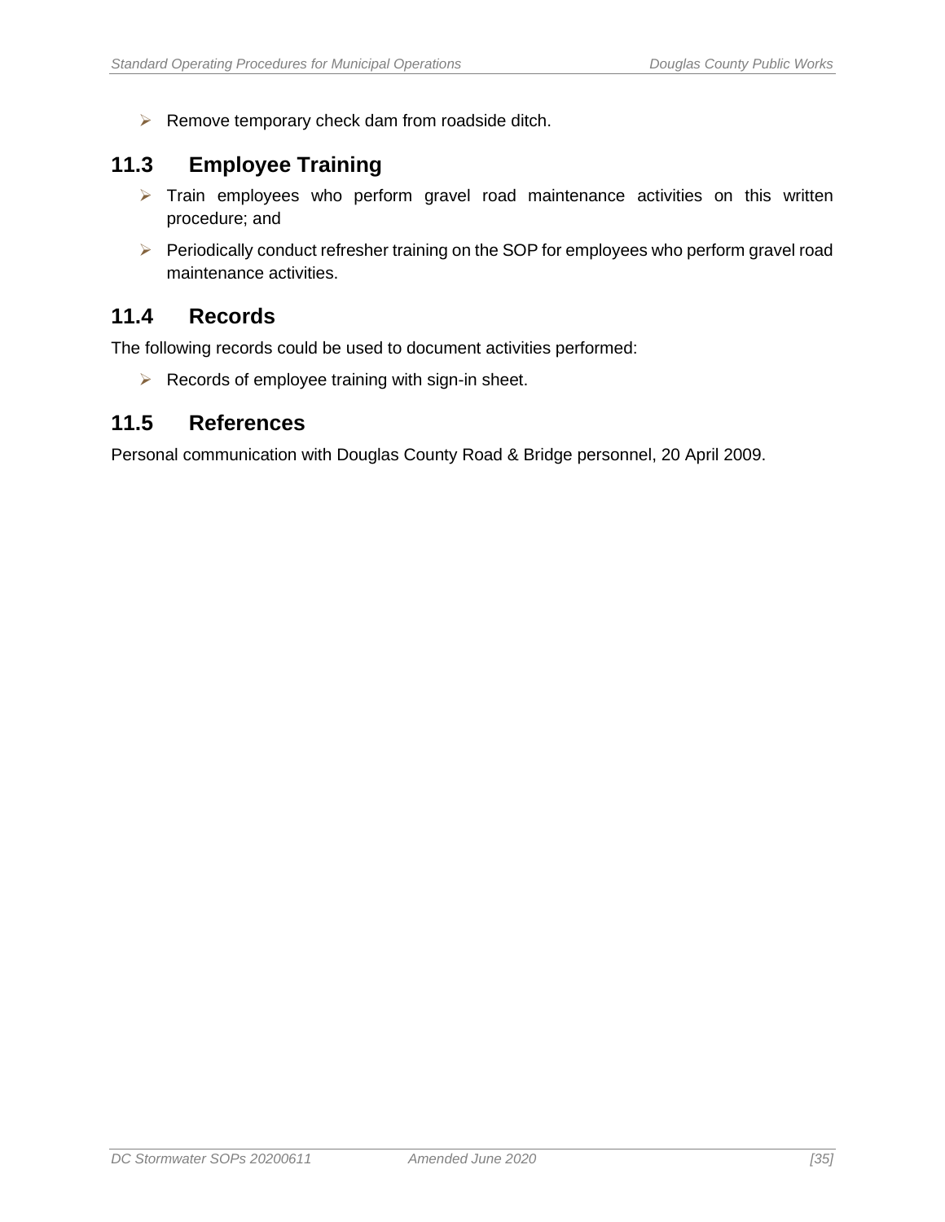- Remove temporary check dam from roadside ditch.

## 11.3 Employee Training

- Train employees who perform gravel road maintenance activities on this written procedure; and
- Periodically conduct refresher training on the SOP for employees who perform gravel road maintenance activities.

## 11.4 Records

The following records could be used to document activities performed:

- Records of employee training with sign-in sheet.

## 11.5 References

Personal communication with Douglas County Road & Bridge personnel, 20 April 2009.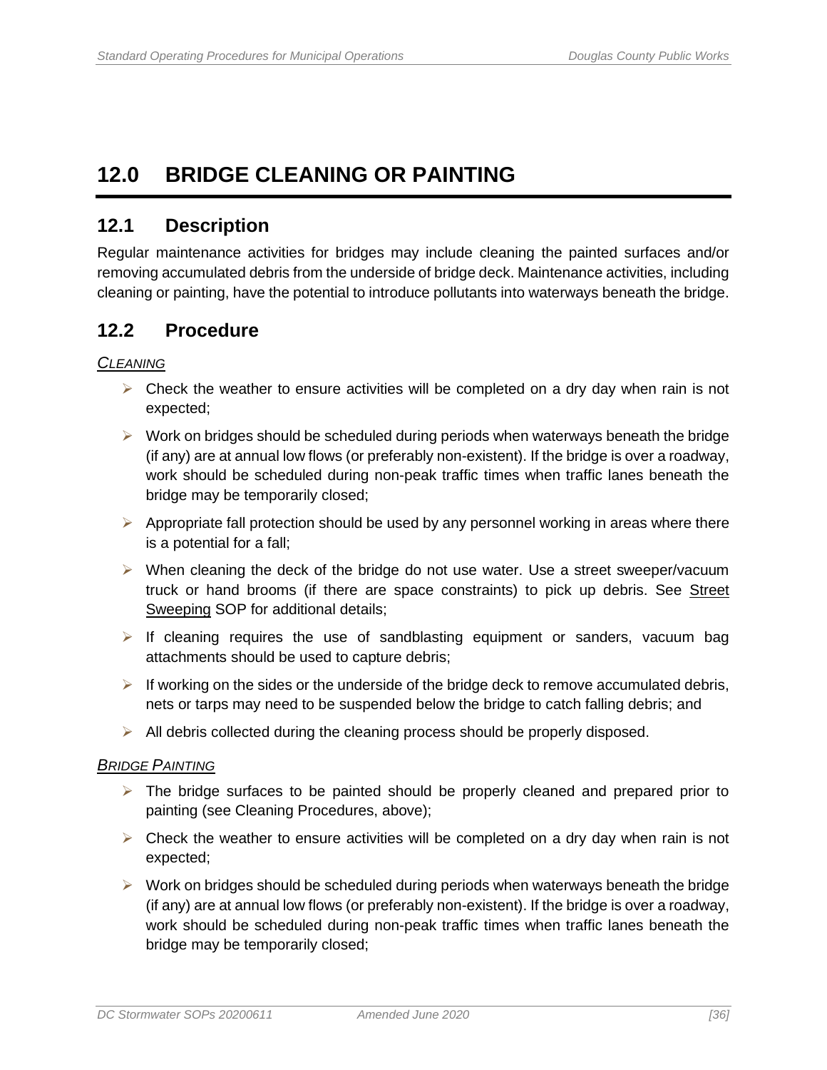# 12.0 BRIDGE CLEANING OR PAINTING

## 12.1 Description

Regular maintenance activities for bridges may include cleaning the painted surfaces and/or removing accumulated debris from the underside of bridge deck. Maintenance activities, including cleaning or painting, have the potential to introduce pollutants into waterways beneath the bridge.

## 12.2 Procedure

*CLEANING*

- Check the weather to ensure activities will be completed on a dry day when rain is not expected;
- Work on bridges should be scheduled during periods when waterways beneath the bridge (if any) are at annual low flows (or preferably non-existent). If the bridge is over a roadway, work should be scheduled during non-peak traffic times when traffic lanes beneath the bridge may be temporarily closed;
- Appropriate fall protection should be used by any personnel working in areas where there is a potential for a fall;
- When cleaning the deck of the bridge do not use water. Use a street sweeper/vacuum truck or hand brooms (if there are space constraints) to pick up debris. See Street Sweeping SOP for additional details;
- If cleaning requires the use of sandblasting equipment or sanders, vacuum bag attachments should be used to capture debris;
- If working on the sides or the underside of the bridge deck to remove accumulated debris, nets or tarps may need to be suspended below the bridge to catch falling debris; and
- All debris collected during the cleaning process should be properly disposed.

*BRIDGE PAINTING*

- The bridge surfaces to be painted should be properly cleaned and prepared prior to painting (see Cleaning Procedures, above);
- Check the weather to ensure activities will be completed on a dry day when rain is not expected;
- Work on bridges should be scheduled during periods when waterways beneath the bridge (if any) are at annual low flows (or preferably non-existent). If the bridge is over a roadway, work should be scheduled during non-peak traffic times when traffic lanes beneath the bridge may be temporarily closed;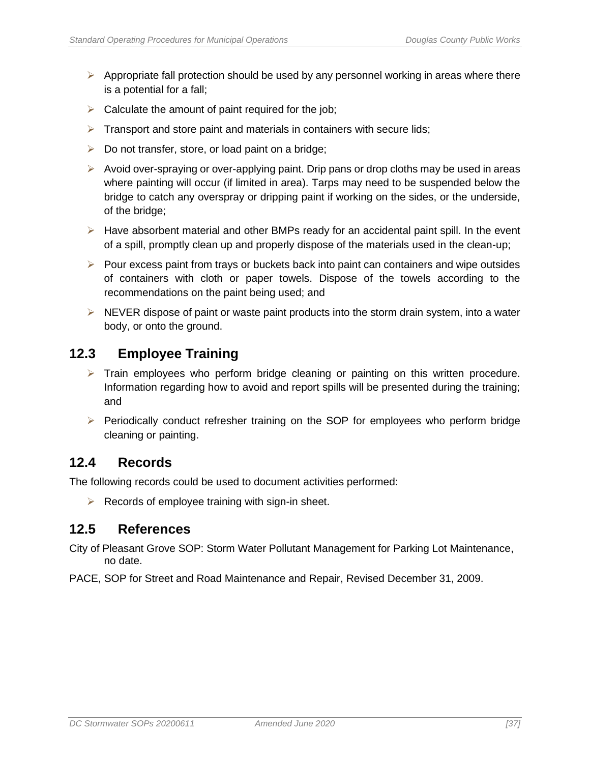- Appropriate fall protection should be used by any personnel working in areas where there is a potential for a fall;
- Calculate the amount of paint required for the job;
- Transport and store paint and materials in containers with secure lids;
- Do not transfer, store, or load paint on a bridge;
- Avoid over-spraying or over-applying paint. Drip pans or drop cloths may be used in areas where painting will occur (if limited in area). Tarps may need to be suspended below the bridge to catch any overspray or dripping paint if working on the sides, or the underside, of the bridge;
- Have absorbent material and other BMPs ready for an accidental paint spill. In the event of a spill, promptly clean up and properly dispose of the materials used in the clean-up;
- Pour excess paint from trays or buckets back into paint can containers and wipe outsides of containers with cloth or paper towels. Dispose of the towels according to the recommendations on the paint being used; and
- NEVER dispose of paint or waste paint products into the storm drain system, into a water body, or onto the ground.

## 12.3 Employee Training

- Train employees who perform bridge cleaning or painting on this written procedure. Information regarding how to avoid and report spills will be presented during the training; and
- Periodically conduct refresher training on the SOP for employees who perform bridge cleaning or painting.

## 12.4 Records

The following records could be used to document activities performed:

- Records of employee training with sign-in sheet.

## 12.5 References

City of Pleasant Grove SOP: Storm Water Pollutant Management for Parking Lot Maintenance, no date.

PACE, SOP for Street and Road Maintenance and Repair, Revised December 31, 2009.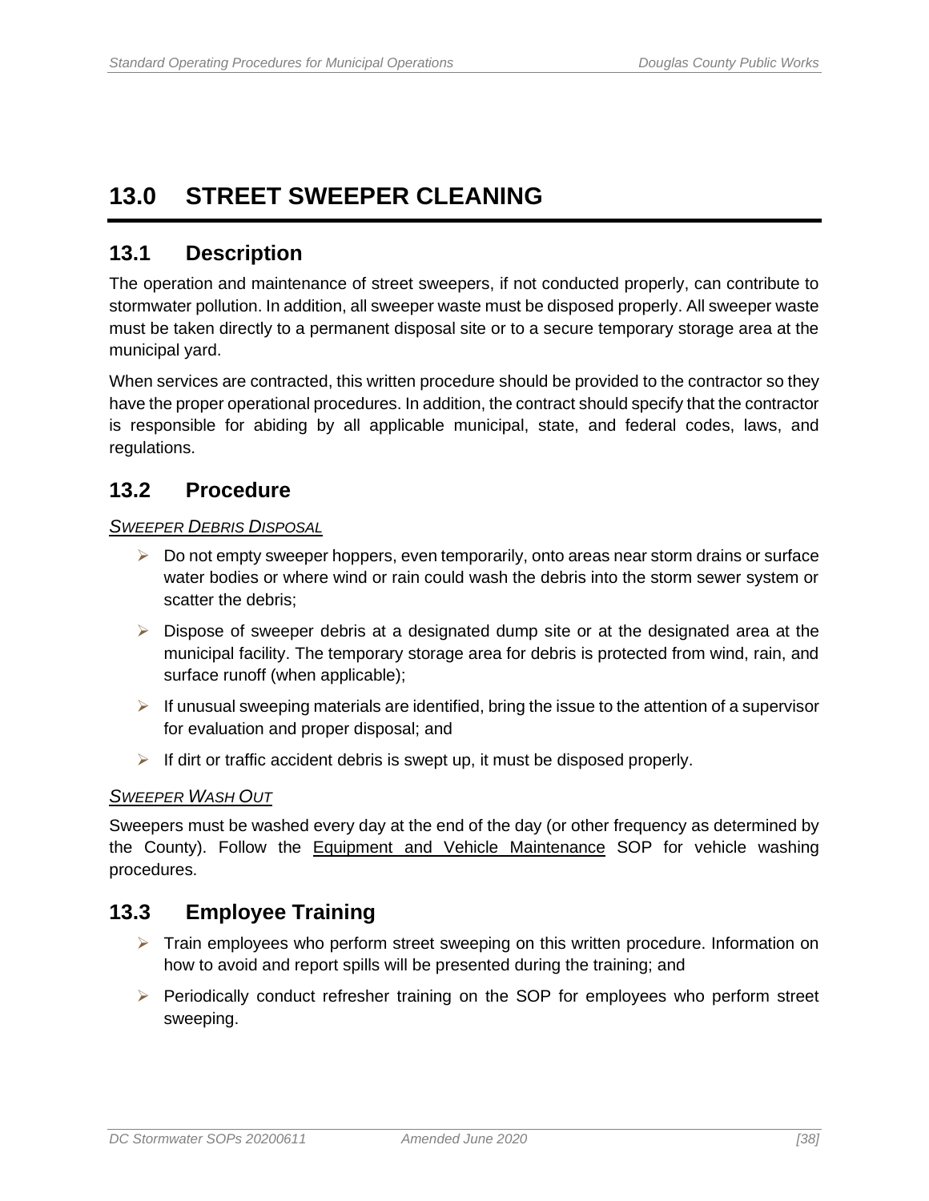# 13.0 STREET SWEEPER CLEANING

## 13.1 Description

The operation and maintenance of street sweepers, if not conducted properly, can contribute to stormwater pollution. In addition, all sweeper waste must be disposed properly. All sweeper waste must be taken directly to a permanent disposal site or to a secure temporary storage area at the municipal yard.

When services are contracted, this written procedure should be provided to the contractor so they have the proper operational procedures. In addition, the contract should specify that the contractor is responsible for abiding by all applicable municipal, state, and federal codes, laws, and regulations.

## 13.2 Procedure

*SWEEPER DEBRIS DISPOSAL*

- Do not empty sweeper hoppers, even temporarily, onto areas near storm drains or surface water bodies or where wind or rain could wash the debris into the storm sewer system or scatter the debris;
- Dispose of sweeper debris at a designated dump site or at the designated area at the municipal facility. The temporary storage area for debris is protected from wind, rain, and surface runoff (when applicable);
- If unusual sweeping materials are identified, bring the issue to the attention of a supervisor for evaluation and proper disposal; and
- If dirt or traffic accident debris is swept up, it must be disposed properly.

*SWEEPER WASH OUT*

Sweepers must be washed every day at the end of the day (or other frequency as determined by the County). Follow the Equipment and Vehicle Maintenance SOP for vehicle washing procedures.

## 13.3 Employee Training

- Train employees who perform street sweeping on this written procedure. Information on how to avoid and report spills will be presented during the training; and
- Periodically conduct refresher training on the SOP for employees who perform street sweeping.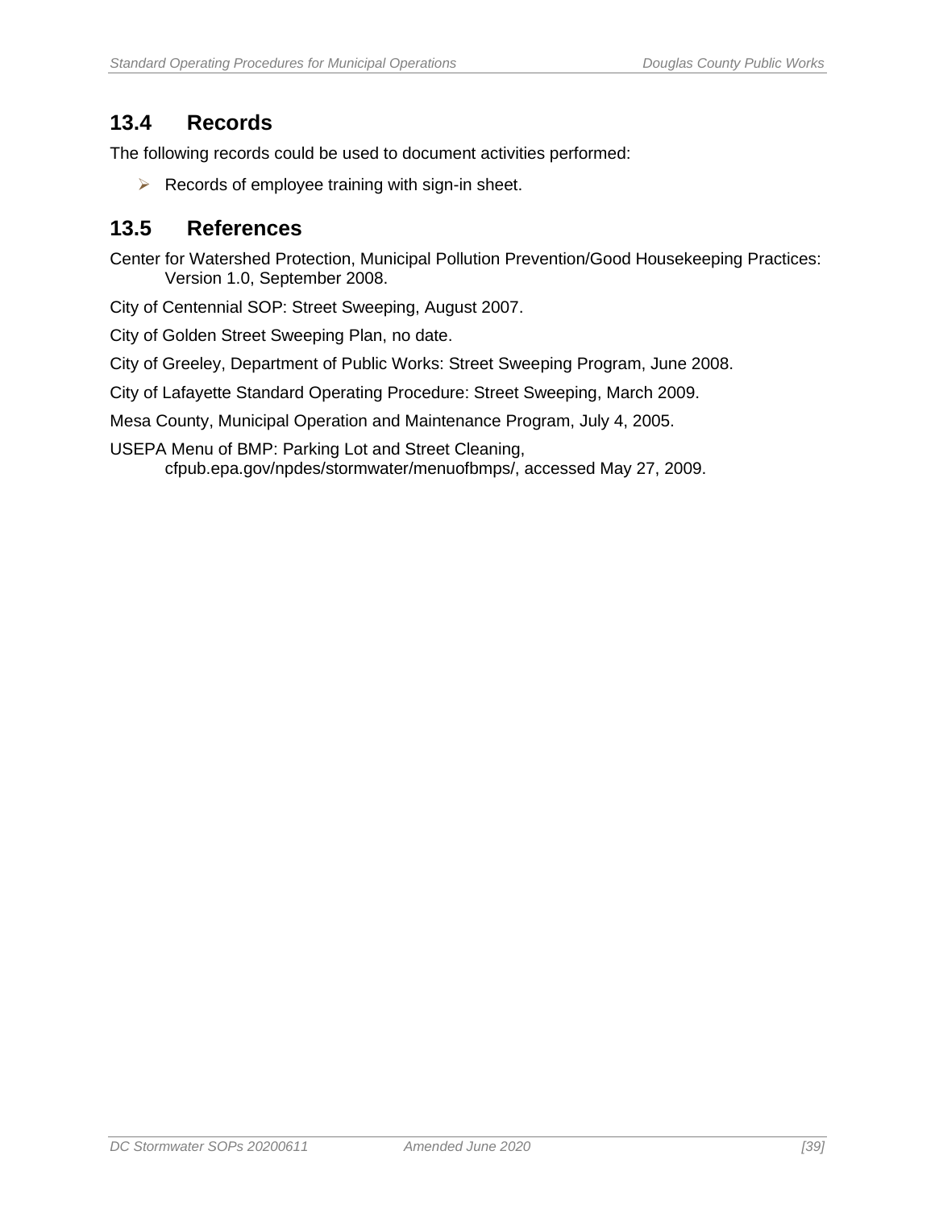## 13.4 Records

The following records could be used to document activities performed:

- Records of employee training with sign-in sheet.

## 13.5 References

Center for Watershed Protection, Municipal Pollution Prevention/Good Housekeeping Practices: Version 1.0, September 2008.

City of Centennial SOP: Street Sweeping, August 2007.

City of Golden Street Sweeping Plan, no date.

City of Greeley, Department of Public Works: Street Sweeping Program, June 2008.

City of Lafayette Standard Operating Procedure: Street Sweeping, March 2009.

Mesa County, Municipal Operation and Maintenance Program, July 4, 2005.

USEPA Menu of BMP: Parking Lot and Street Cleaning, cfpub.epa.gov/npdes/stormwater/menuofbmps/, accessed May 27, 2009.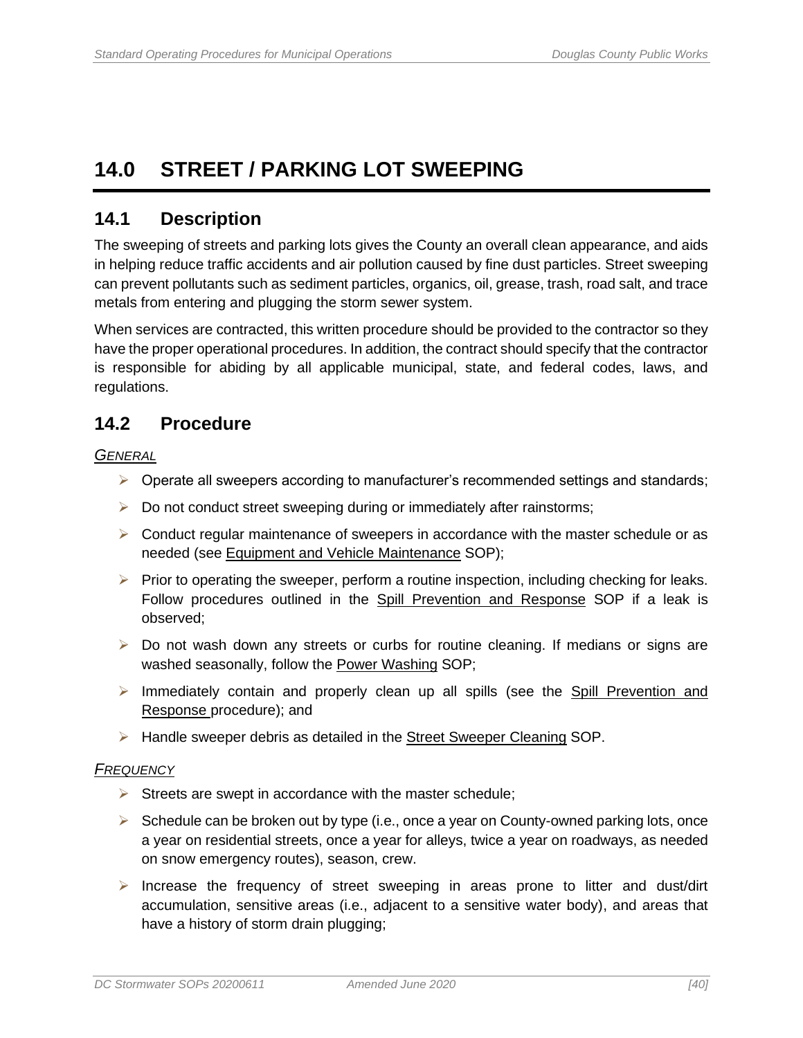# 14.0 STREET / PARKING LOT SWEEPING

## 14.1 Description

The sweeping of streets and parking lots gives the County an overall clean appearance, and aids in helping reduce traffic accidents and air pollution caused by fine dust particles. Street sweeping can prevent pollutants such as sediment particles, organics, oil, grease, trash, road salt, and trace metals from entering and plugging the storm sewer system.

When services are contracted, this written procedure should be provided to the contractor so they have the proper operational procedures. In addition, the contract should specify that the contractor is responsible for abiding by all applicable municipal, state, and federal codes, laws, and regulations.

## 14.2 Procedure

*GENERAL*

- Operate all sweepers according to manufacturer's recommended settings and standards;
- Do not conduct street sweeping during or immediately after rainstorms;
- Conduct regular maintenance of sweepers in accordance with the master schedule or as needed (see Equipment and Vehicle Maintenance SOP);
- Prior to operating the sweeper, perform a routine inspection, including checking for leaks. Follow procedures outlined in the Spill Prevention and Response SOP if a leak is observed;
- Do not wash down any streets or curbs for routine cleaning. If medians or signs are washed seasonally, follow the Power Washing SOP;
- Immediately contain and properly clean up all spills (see the Spill Prevention and Response procedure); and
- Handle sweeper debris as detailed in the Street Sweeper Cleaning SOP.

*FREQUENCY*

- Streets are swept in accordance with the master schedule;
- Schedule can be broken out by type (i.e., once a year on County-owned parking lots, once a year on residential streets, once a year for alleys, twice a year on roadways, as needed on snow emergency routes), season, crew.
- Increase the frequency of street sweeping in areas prone to litter and dust/dirt accumulation, sensitive areas (i.e., adjacent to a sensitive water body), and areas that have a history of storm drain plugging;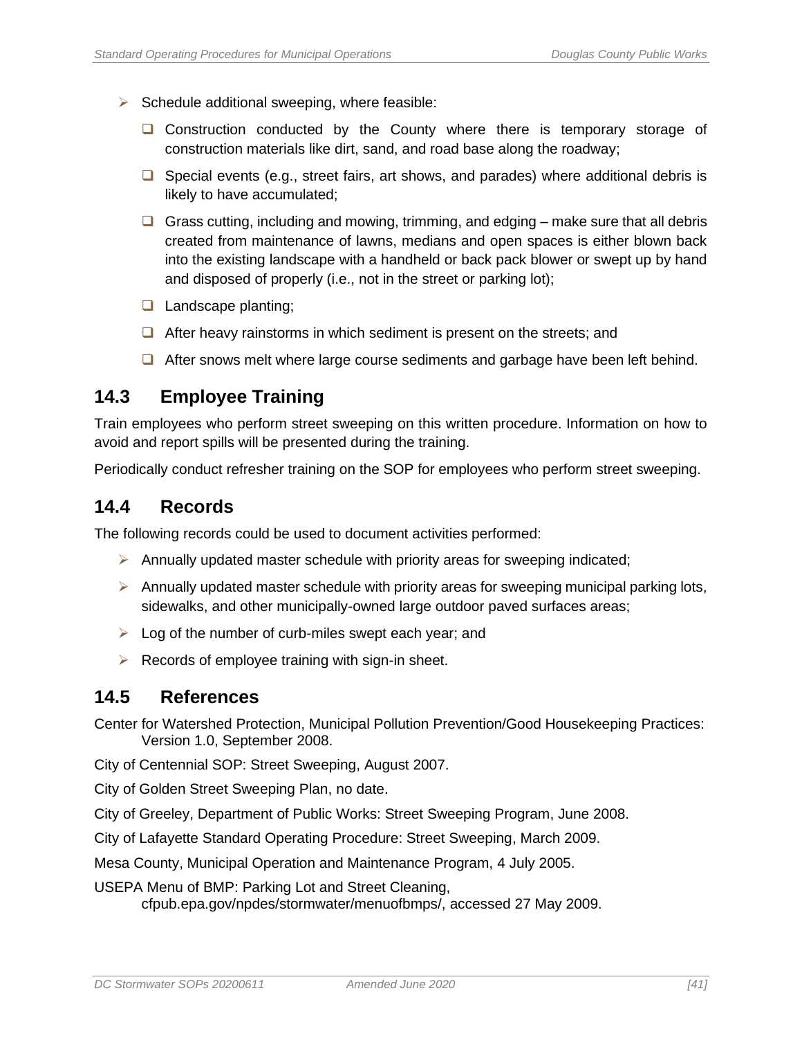- Schedule additional sweeping, where feasible:
  - Construction conducted by the County where there is temporary storage of construction materials like dirt, sand, and road base along the roadway;
  - Special events (e.g., street fairs, art shows, and parades) where additional debris is likely to have accumulated;
  - Grass cutting, including and mowing, trimming, and edging – make sure that all debris created from maintenance of lawns, medians and open spaces is either blown back into the existing landscape with a handheld or back pack blower or swept up by hand and disposed of properly (i.e., not in the street or parking lot);
  - Landscape planting;
  - After heavy rainstorms in which sediment is present on the streets; and
  - After snows melt where large course sediments and garbage have been left behind.

## 14.3 Employee Training

Train employees who perform street sweeping on this written procedure. Information on how to avoid and report spills will be presented during the training.

Periodically conduct refresher training on the SOP for employees who perform street sweeping.

## 14.4 Records

The following records could be used to document activities performed:

- Annually updated master schedule with priority areas for sweeping indicated;
- Annually updated master schedule with priority areas for sweeping municipal parking lots, sidewalks, and other municipally-owned large outdoor paved surfaces areas;
- Log of the number of curb-miles swept each year; and
- Records of employee training with sign-in sheet.

## 14.5 References

Center for Watershed Protection, Municipal Pollution Prevention/Good Housekeeping Practices: Version 1.0, September 2008.

City of Centennial SOP: Street Sweeping, August 2007.

City of Golden Street Sweeping Plan, no date.

City of Greeley, Department of Public Works: Street Sweeping Program, June 2008.

City of Lafayette Standard Operating Procedure: Street Sweeping, March 2009.

Mesa County, Municipal Operation and Maintenance Program, 4 July 2005.

USEPA Menu of BMP: Parking Lot and Street Cleaning, cfpub.epa.gov/npdes/stormwater/menuofbmps/, accessed 27 May 2009.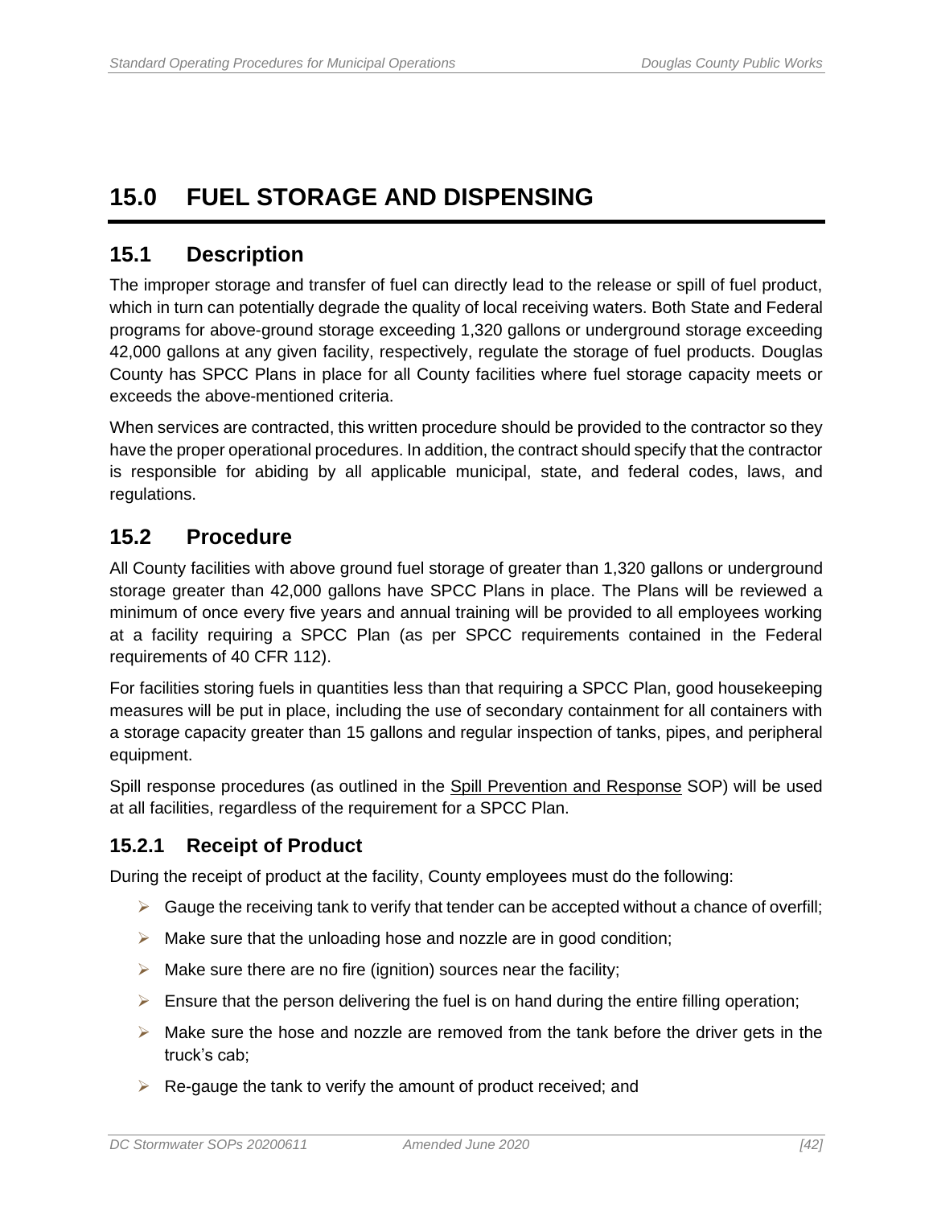# 15.0 FUEL STORAGE AND DISPENSING

## 15.1 Description

The improper storage and transfer of fuel can directly lead to the release or spill of fuel product, which in turn can potentially degrade the quality of local receiving waters. Both State and Federal programs for above-ground storage exceeding 1,320 gallons or underground storage exceeding 42,000 gallons at any given facility, respectively, regulate the storage of fuel products. Douglas County has SPCC Plans in place for all County facilities where fuel storage capacity meets or exceeds the above-mentioned criteria.

When services are contracted, this written procedure should be provided to the contractor so they have the proper operational procedures. In addition, the contract should specify that the contractor is responsible for abiding by all applicable municipal, state, and federal codes, laws, and regulations.

## 15.2 Procedure

All County facilities with above ground fuel storage of greater than 1,320 gallons or underground storage greater than 42,000 gallons have SPCC Plans in place. The Plans will be reviewed a minimum of once every five years and annual training will be provided to all employees working at a facility requiring a SPCC Plan (as per SPCC requirements contained in the Federal requirements of 40 CFR 112).

For facilities storing fuels in quantities less than that requiring a SPCC Plan, good housekeeping measures will be put in place, including the use of secondary containment for all containers with a storage capacity greater than 15 gallons and regular inspection of tanks, pipes, and peripheral equipment.

Spill response procedures (as outlined in the Spill Prevention and Response SOP) will be used at all facilities, regardless of the requirement for a SPCC Plan.

### 15.2.1 Receipt of Product

During the receipt of product at the facility, County employees must do the following:

- Gauge the receiving tank to verify that tender can be accepted without a chance of overfill;
- Make sure that the unloading hose and nozzle are in good condition;
- Make sure there are no fire (ignition) sources near the facility;
- Ensure that the person delivering the fuel is on hand during the entire filling operation;
- Make sure the hose and nozzle are removed from the tank before the driver gets in the truck's cab;
- Re-gauge the tank to verify the amount of product received; and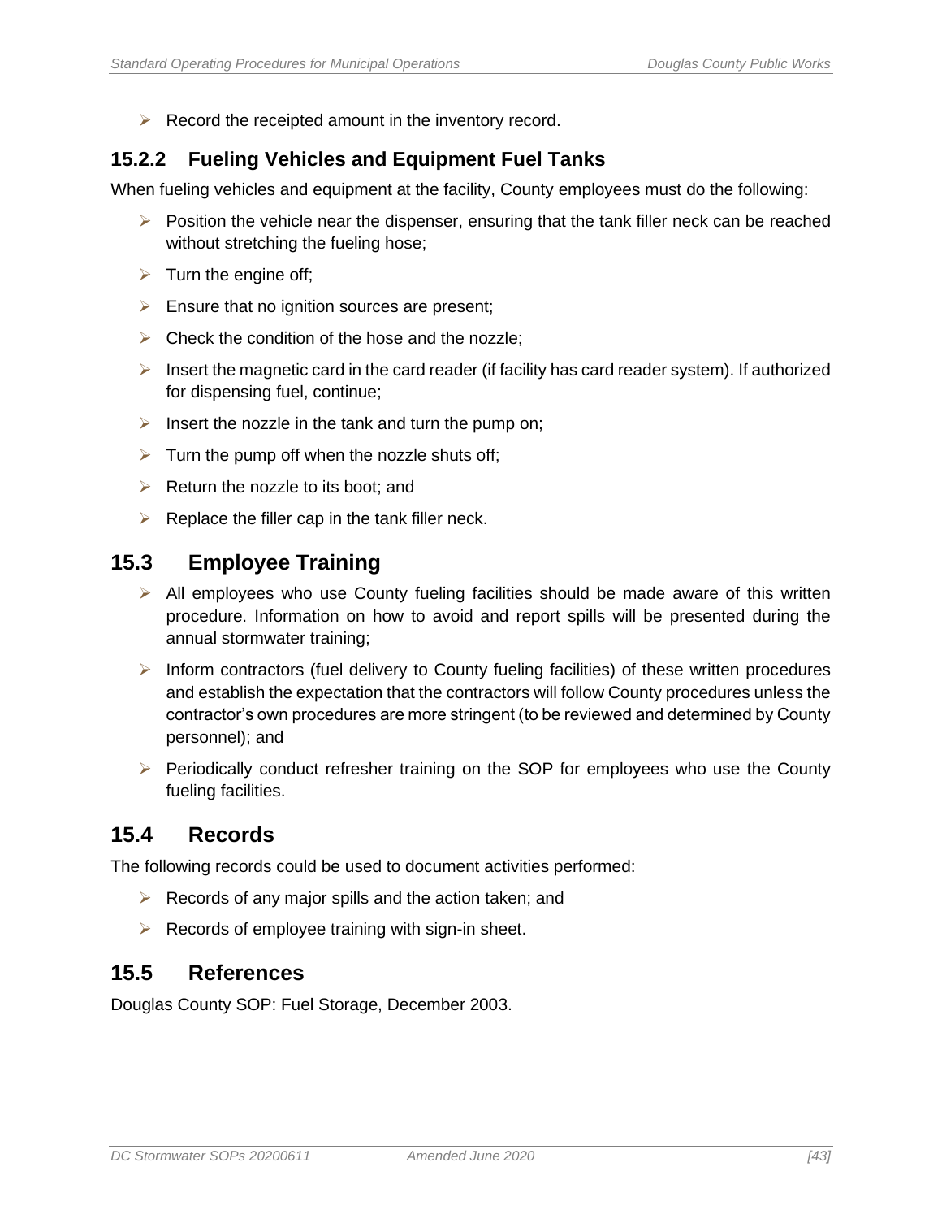- Record the receipted amount in the inventory record.

### 15.2.2 Fueling Vehicles and Equipment Fuel Tanks

When fueling vehicles and equipment at the facility, County employees must do the following:

- Position the vehicle near the dispenser, ensuring that the tank filler neck can be reached without stretching the fueling hose;
- Turn the engine off;
- Ensure that no ignition sources are present;
- Check the condition of the hose and the nozzle;
- Insert the magnetic card in the card reader (if facility has card reader system). If authorized for dispensing fuel, continue;
- Insert the nozzle in the tank and turn the pump on;
- Turn the pump off when the nozzle shuts off;
- Return the nozzle to its boot; and
- Replace the filler cap in the tank filler neck.

## 15.3 Employee Training

- All employees who use County fueling facilities should be made aware of this written procedure. Information on how to avoid and report spills will be presented during the annual stormwater training;
- Inform contractors (fuel delivery to County fueling facilities) of these written procedures and establish the expectation that the contractors will follow County procedures unless the contractor's own procedures are more stringent (to be reviewed and determined by County personnel); and
- Periodically conduct refresher training on the SOP for employees who use the County fueling facilities.

## 15.4 Records

The following records could be used to document activities performed:

- Records of any major spills and the action taken; and
- Records of employee training with sign-in sheet.

## 15.5 References

Douglas County SOP: Fuel Storage, December 2003.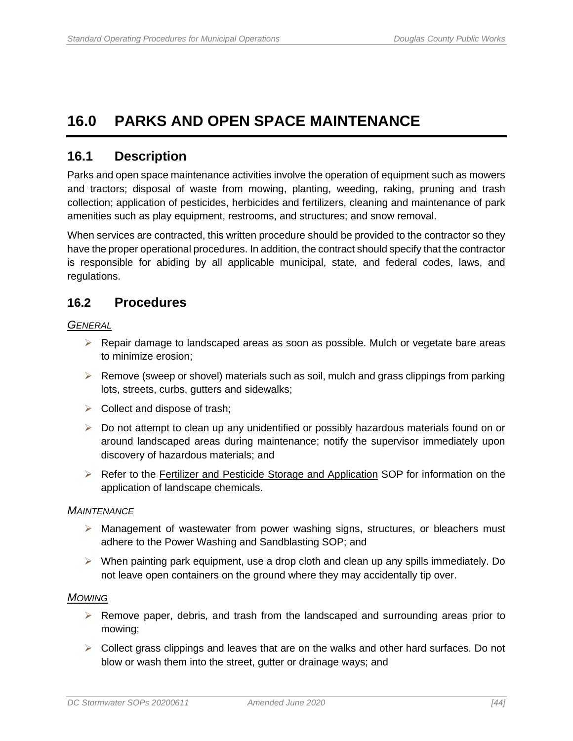# 16.0 PARKS AND OPEN SPACE MAINTENANCE

## 16.1 Description

Parks and open space maintenance activities involve the operation of equipment such as mowers and tractors; disposal of waste from mowing, planting, weeding, raking, pruning and trash collection; application of pesticides, herbicides and fertilizers, cleaning and maintenance of park amenities such as play equipment, restrooms, and structures; and snow removal.

When services are contracted, this written procedure should be provided to the contractor so they have the proper operational procedures. In addition, the contract should specify that the contractor is responsible for abiding by all applicable municipal, state, and federal codes, laws, and regulations.

## 16.2 Procedures

*GENERAL*

- Repair damage to landscaped areas as soon as possible. Mulch or vegetate bare areas to minimize erosion;
- Remove (sweep or shovel) materials such as soil, mulch and grass clippings from parking lots, streets, curbs, gutters and sidewalks;
- Collect and dispose of trash;
- Do not attempt to clean up any unidentified or possibly hazardous materials found on or around landscaped areas during maintenance; notify the supervisor immediately upon discovery of hazardous materials; and
- Refer to the Fertilizer and Pesticide Storage and Application SOP for information on the application of landscape chemicals.

*MAINTENANCE*

- Management of wastewater from power washing signs, structures, or bleachers must adhere to the Power Washing and Sandblasting SOP; and
- When painting park equipment, use a drop cloth and clean up any spills immediately. Do not leave open containers on the ground where they may accidentally tip over.

*MOWING*

- Remove paper, debris, and trash from the landscaped and surrounding areas prior to mowing;
- Collect grass clippings and leaves that are on the walks and other hard surfaces. Do not blow or wash them into the street, gutter or drainage ways; and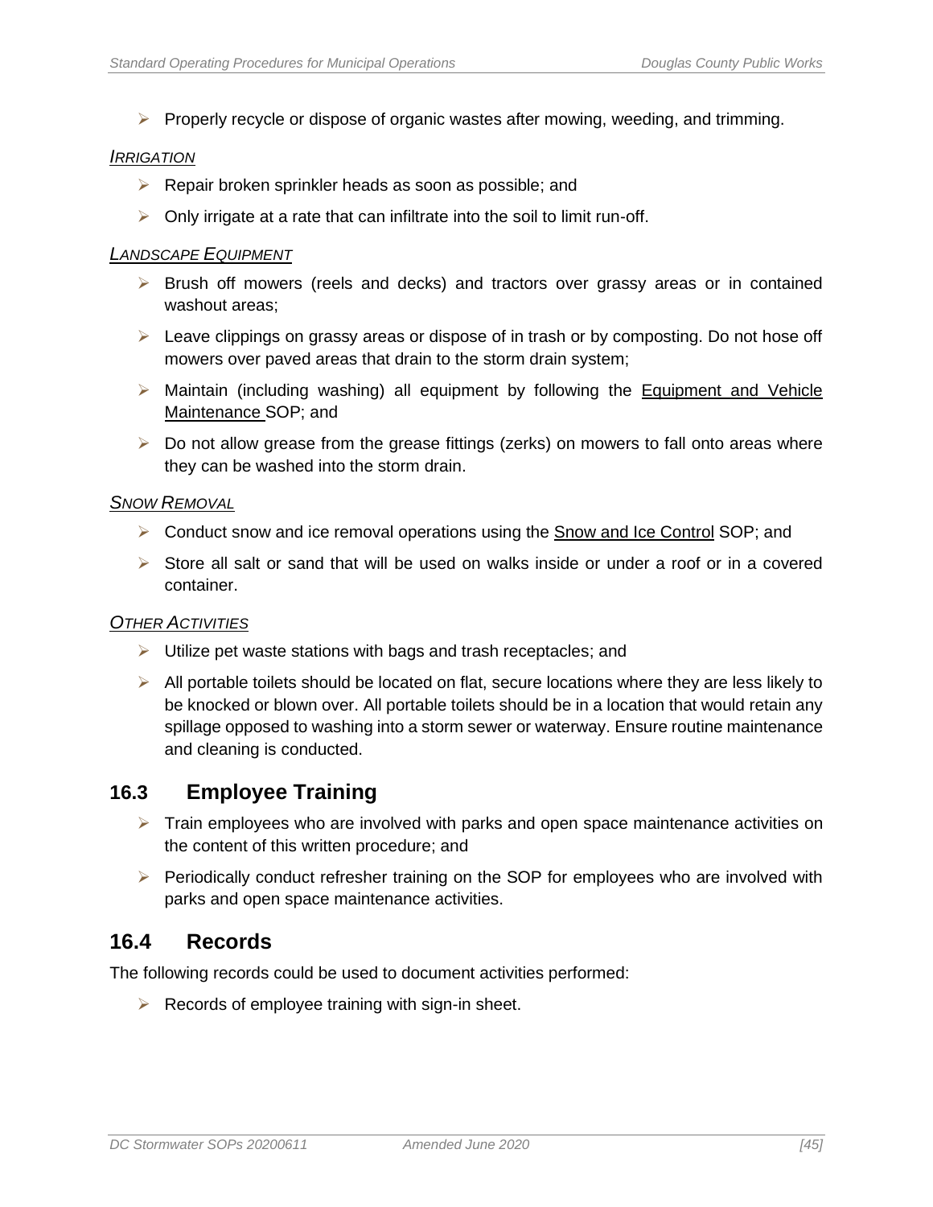- Properly recycle or dispose of organic wastes after mowing, weeding, and trimming.

*Irrigation*

- Repair broken sprinkler heads as soon as possible; and
- Only irrigate at a rate that can infiltrate into the soil to limit run-off.

*Landscape Equipment*

- Brush off mowers (reels and decks) and tractors over grassy areas or in contained washout areas;
- Leave clippings on grassy areas or dispose of in trash or by composting. Do not hose off mowers over paved areas that drain to the storm drain system;
- Maintain (including washing) all equipment by following the Equipment and Vehicle Maintenance SOP; and
- Do not allow grease from the grease fittings (zerks) on mowers to fall onto areas where they can be washed into the storm drain.

*Snow Removal*

- Conduct snow and ice removal operations using the Snow and Ice Control SOP; and
- Store all salt or sand that will be used on walks inside or under a roof or in a covered container.

*Other Activities*

- Utilize pet waste stations with bags and trash receptacles; and
- All portable toilets should be located on flat, secure locations where they are less likely to be knocked or blown over. All portable toilets should be in a location that would retain any spillage opposed to washing into a storm sewer or waterway. Ensure routine maintenance and cleaning is conducted.

## 16.3 Employee Training

- Train employees who are involved with parks and open space maintenance activities on the content of this written procedure; and
- Periodically conduct refresher training on the SOP for employees who are involved with parks and open space maintenance activities.

## 16.4 Records

The following records could be used to document activities performed:

- Records of employee training with sign-in sheet.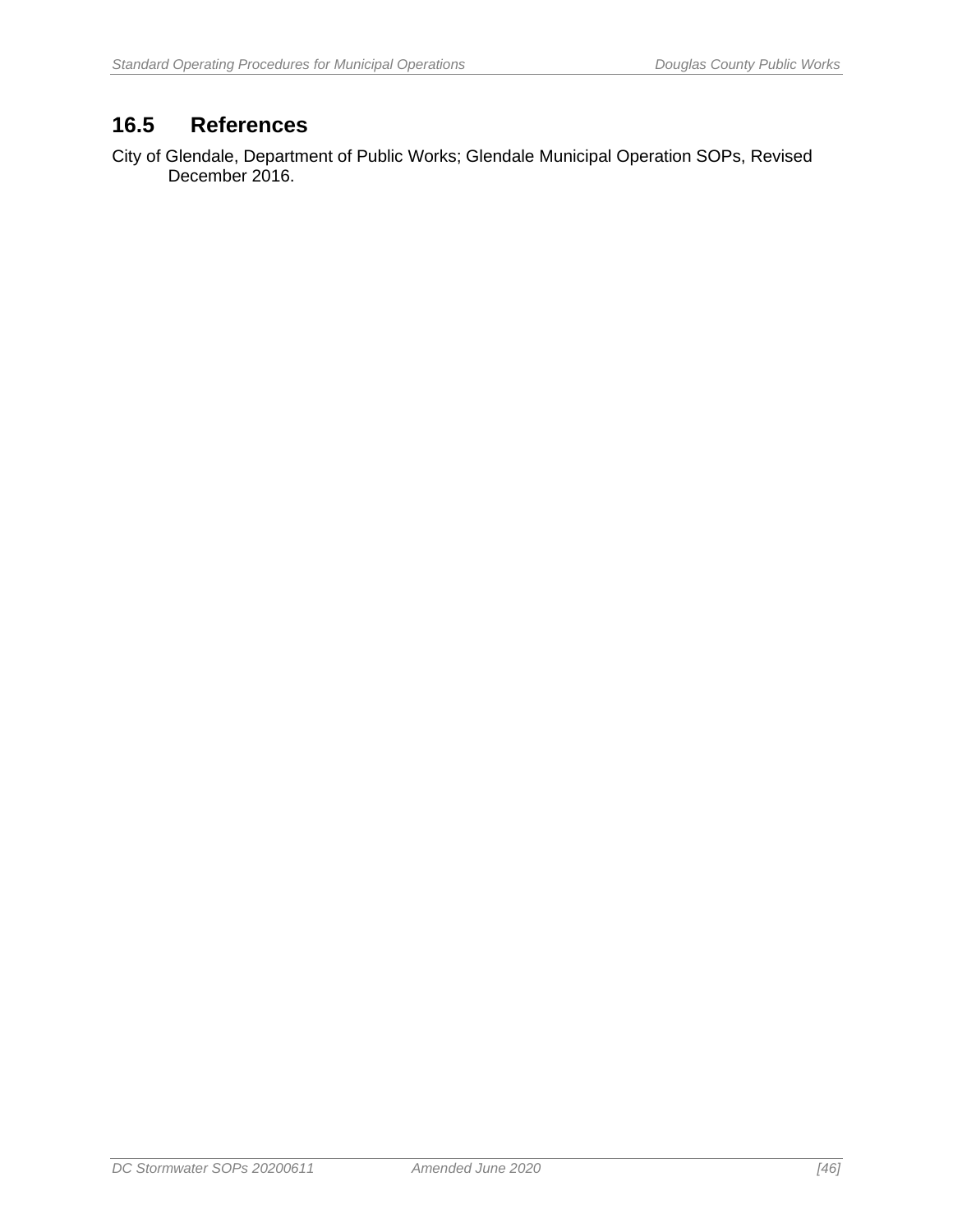## 16.5 References

City of Glendale, Department of Public Works; Glendale Municipal Operation SOPs, Revised December 2016.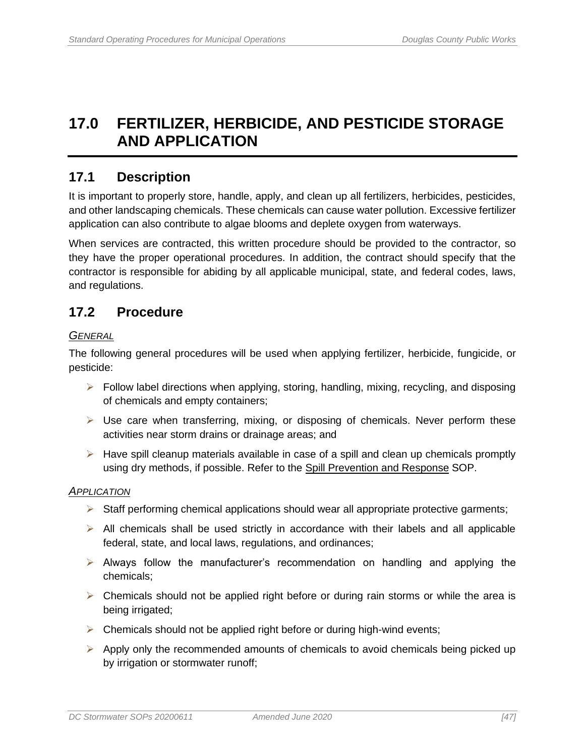# 17.0 FERTILIZER, HERBICIDE, AND PESTICIDE STORAGE AND APPLICATION

## 17.1 Description

It is important to properly store, handle, apply, and clean up all fertilizers, herbicides, pesticides, and other landscaping chemicals. These chemicals can cause water pollution. Excessive fertilizer application can also contribute to algae blooms and deplete oxygen from waterways.

When services are contracted, this written procedure should be provided to the contractor, so they have the proper operational procedures. In addition, the contract should specify that the contractor is responsible for abiding by all applicable municipal, state, and federal codes, laws, and regulations.

## 17.2 Procedure

*GENERAL*

The following general procedures will be used when applying fertilizer, herbicide, fungicide, or pesticide:

- Follow label directions when applying, storing, handling, mixing, recycling, and disposing of chemicals and empty containers;
- Use care when transferring, mixing, or disposing of chemicals. Never perform these activities near storm drains or drainage areas; and
- Have spill cleanup materials available in case of a spill and clean up chemicals promptly using dry methods, if possible. Refer to the Spill Prevention and Response SOP.

*APPLICATION*

- Staff performing chemical applications should wear all appropriate protective garments;
- All chemicals shall be used strictly in accordance with their labels and all applicable federal, state, and local laws, regulations, and ordinances;
- Always follow the manufacturer's recommendation on handling and applying the chemicals;
- Chemicals should not be applied right before or during rain storms or while the area is being irrigated;
- Chemicals should not be applied right before or during high-wind events;
- Apply only the recommended amounts of chemicals to avoid chemicals being picked up by irrigation or stormwater runoff;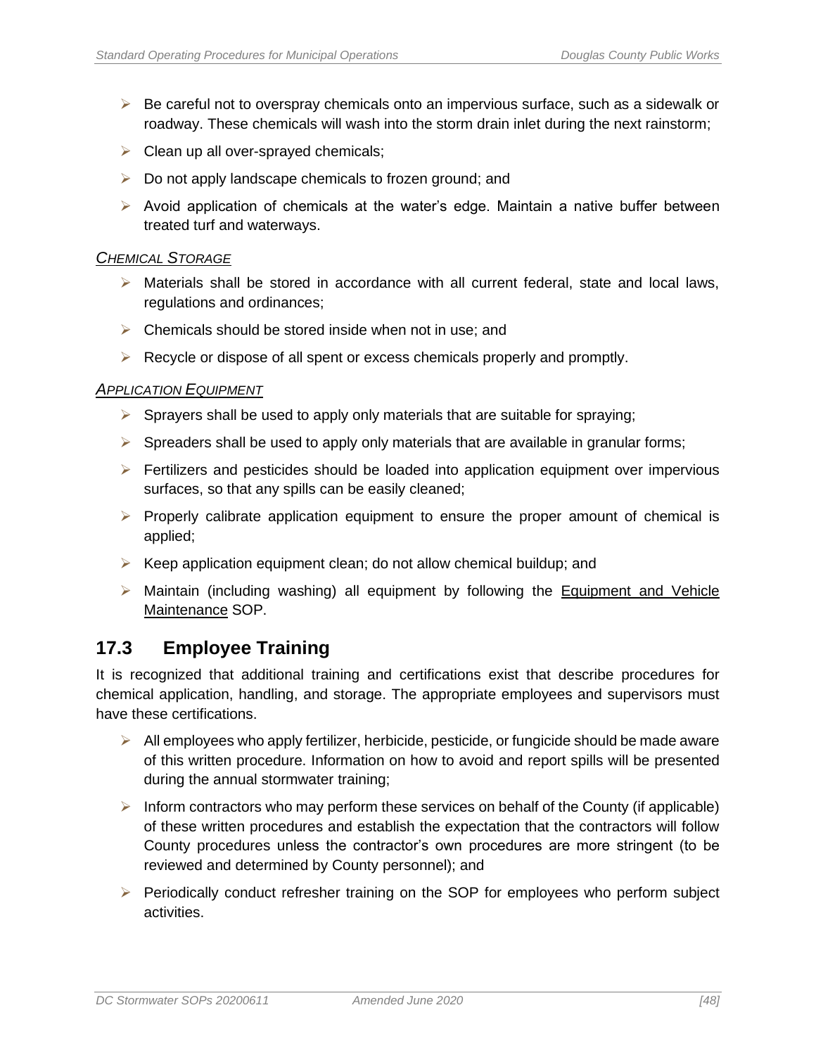- Be careful not to overspray chemicals onto an impervious surface, such as a sidewalk or roadway. These chemicals will wash into the storm drain inlet during the next rainstorm;
- Clean up all over-sprayed chemicals;
- Do not apply landscape chemicals to frozen ground; and
- Avoid application of chemicals at the water's edge. Maintain a native buffer between treated turf and waterways.

*CHEMICAL STORAGE*

- Materials shall be stored in accordance with all current federal, state and local laws, regulations and ordinances;
- Chemicals should be stored inside when not in use; and
- Recycle or dispose of all spent or excess chemicals properly and promptly.

*APPLICATION EQUIPMENT*

- Sprayers shall be used to apply only materials that are suitable for spraying;
- Spreaders shall be used to apply only materials that are available in granular forms;
- Fertilizers and pesticides should be loaded into application equipment over impervious surfaces, so that any spills can be easily cleaned;
- Properly calibrate application equipment to ensure the proper amount of chemical is applied;
- Keep application equipment clean; do not allow chemical buildup; and
- Maintain (including washing) all equipment by following the Equipment and Vehicle Maintenance SOP.

## 17.3 Employee Training

It is recognized that additional training and certifications exist that describe procedures for chemical application, handling, and storage. The appropriate employees and supervisors must have these certifications.

- All employees who apply fertilizer, herbicide, pesticide, or fungicide should be made aware of this written procedure. Information on how to avoid and report spills will be presented during the annual stormwater training;
- Inform contractors who may perform these services on behalf of the County (if applicable) of these written procedures and establish the expectation that the contractors will follow County procedures unless the contractor's own procedures are more stringent (to be reviewed and determined by County personnel); and
- Periodically conduct refresher training on the SOP for employees who perform subject activities.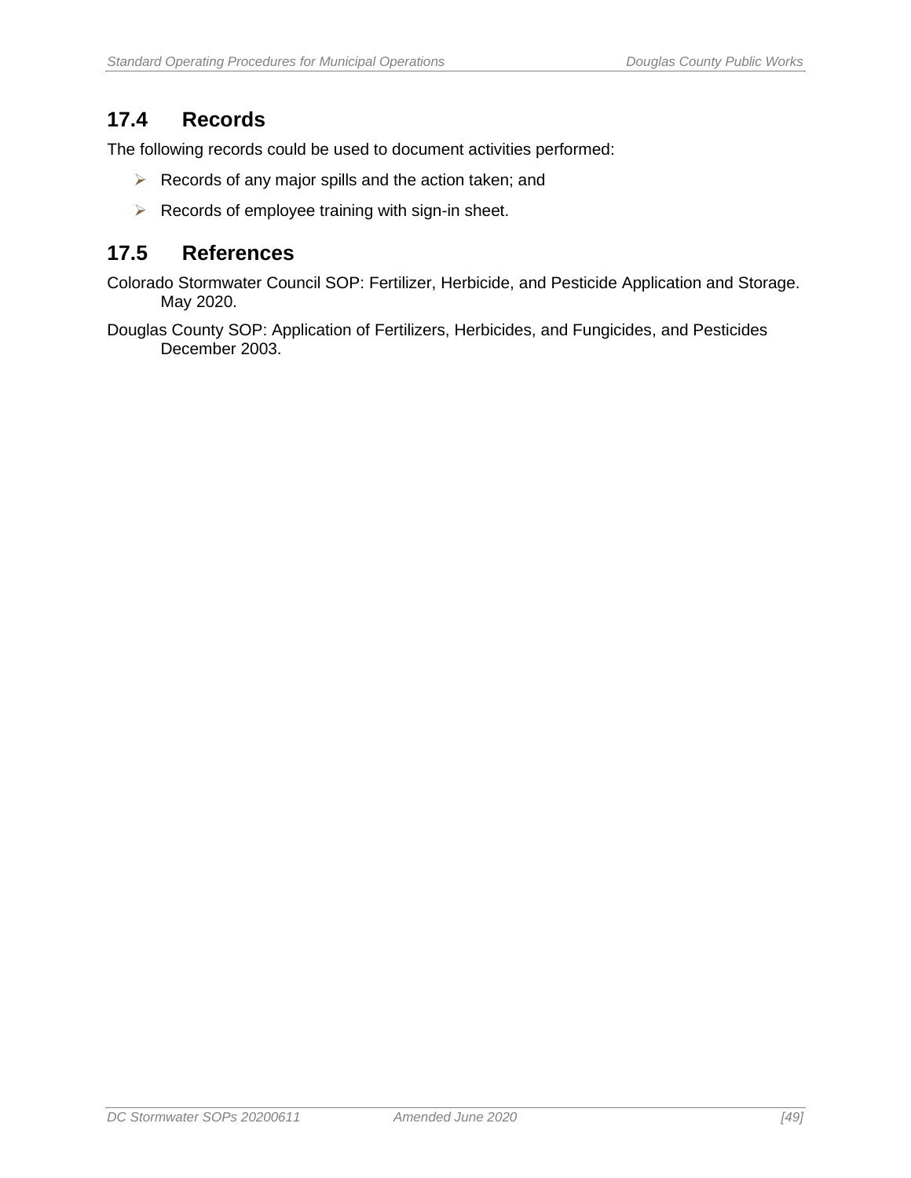## 17.4 Records

The following records could be used to document activities performed:

- Records of any major spills and the action taken; and
- Records of employee training with sign-in sheet.

## 17.5 References

Colorado Stormwater Council SOP: Fertilizer, Herbicide, and Pesticide Application and Storage. May 2020.

Douglas County SOP: Application of Fertilizers, Herbicides, and Fungicides, and Pesticides December 2003.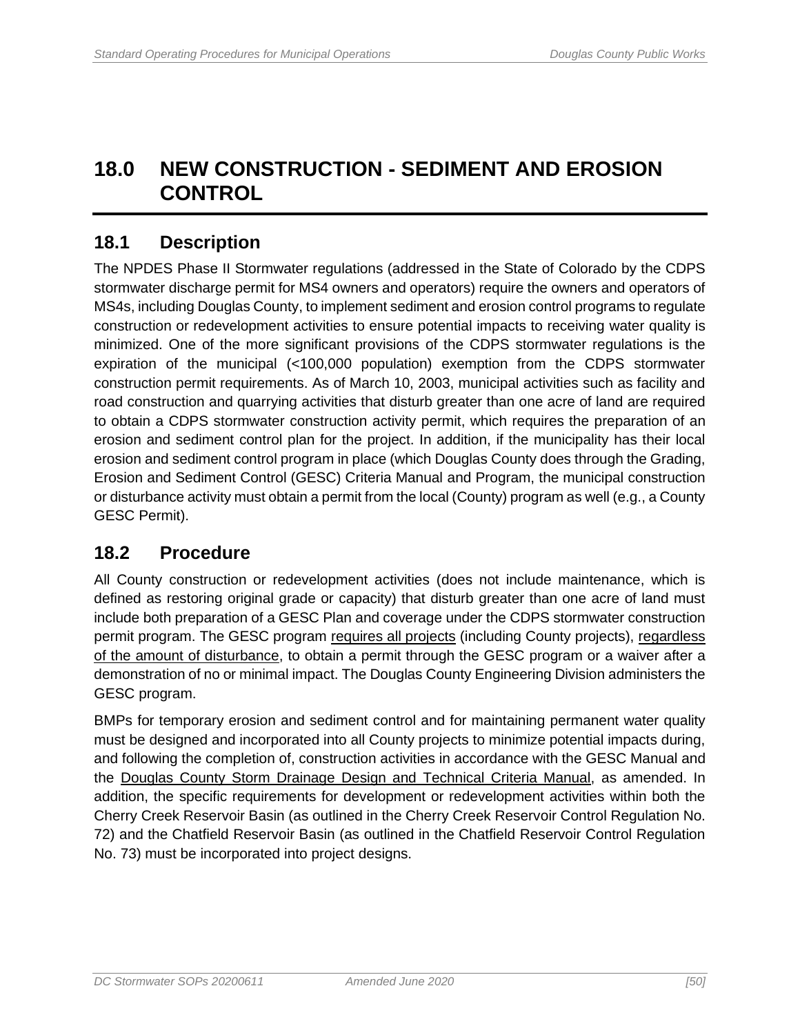# 18.0 NEW CONSTRUCTION - SEDIMENT AND EROSION CONTROL

## 18.1 Description

The NPDES Phase II Stormwater regulations (addressed in the State of Colorado by the CDPS stormwater discharge permit for MS4 owners and operators) require the owners and operators of MS4s, including Douglas County, to implement sediment and erosion control programs to regulate construction or redevelopment activities to ensure potential impacts to receiving water quality is minimized. One of the more significant provisions of the CDPS stormwater regulations is the expiration of the municipal (<100,000 population) exemption from the CDPS stormwater construction permit requirements. As of March 10, 2003, municipal activities such as facility and road construction and quarrying activities that disturb greater than one acre of land are required to obtain a CDPS stormwater construction activity permit, which requires the preparation of an erosion and sediment control plan for the project. In addition, if the municipality has their local erosion and sediment control program in place (which Douglas County does through the Grading, Erosion and Sediment Control (GESC) Criteria Manual and Program, the municipal construction or disturbance activity must obtain a permit from the local (County) program as well (e.g., a County GESC Permit).

## 18.2 Procedure

All County construction or redevelopment activities (does not include maintenance, which is defined as restoring original grade or capacity) that disturb greater than one acre of land must include both preparation of a GESC Plan and coverage under the CDPS stormwater construction permit program. The GESC program <u>requires all projects</u> (including County projects), <u>regardless of the amount of disturbance</u>, to obtain a permit through the GESC program or a waiver after a demonstration of no or minimal impact. The Douglas County Engineering Division administers the GESC program.

BMPs for temporary erosion and sediment control and for maintaining permanent water quality must be designed and incorporated into all County projects to minimize potential impacts during, and following the completion of, construction activities in accordance with the GESC Manual and the <u>Douglas County Storm Drainage Design and Technical Criteria Manual</u>, as amended. In addition, the specific requirements for development or redevelopment activities within both the Cherry Creek Reservoir Basin (as outlined in the Cherry Creek Reservoir Control Regulation No. 72) and the Chatfield Reservoir Basin (as outlined in the Chatfield Reservoir Control Regulation No. 73) must be incorporated into project designs.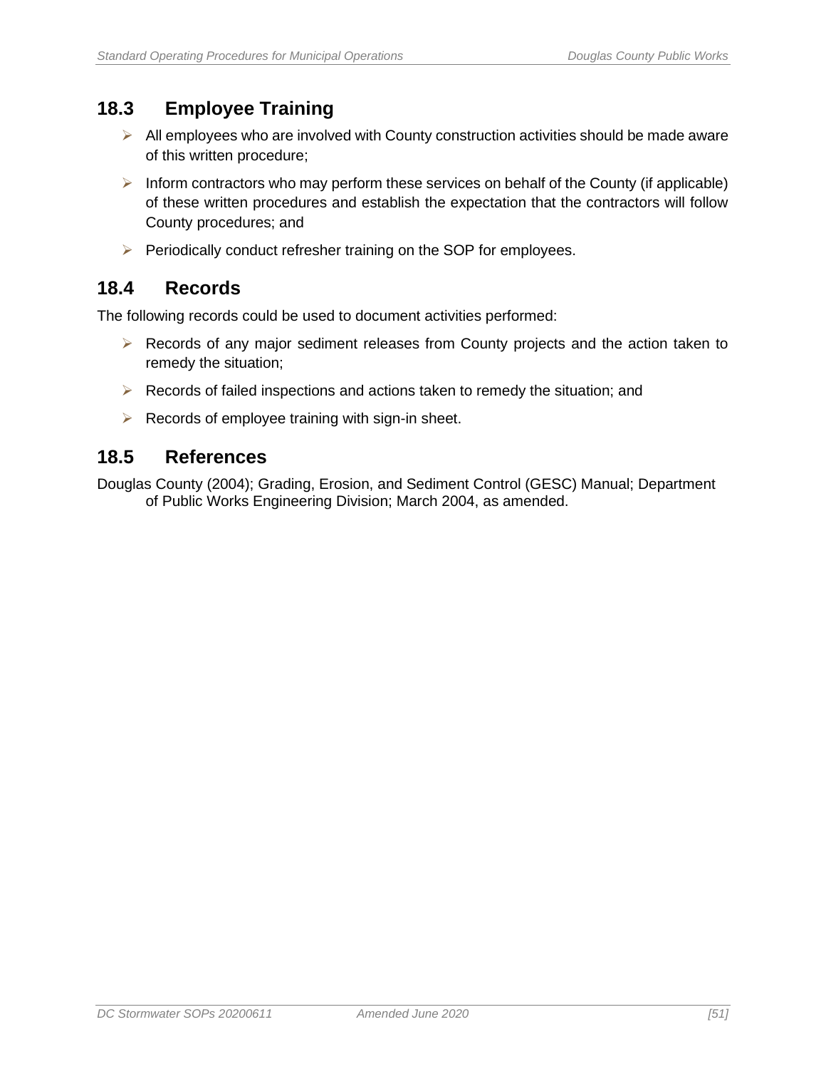## 18.3 Employee Training

- All employees who are involved with County construction activities should be made aware of this written procedure;
- Inform contractors who may perform these services on behalf of the County (if applicable) of these written procedures and establish the expectation that the contractors will follow County procedures; and
- Periodically conduct refresher training on the SOP for employees.

## 18.4 Records

The following records could be used to document activities performed:

- Records of any major sediment releases from County projects and the action taken to remedy the situation;
- Records of failed inspections and actions taken to remedy the situation; and
- Records of employee training with sign-in sheet.

## 18.5 References

Douglas County (2004); Grading, Erosion, and Sediment Control (GESC) Manual; Department of Public Works Engineering Division; March 2004, as amended.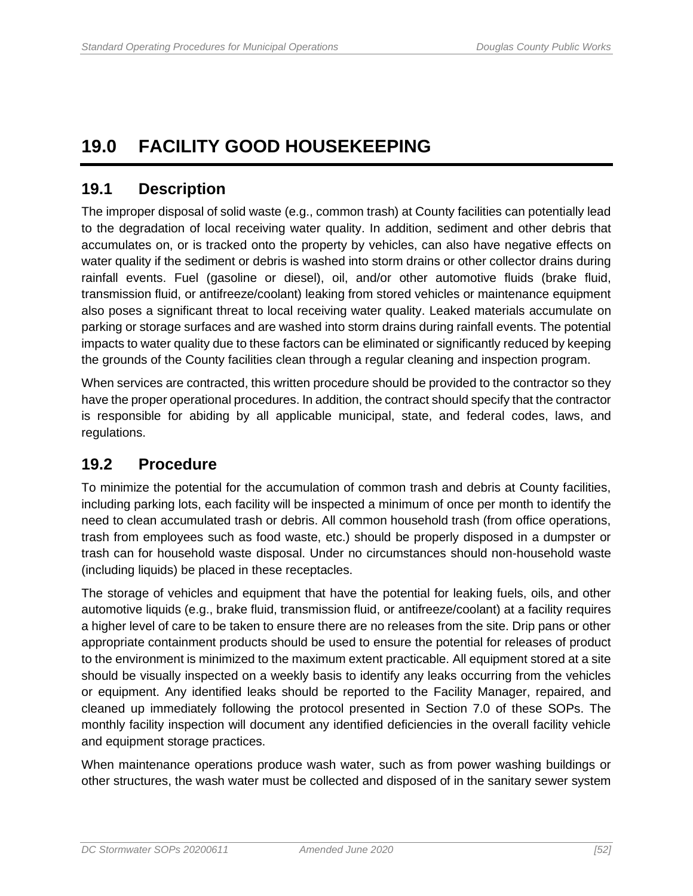# 19.0 FACILITY GOOD HOUSEKEEPING

## 19.1 Description

The improper disposal of solid waste (e.g., common trash) at County facilities can potentially lead to the degradation of local receiving water quality. In addition, sediment and other debris that accumulates on, or is tracked onto the property by vehicles, can also have negative effects on water quality if the sediment or debris is washed into storm drains or other collector drains during rainfall events. Fuel (gasoline or diesel), oil, and/or other automotive fluids (brake fluid, transmission fluid, or antifreeze/coolant) leaking from stored vehicles or maintenance equipment also poses a significant threat to local receiving water quality. Leaked materials accumulate on parking or storage surfaces and are washed into storm drains during rainfall events. The potential impacts to water quality due to these factors can be eliminated or significantly reduced by keeping the grounds of the County facilities clean through a regular cleaning and inspection program.

When services are contracted, this written procedure should be provided to the contractor so they have the proper operational procedures. In addition, the contract should specify that the contractor is responsible for abiding by all applicable municipal, state, and federal codes, laws, and regulations.

## 19.2 Procedure

To minimize the potential for the accumulation of common trash and debris at County facilities, including parking lots, each facility will be inspected a minimum of once per month to identify the need to clean accumulated trash or debris. All common household trash (from office operations, trash from employees such as food waste, etc.) should be properly disposed in a dumpster or trash can for household waste disposal. Under no circumstances should non-household waste (including liquids) be placed in these receptacles.

The storage of vehicles and equipment that have the potential for leaking fuels, oils, and other automotive liquids (e.g., brake fluid, transmission fluid, or antifreeze/coolant) at a facility requires a higher level of care to be taken to ensure there are no releases from the site. Drip pans or other appropriate containment products should be used to ensure the potential for releases of product to the environment is minimized to the maximum extent practicable. All equipment stored at a site should be visually inspected on a weekly basis to identify any leaks occurring from the vehicles or equipment. Any identified leaks should be reported to the Facility Manager, repaired, and cleaned up immediately following the protocol presented in Section 7.0 of these SOPs. The monthly facility inspection will document any identified deficiencies in the overall facility vehicle and equipment storage practices.

When maintenance operations produce wash water, such as from power washing buildings or other structures, the wash water must be collected and disposed of in the sanitary sewer system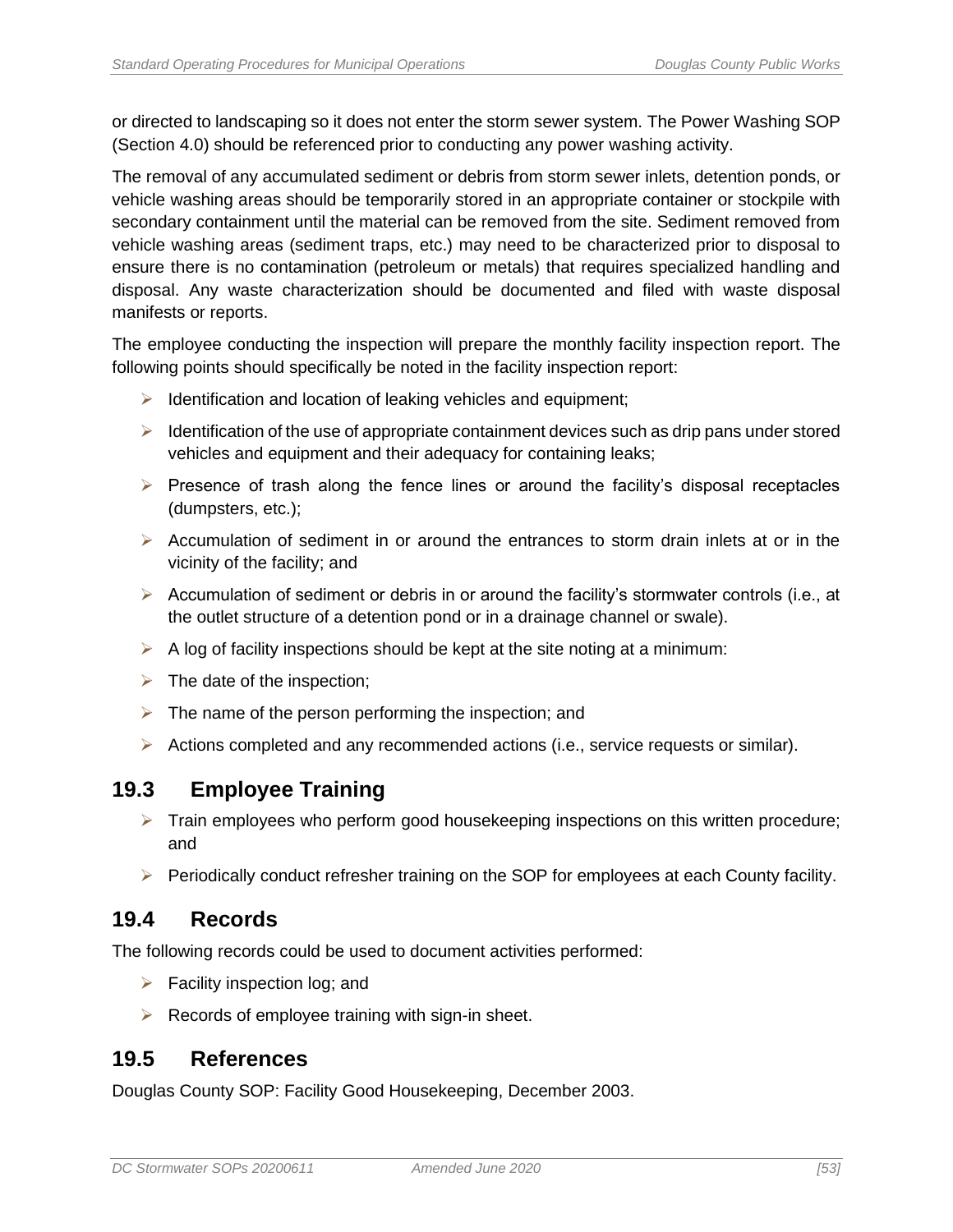or directed to landscaping so it does not enter the storm sewer system. The Power Washing SOP (Section 4.0) should be referenced prior to conducting any power washing activity.

The removal of any accumulated sediment or debris from storm sewer inlets, detention ponds, or vehicle washing areas should be temporarily stored in an appropriate container or stockpile with secondary containment until the material can be removed from the site. Sediment removed from vehicle washing areas (sediment traps, etc.) may need to be characterized prior to disposal to ensure there is no contamination (petroleum or metals) that requires specialized handling and disposal. Any waste characterization should be documented and filed with waste disposal manifests or reports.

The employee conducting the inspection will prepare the monthly facility inspection report. The following points should specifically be noted in the facility inspection report:

- Identification and location of leaking vehicles and equipment;
- Identification of the use of appropriate containment devices such as drip pans under stored vehicles and equipment and their adequacy for containing leaks;
- Presence of trash along the fence lines or around the facility's disposal receptacles (dumpsters, etc.);
- Accumulation of sediment in or around the entrances to storm drain inlets at or in the vicinity of the facility; and
- Accumulation of sediment or debris in or around the facility's stormwater controls (i.e., at the outlet structure of a detention pond or in a drainage channel or swale).
- A log of facility inspections should be kept at the site noting at a minimum:
- The date of the inspection;
- The name of the person performing the inspection; and
- Actions completed and any recommended actions (i.e., service requests or similar).

## 19.3 Employee Training

- Train employees who perform good housekeeping inspections on this written procedure; and
- Periodically conduct refresher training on the SOP for employees at each County facility.

## 19.4 Records

The following records could be used to document activities performed:

- Facility inspection log; and
- Records of employee training with sign-in sheet.

## 19.5 References

Douglas County SOP: Facility Good Housekeeping, December 2003.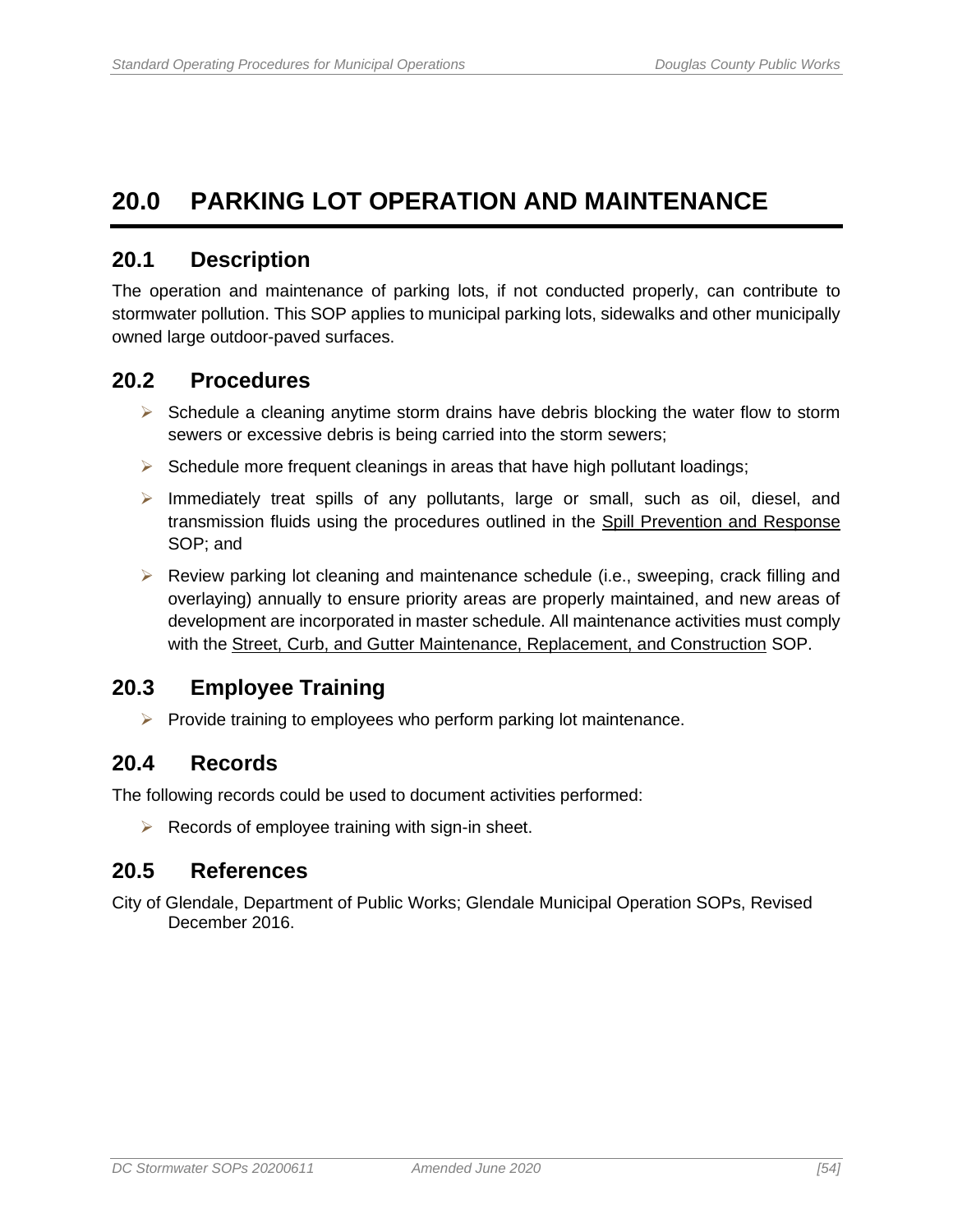# 20.0 PARKING LOT OPERATION AND MAINTENANCE

## 20.1 Description

The operation and maintenance of parking lots, if not conducted properly, can contribute to stormwater pollution. This SOP applies to municipal parking lots, sidewalks and other municipally owned large outdoor-paved surfaces.

## 20.2 Procedures

- Schedule a cleaning anytime storm drains have debris blocking the water flow to storm sewers or excessive debris is being carried into the storm sewers;
- Schedule more frequent cleanings in areas that have high pollutant loadings;
- Immediately treat spills of any pollutants, large or small, such as oil, diesel, and transmission fluids using the procedures outlined in the Spill Prevention and Response SOP; and
- Review parking lot cleaning and maintenance schedule (i.e., sweeping, crack filling and overlaying) annually to ensure priority areas are properly maintained, and new areas of development are incorporated in master schedule. All maintenance activities must comply with the Street, Curb, and Gutter Maintenance, Replacement, and Construction SOP.

## 20.3 Employee Training

- Provide training to employees who perform parking lot maintenance.

## 20.4 Records

The following records could be used to document activities performed:

- Records of employee training with sign-in sheet.

## 20.5 References

City of Glendale, Department of Public Works; Glendale Municipal Operation SOPs, Revised December 2016.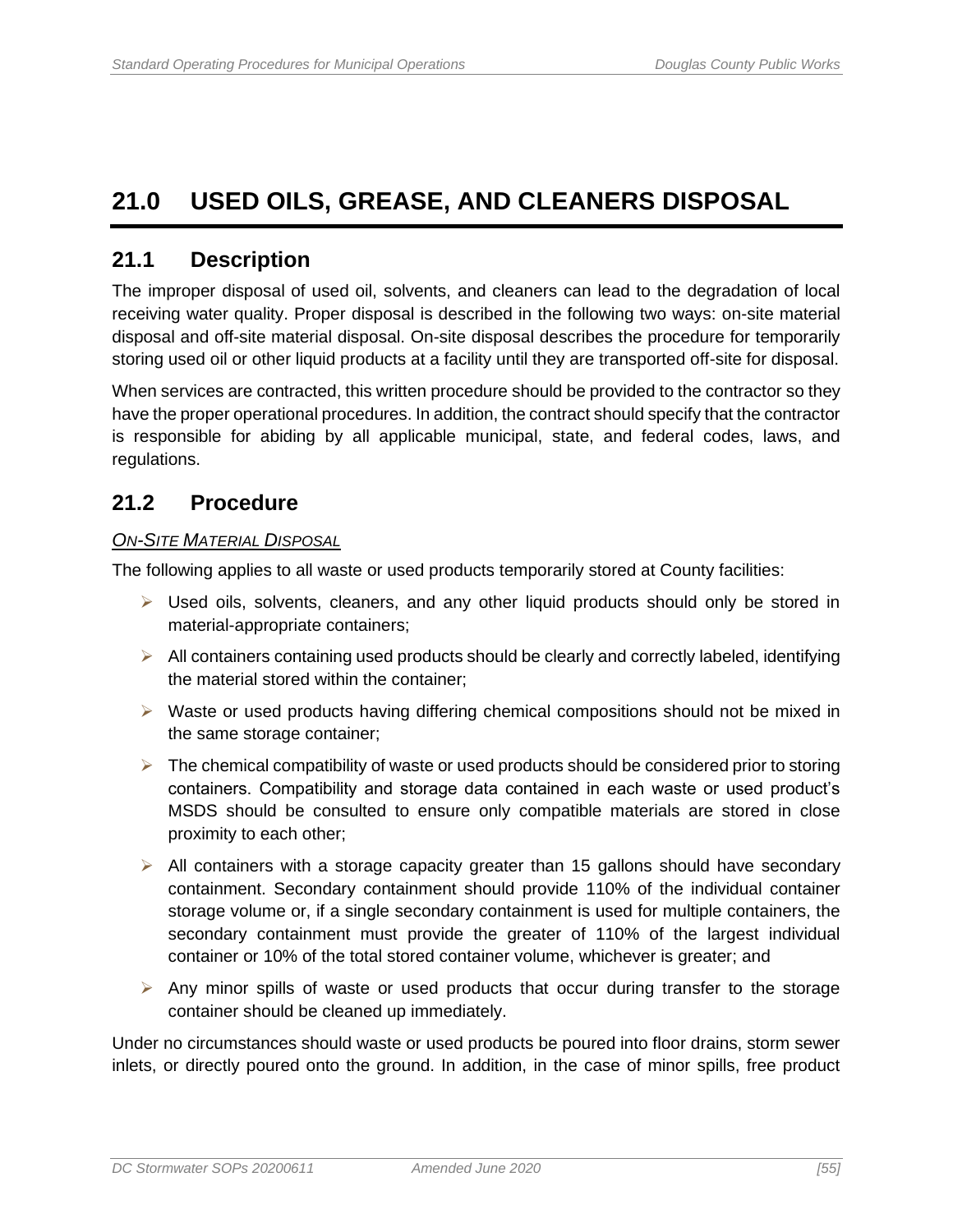# 21.0 USED OILS, GREASE, AND CLEANERS DISPOSAL

## 21.1 Description

The improper disposal of used oil, solvents, and cleaners can lead to the degradation of local receiving water quality. Proper disposal is described in the following two ways: on-site material disposal and off-site material disposal. On-site disposal describes the procedure for temporarily storing used oil or other liquid products at a facility until they are transported off-site for disposal.

When services are contracted, this written procedure should be provided to the contractor so they have the proper operational procedures. In addition, the contract should specify that the contractor is responsible for abiding by all applicable municipal, state, and federal codes, laws, and regulations.

## 21.2 Procedure

*ON-SITE MATERIAL DISPOSAL*

The following applies to all waste or used products temporarily stored at County facilities:

- Used oils, solvents, cleaners, and any other liquid products should only be stored in material-appropriate containers;
- All containers containing used products should be clearly and correctly labeled, identifying the material stored within the container;
- Waste or used products having differing chemical compositions should not be mixed in the same storage container;
- The chemical compatibility of waste or used products should be considered prior to storing containers. Compatibility and storage data contained in each waste or used product's MSDS should be consulted to ensure only compatible materials are stored in close proximity to each other;
- All containers with a storage capacity greater than 15 gallons should have secondary containment. Secondary containment should provide 110% of the individual container storage volume or, if a single secondary containment is used for multiple containers, the secondary containment must provide the greater of 110% of the largest individual container or 10% of the total stored container volume, whichever is greater; and
- Any minor spills of waste or used products that occur during transfer to the storage container should be cleaned up immediately.

Under no circumstances should waste or used products be poured into floor drains, storm sewer inlets, or directly poured onto the ground. In addition, in the case of minor spills, free product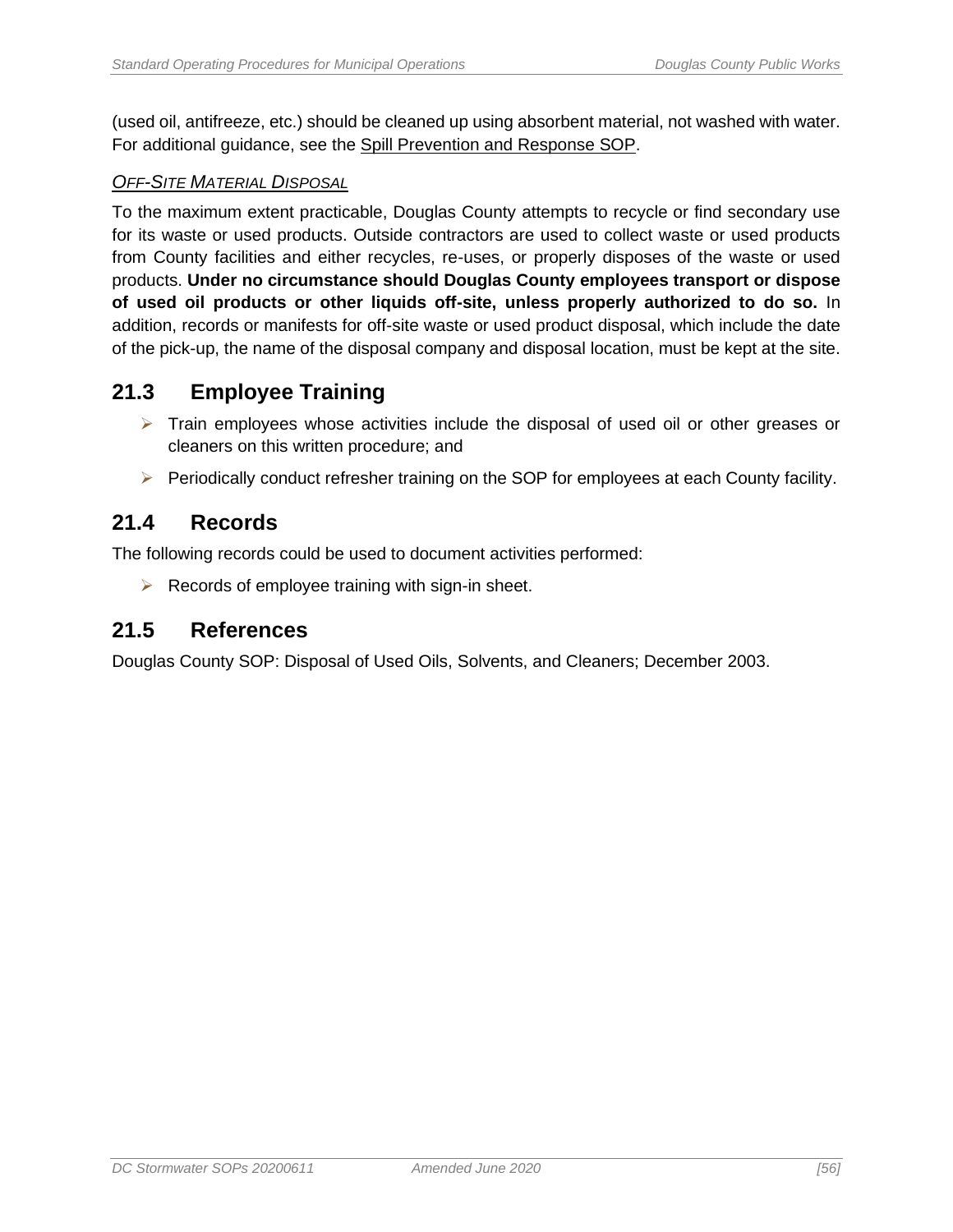(used oil, antifreeze, etc.) should be cleaned up using absorbent material, not washed with water. For additional guidance, see the Spill Prevention and Response SOP.

*OFF-SITE MATERIAL DISPOSAL*

To the maximum extent practicable, Douglas County attempts to recycle or find secondary use for its waste or used products. Outside contractors are used to collect waste or used products from County facilities and either recycles, re-uses, or properly disposes of the waste or used products. **Under no circumstance should Douglas County employees transport or dispose of used oil products or other liquids off-site, unless properly authorized to do so.** In addition, records or manifests for off-site waste or used product disposal, which include the date of the pick-up, the name of the disposal company and disposal location, must be kept at the site.

## 21.3 Employee Training

- Train employees whose activities include the disposal of used oil or other greases or cleaners on this written procedure; and
- Periodically conduct refresher training on the SOP for employees at each County facility.

## 21.4 Records

The following records could be used to document activities performed:

- Records of employee training with sign-in sheet.

## 21.5 References

Douglas County SOP: Disposal of Used Oils, Solvents, and Cleaners; December 2003.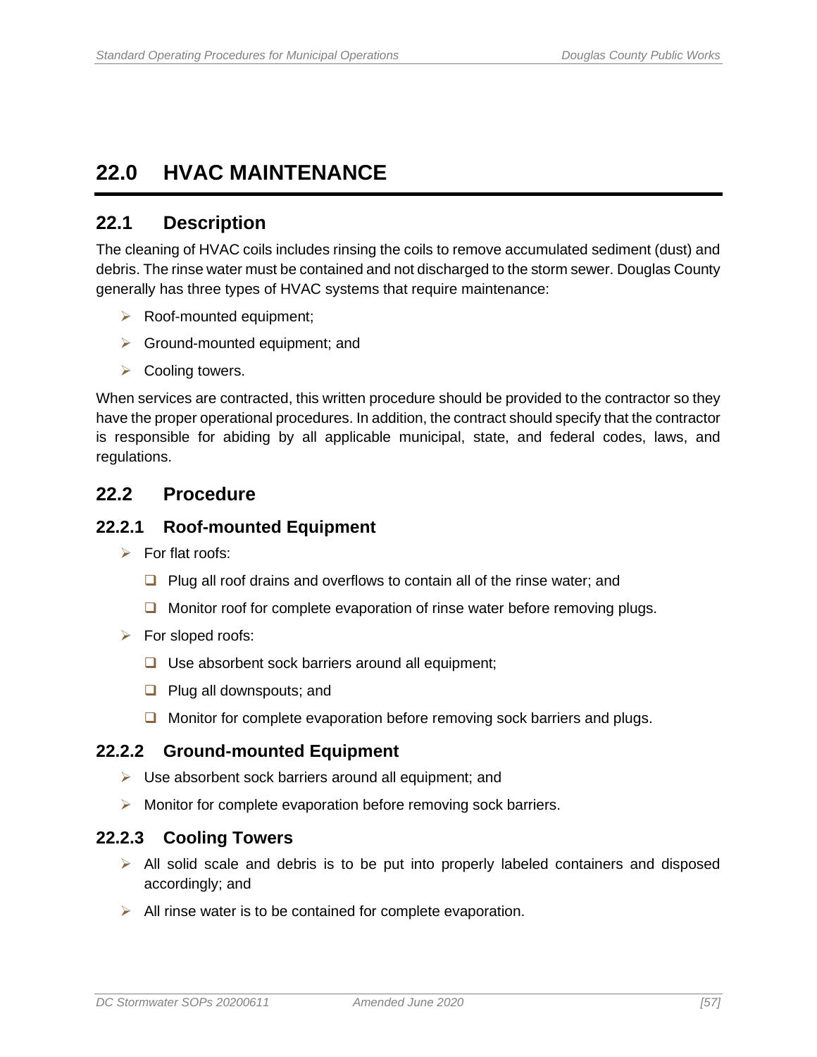# 22.0 HVAC MAINTENANCE

## 22.1 Description

The cleaning of HVAC coils includes rinsing the coils to remove accumulated sediment (dust) and debris. The rinse water must be contained and not discharged to the storm sewer. Douglas County generally has three types of HVAC systems that require maintenance:

- Roof-mounted equipment;
- Ground-mounted equipment; and
- Cooling towers.

When services are contracted, this written procedure should be provided to the contractor so they have the proper operational procedures. In addition, the contract should specify that the contractor is responsible for abiding by all applicable municipal, state, and federal codes, laws, and regulations.

## 22.2 Procedure

### 22.2.1 Roof-mounted Equipment

- For flat roofs:
  - [ ] Plug all roof drains and overflows to contain all of the rinse water; and
  - [ ] Monitor roof for complete evaporation of rinse water before removing plugs.
- For sloped roofs:
  - [ ] Use absorbent sock barriers around all equipment;
  - [ ] Plug all downspouts; and
  - [ ] Monitor for complete evaporation before removing sock barriers and plugs.

### 22.2.2 Ground-mounted Equipment

- Use absorbent sock barriers around all equipment; and
- Monitor for complete evaporation before removing sock barriers.

### 22.2.3 Cooling Towers

- All solid scale and debris is to be put into properly labeled containers and disposed accordingly; and
- All rinse water is to be contained for complete evaporation.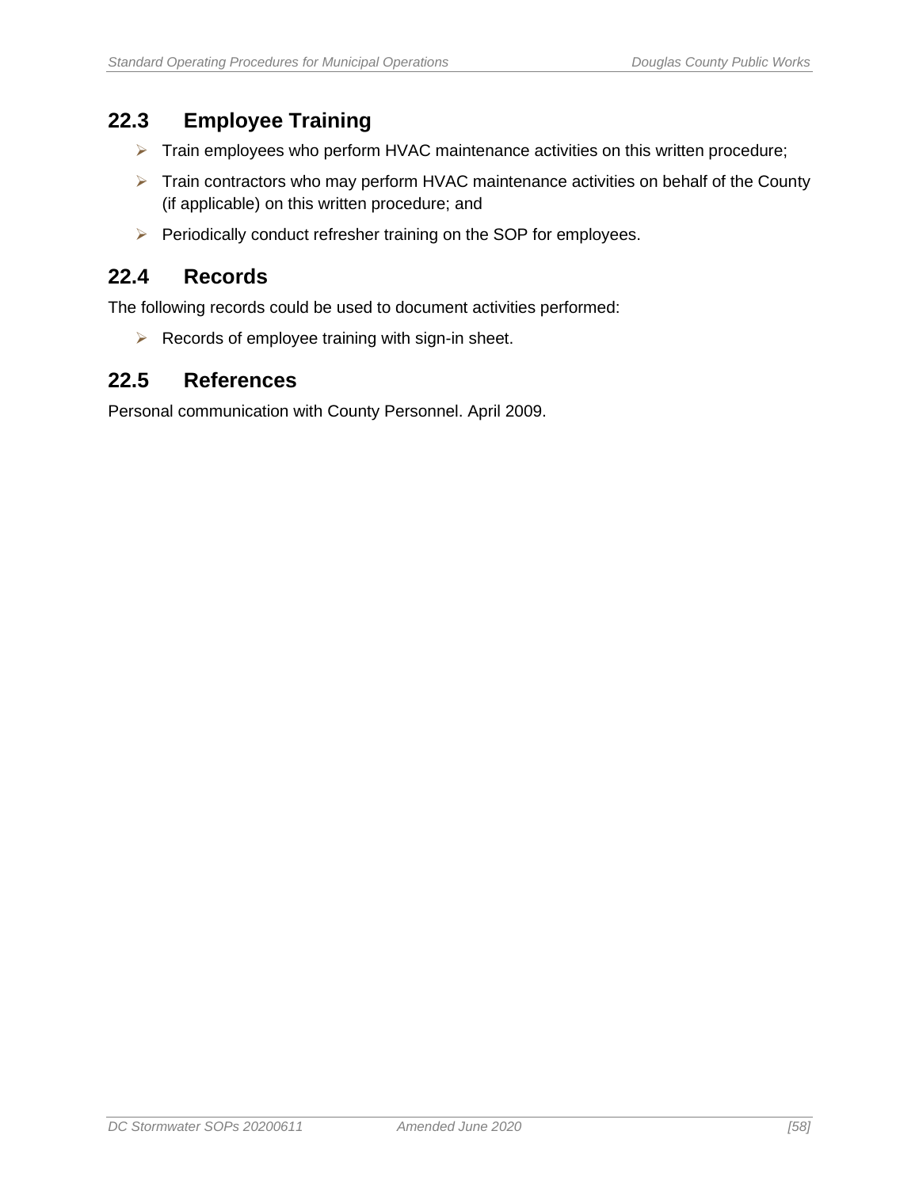## 22.3 Employee Training

- Train employees who perform HVAC maintenance activities on this written procedure;
- Train contractors who may perform HVAC maintenance activities on behalf of the County (if applicable) on this written procedure; and
- Periodically conduct refresher training on the SOP for employees.

## 22.4 Records

The following records could be used to document activities performed:

- Records of employee training with sign-in sheet.

## 22.5 References

Personal communication with County Personnel. April 2009.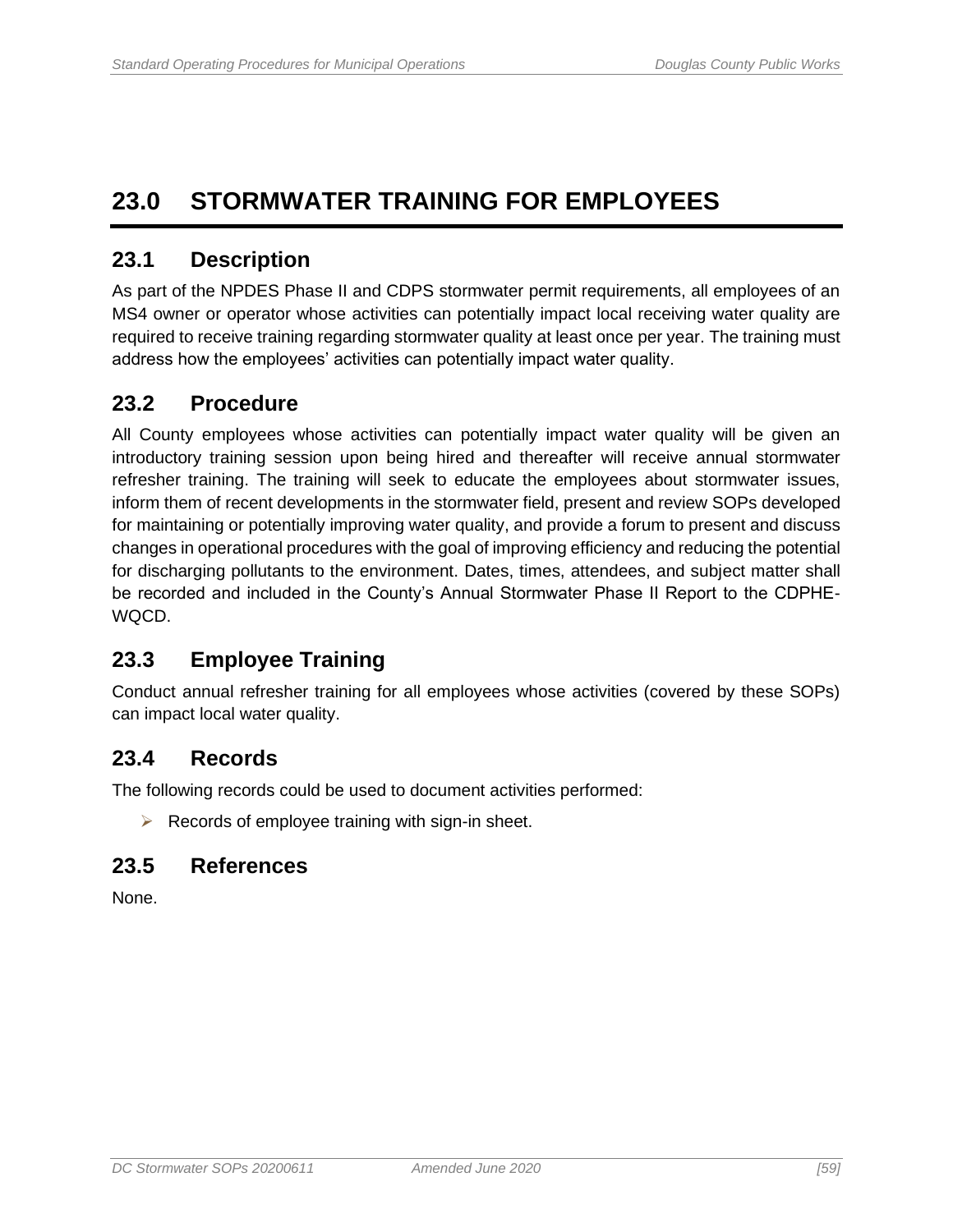# 23.0 STORMWATER TRAINING FOR EMPLOYEES

## 23.1 Description

As part of the NPDES Phase II and CDPS stormwater permit requirements, all employees of an MS4 owner or operator whose activities can potentially impact local receiving water quality are required to receive training regarding stormwater quality at least once per year. The training must address how the employees' activities can potentially impact water quality.

## 23.2 Procedure

All County employees whose activities can potentially impact water quality will be given an introductory training session upon being hired and thereafter will receive annual stormwater refresher training. The training will seek to educate the employees about stormwater issues, inform them of recent developments in the stormwater field, present and review SOPs developed for maintaining or potentially improving water quality, and provide a forum to present and discuss changes in operational procedures with the goal of improving efficiency and reducing the potential for discharging pollutants to the environment. Dates, times, attendees, and subject matter shall be recorded and included in the County's Annual Stormwater Phase II Report to the CDPHE-WQCD.

## 23.3 Employee Training

Conduct annual refresher training for all employees whose activities (covered by these SOPs) can impact local water quality.

## 23.4 Records

The following records could be used to document activities performed:

- Records of employee training with sign-in sheet.

## 23.5 References

None.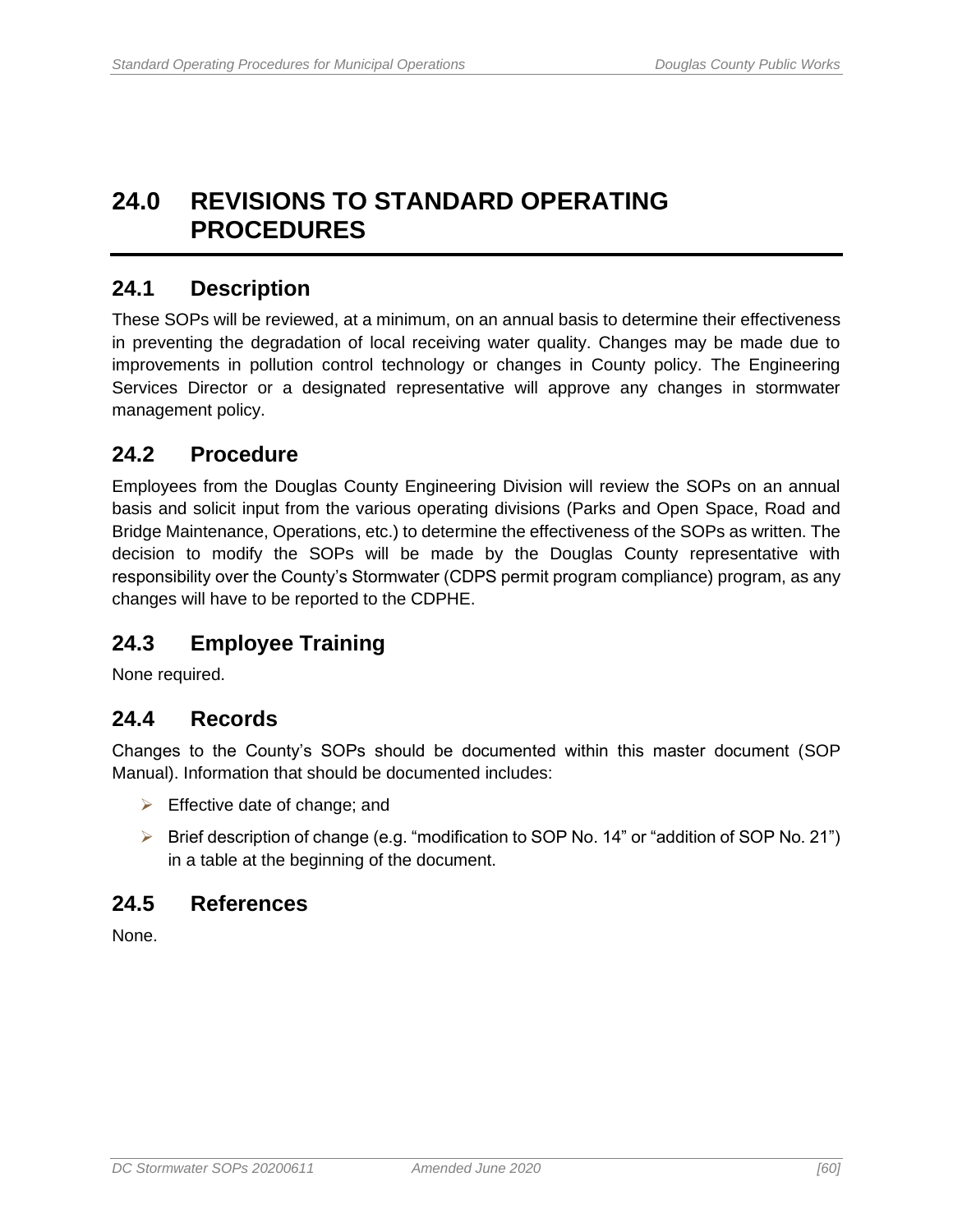# 24.0 REVISIONS TO STANDARD OPERATING PROCEDURES

## 24.1 Description

These SOPs will be reviewed, at a minimum, on an annual basis to determine their effectiveness in preventing the degradation of local receiving water quality. Changes may be made due to improvements in pollution control technology or changes in County policy. The Engineering Services Director or a designated representative will approve any changes in stormwater management policy.

## 24.2 Procedure

Employees from the Douglas County Engineering Division will review the SOPs on an annual basis and solicit input from the various operating divisions (Parks and Open Space, Road and Bridge Maintenance, Operations, etc.) to determine the effectiveness of the SOPs as written. The decision to modify the SOPs will be made by the Douglas County representative with responsibility over the County's Stormwater (CDPS permit program compliance) program, as any changes will have to be reported to the CDPHE.

## 24.3 Employee Training

None required.

## 24.4 Records

Changes to the County's SOPs should be documented within this master document (SOP Manual). Information that should be documented includes:

- Effective date of change; and
- Brief description of change (e.g. "modification to SOP No. 14" or "addition of SOP No. 21") in a table at the beginning of the document.

## 24.5 References

None.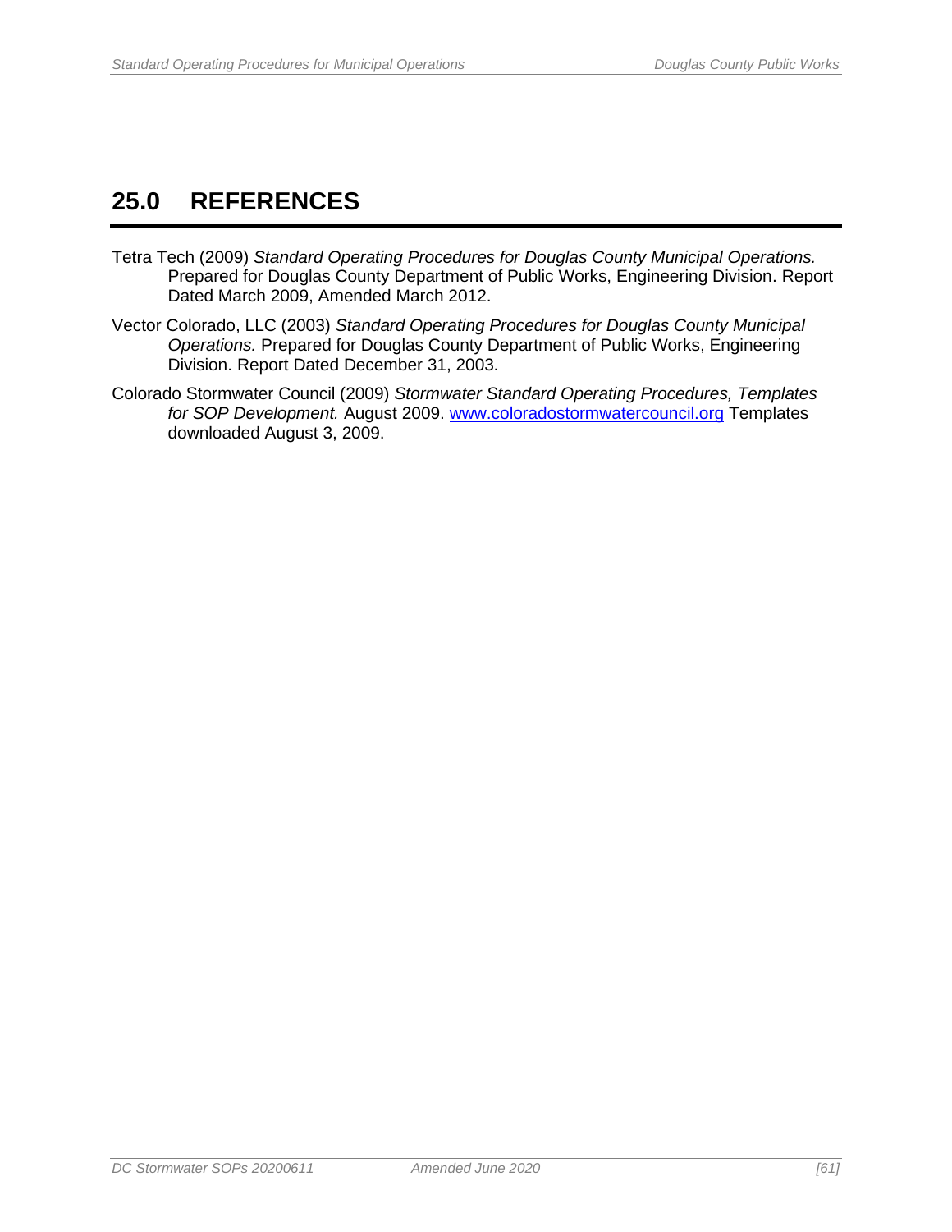# 25.0 REFERENCES

Tetra Tech (2009) *Standard Operating Procedures for Douglas County Municipal Operations.* Prepared for Douglas County Department of Public Works, Engineering Division. Report Dated March 2009, Amended March 2012.

Vector Colorado, LLC (2003) *Standard Operating Procedures for Douglas County Municipal Operations.* Prepared for Douglas County Department of Public Works, Engineering Division. Report Dated December 31, 2003.

Colorado Stormwater Council (2009) *Stormwater Standard Operating Procedures, Templates for SOP Development.* August 2009. www.coloradostormwatercouncil.org Templates downloaded August 3, 2009.